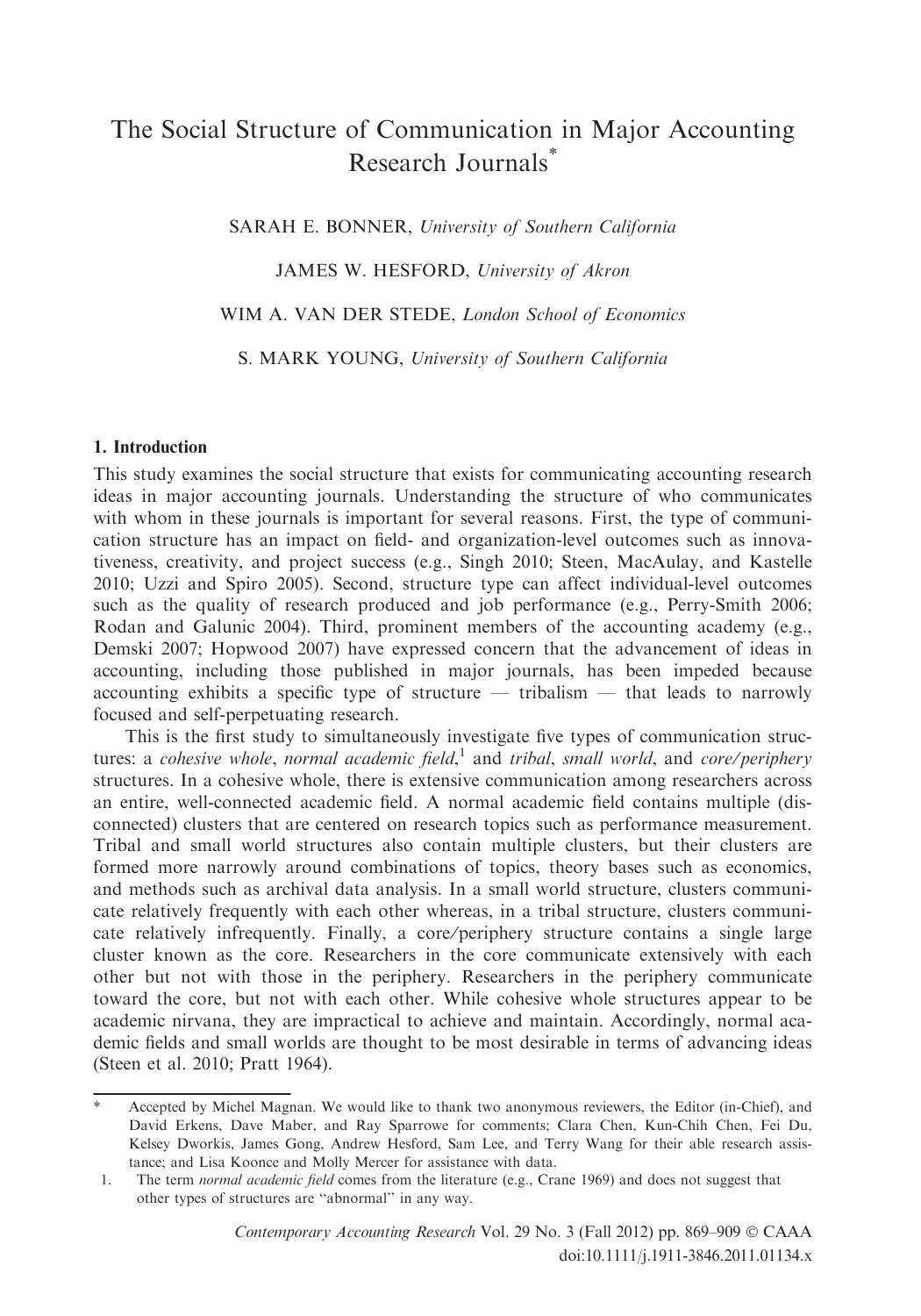# The Social Structure of Communication in Major Accounting Research Journals*

SARAH E. BONNER, *University of Southern California*

JAMES W. HESFORD, *University of Akron*

WIM A. VAN DER STEDE, *London School of Economics*

S. MARK YOUNG, *University of Southern California*

## 1. Introduction

This study examines the social structure that exists for communicating accounting research ideas in major accounting journals. Understanding the structure of who communicates with whom in these journals is important for several reasons. First, the type of communication structure has an impact on field- and organization-level outcomes such as innovativeness, creativity, and project success (e.g., Singh 2010; Steen, MacAulay, and Kastelle 2010; Uzzi and Spiro 2005). Second, structure type can affect individual-level outcomes such as the quality of research produced and job performance (e.g., Perry-Smith 2006; Rodan and Galunic 2004). Third, prominent members of the accounting academy (e.g., Demski 2007; Hopwood 2007) have expressed concern that the advancement of ideas in accounting, including those published in major journals, has been impeded because accounting exhibits a specific type of structure — tribalism — that leads to narrowly focused and self-perpetuating research.

This is the first study to simultaneously investigate five types of communication structures: a *cohesive whole*, *normal academic field*,[1] and *tribal*, *small world*, and *core/periphery* structures. In a cohesive whole, there is extensive communication among researchers across an entire, well-connected academic field. A normal academic field contains multiple (disconnected) clusters that are centered on research topics such as performance measurement. Tribal and small world structures also contain multiple clusters, but their clusters are formed more narrowly around combinations of topics, theory bases such as economics, and methods such as archival data analysis. In a small world structure, clusters communicate relatively frequently with each other whereas, in a tribal structure, clusters communicate relatively infrequently. Finally, a core/periphery structure contains a single large cluster known as the core. Researchers in the core communicate extensively with each other but not with those in the periphery. Researchers in the periphery communicate toward the core, but not with each other. While cohesive whole structures appear to be academic nirvana, they are impractical to achieve and maintain. Accordingly, normal academic fields and small worlds are thought to be most desirable in terms of advancing ideas (Steen et al. 2010; Pratt 1964).

---

\* Accepted by Michel Magnan. We would like to thank two anonymous reviewers, the Editor (in-Chief), and David Erkens, Dave Maber, and Ray Sparrowe for comments; Clara Chen, Kun-Chih Chen, Fei Du, Kelsey Dworkis, James Gong, Andrew Hesford, Sam Lee, and Terry Wang for their able research assistance; and Lisa Koonce and Molly Mercer for assistance with data.

1. The term *normal academic field* comes from the literature (e.g., Crane 1969) and does not suggest that other types of structures are "abnormal" in any way.

Contemporary Accounting Research Vol. 29 No. 3 (Fall 2012) pp. 869–909 © CAAA
doi:10.1111/j.1911-3846.2011.01134.x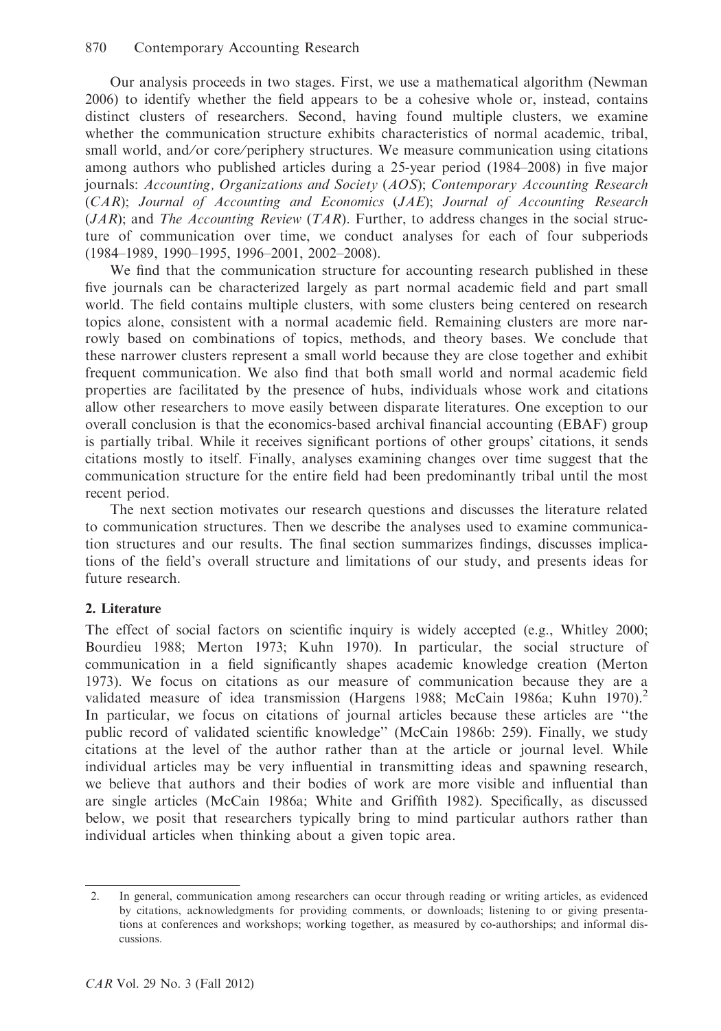Our analysis proceeds in two stages. First, we use a mathematical algorithm (Newman 2006) to identify whether the field appears to be a cohesive whole or, instead, contains distinct clusters of researchers. Second, having found multiple clusters, we examine whether the communication structure exhibits characteristics of normal academic, tribal, small world, and/or core/periphery structures. We measure communication using citations among authors who published articles during a 25-year period (1984–2008) in five major journals: *Accounting, Organizations and Society* (*AOS*); *Contemporary Accounting Research* (*CAR*); *Journal of Accounting and Economics* (*JAE*); *Journal of Accounting Research* (*JAR*); and *The Accounting Review* (*TAR*). Further, to address changes in the social structure of communication over time, we conduct analyses for each of four subperiods (1984–1989, 1990–1995, 1996–2001, 2002–2008).

We find that the communication structure for accounting research published in these five journals can be characterized largely as part normal academic field and part small world. The field contains multiple clusters, with some clusters being centered on research topics alone, consistent with a normal academic field. Remaining clusters are more narrowly based on combinations of topics, methods, and theory bases. We conclude that these narrower clusters represent a small world because they are close together and exhibit frequent communication. We also find that both small world and normal academic field properties are facilitated by the presence of hubs, individuals whose work and citations allow other researchers to move easily between disparate literatures. One exception to our overall conclusion is that the economics-based archival financial accounting (EBAF) group is partially tribal. While it receives significant portions of other groups' citations, it sends citations mostly to itself. Finally, analyses examining changes over time suggest that the communication structure for the entire field had been predominantly tribal until the most recent period.

The next section motivates our research questions and discusses the literature related to communication structures. Then we describe the analyses used to examine communication structures and our results. The final section summarizes findings, discusses implications of the field's overall structure and limitations of our study, and presents ideas for future research.

## 2. Literature

The effect of social factors on scientific inquiry is widely accepted (e.g., Whitley 2000; Bourdieu 1988; Merton 1973; Kuhn 1970). In particular, the social structure of communication in a field significantly shapes academic knowledge creation (Merton 1973). We focus on citations as our measure of communication because they are a validated measure of idea transmission (Hargens 1988; McCain 1986a; Kuhn 1970).[2] In particular, we focus on citations of journal articles because these articles are "the public record of validated scientific knowledge" (McCain 1986b: 259). Finally, we study citations at the level of the author rather than at the article or journal level. While individual articles may be very influential in transmitting ideas and spawning research, we believe that authors and their bodies of work are more visible and influential than are single articles (McCain 1986a; White and Griffith 1982). Specifically, as discussed below, we posit that researchers typically bring to mind particular authors rather than individual articles when thinking about a given topic area.

2. In general, communication among researchers can occur through reading or writing articles, as evidenced by citations, acknowledgments for providing comments, or downloads; listening to or giving presentations at conferences and workshops; working together, as measured by co-authorships; and informal discussions.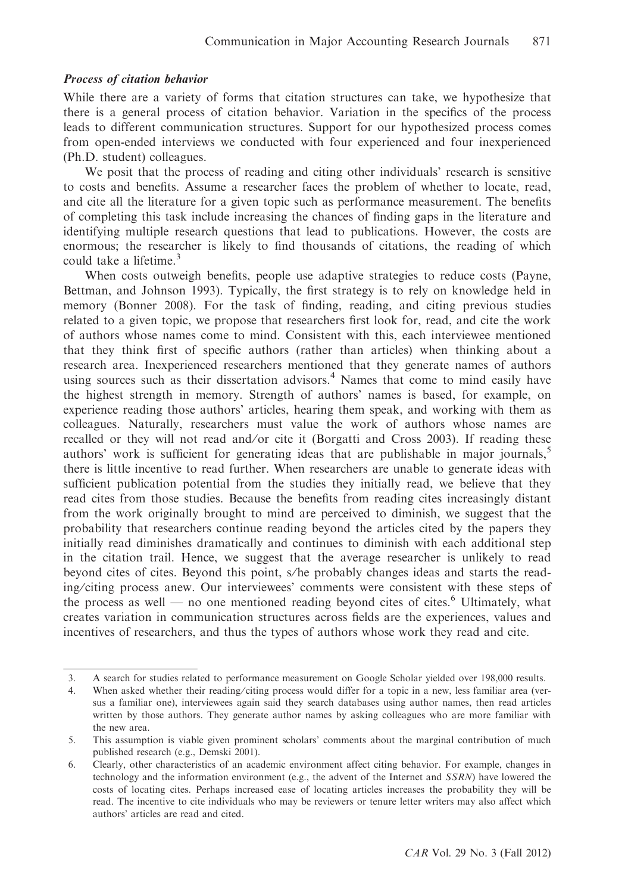### *Process of citation behavior*

While there are a variety of forms that citation structures can take, we hypothesize that there is a general process of citation behavior. Variation in the specifics of the process leads to different communication structures. Support for our hypothesized process comes from open-ended interviews we conducted with four experienced and four inexperienced (Ph.D. student) colleagues.

We posit that the process of reading and citing other individuals' research is sensitive to costs and benefits. Assume a researcher faces the problem of whether to locate, read, and cite all the literature for a given topic such as performance measurement. The benefits of completing this task include increasing the chances of finding gaps in the literature and identifying multiple research questions that lead to publications. However, the costs are enormous; the researcher is likely to find thousands of citations, the reading of which could take a lifetime.[3]

When costs outweigh benefits, people use adaptive strategies to reduce costs (Payne, Bettman, and Johnson 1993). Typically, the first strategy is to rely on knowledge held in memory (Bonner 2008). For the task of finding, reading, and citing previous studies related to a given topic, we propose that researchers first look for, read, and cite the work of authors whose names come to mind. Consistent with this, each interviewee mentioned that they think first of specific authors (rather than articles) when thinking about a research area. Inexperienced researchers mentioned that they generate names of authors using sources such as their dissertation advisors.[4] Names that come to mind easily have the highest strength in memory. Strength of authors' names is based, for example, on experience reading those authors' articles, hearing them speak, and working with them as colleagues. Naturally, researchers must value the work of authors whose names are recalled or they will not read and/or cite it (Borgatti and Cross 2003). If reading these authors' work is sufficient for generating ideas that are publishable in major journals,[5] there is little incentive to read further. When researchers are unable to generate ideas with sufficient publication potential from the studies they initially read, we believe that they read cites from those studies. Because the benefits from reading cites increasingly distant from the work originally brought to mind are perceived to diminish, we suggest that the probability that researchers continue reading beyond the articles cited by the papers they initially read diminishes dramatically and continues to diminish with each additional step in the citation trail. Hence, we suggest that the average researcher is unlikely to read beyond cites of cites. Beyond this point, s/he probably changes ideas and starts the reading/citing process anew. Our interviewees' comments were consistent with these steps of the process as well — no one mentioned reading beyond cites of cites.[6] Ultimately, what creates variation in communication structures across fields are the experiences, values and incentives of researchers, and thus the types of authors whose work they read and cite.

---

3. A search for studies related to performance measurement on Google Scholar yielded over 198,000 results.

4. When asked whether their reading/citing process would differ for a topic in a new, less familiar area (versus a familiar one), interviewees again said they search databases using author names, then read articles written by those authors. They generate author names by asking colleagues who are more familiar with the new area.

5. This assumption is viable given prominent scholars' comments about the marginal contribution of much published research (e.g., Demski 2001).

6. Clearly, other characteristics of an academic environment affect citing behavior. For example, changes in technology and the information environment (e.g., the advent of the Internet and *SSRN*) have lowered the costs of locating cites. Perhaps increased ease of locating articles increases the probability they will be read. The incentive to cite individuals who may be reviewers or tenure letter writers may also affect which authors' articles are read and cited.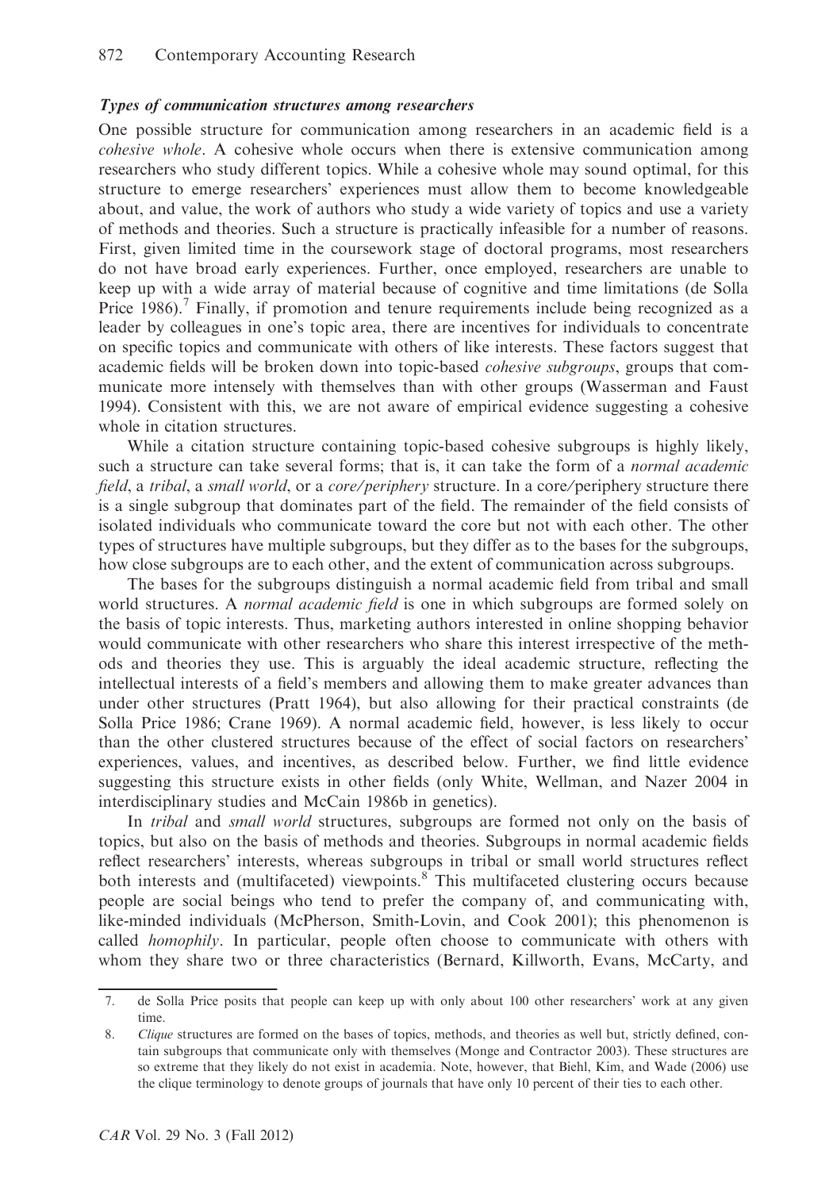### *Types of communication structures among researchers*

One possible structure for communication among researchers in an academic field is a *cohesive whole*. A cohesive whole occurs when there is extensive communication among researchers who study different topics. While a cohesive whole may sound optimal, for this structure to emerge researchers' experiences must allow them to become knowledgeable about, and value, the work of authors who study a wide variety of topics and use a variety of methods and theories. Such a structure is practically infeasible for a number of reasons. First, given limited time in the coursework stage of doctoral programs, most researchers do not have broad early experiences. Further, once employed, researchers are unable to keep up with a wide array of material because of cognitive and time limitations (de Solla Price 1986).[7] Finally, if promotion and tenure requirements include being recognized as a leader by colleagues in one's topic area, there are incentives for individuals to concentrate on specific topics and communicate with others of like interests. These factors suggest that academic fields will be broken down into topic-based *cohesive subgroups*, groups that communicate more intensely with themselves than with other groups (Wasserman and Faust 1994). Consistent with this, we are not aware of empirical evidence suggesting a cohesive whole in citation structures.

While a citation structure containing topic-based cohesive subgroups is highly likely, such a structure can take several forms; that is, it can take the form of a *normal academic field*, a *tribal*, a *small world*, or a *core/periphery* structure. In a core/periphery structure there is a single subgroup that dominates part of the field. The remainder of the field consists of isolated individuals who communicate toward the core but not with each other. The other types of structures have multiple subgroups, but they differ as to the bases for the subgroups, how close subgroups are to each other, and the extent of communication across subgroups.

The bases for the subgroups distinguish a normal academic field from tribal and small world structures. A *normal academic field* is one in which subgroups are formed solely on the basis of topic interests. Thus, marketing authors interested in online shopping behavior would communicate with other researchers who share this interest irrespective of the methods and theories they use. This is arguably the ideal academic structure, reflecting the intellectual interests of a field's members and allowing them to make greater advances than under other structures (Pratt 1964), but also allowing for their practical constraints (de Solla Price 1986; Crane 1969). A normal academic field, however, is less likely to occur than the other clustered structures because of the effect of social factors on researchers' experiences, values, and incentives, as described below. Further, we find little evidence suggesting this structure exists in other fields (only White, Wellman, and Nazer 2004 in interdisciplinary studies and McCain 1986b in genetics).

In *tribal* and *small world* structures, subgroups are formed not only on the basis of topics, but also on the basis of methods and theories. Subgroups in normal academic fields reflect researchers' interests, whereas subgroups in tribal or small world structures reflect both interests and (multifaceted) viewpoints.[8] This multifaceted clustering occurs because people are social beings who tend to prefer the company of, and communicating with, like-minded individuals (McPherson, Smith-Lovin, and Cook 2001); this phenomenon is called *homophily*. In particular, people often choose to communicate with others with whom they share two or three characteristics (Bernard, Killworth, Evans, McCarty, and

---

7. de Solla Price posits that people can keep up with only about 100 other researchers' work at any given time.

8. *Clique* structures are formed on the bases of topics, methods, and theories as well but, strictly defined, contain subgroups that communicate only with themselves (Monge and Contractor 2003). These structures are so extreme that they likely do not exist in academia. Note, however, that Biehl, Kim, and Wade (2006) use the clique terminology to denote groups of journals that have only 10 percent of their ties to each other.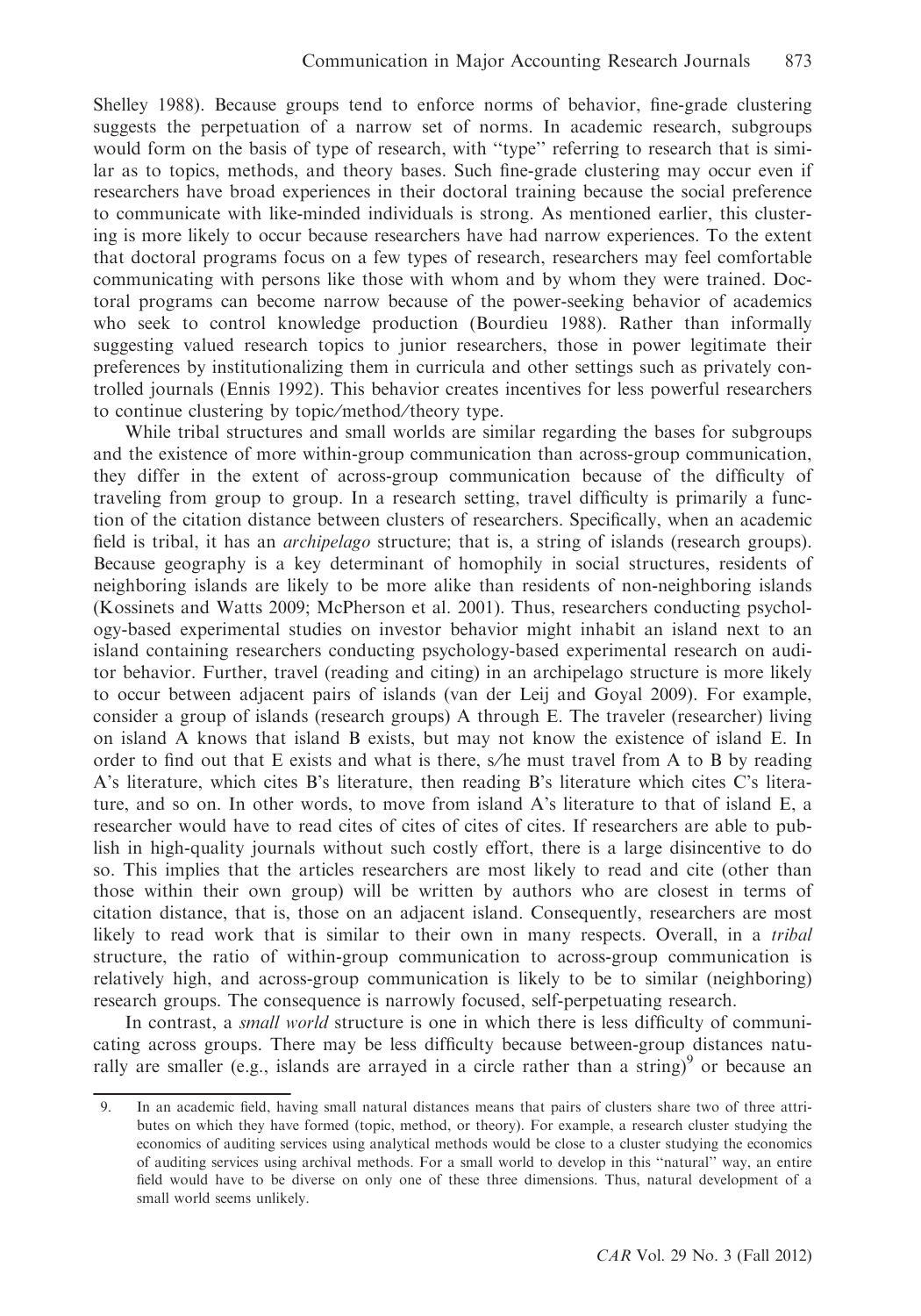Shelley 1988). Because groups tend to enforce norms of behavior, fine-grade clustering suggests the perpetuation of a narrow set of norms. In academic research, subgroups would form on the basis of type of research, with ''type'' referring to research that is similar as to topics, methods, and theory bases. Such fine-grade clustering may occur even if researchers have broad experiences in their doctoral training because the social preference to communicate with like-minded individuals is strong. As mentioned earlier, this clustering is more likely to occur because researchers have had narrow experiences. To the extent that doctoral programs focus on a few types of research, researchers may feel comfortable communicating with persons like those with whom and by whom they were trained. Doctoral programs can become narrow because of the power-seeking behavior of academics who seek to control knowledge production (Bourdieu 1988). Rather than informally suggesting valued research topics to junior researchers, those in power legitimate their preferences by institutionalizing them in curricula and other settings such as privately controlled journals (Ennis 1992). This behavior creates incentives for less powerful researchers to continue clustering by topic/method/theory type.

While tribal structures and small worlds are similar regarding the bases for subgroups and the existence of more within-group communication than across-group communication, they differ in the extent of across-group communication because of the difficulty of traveling from group to group. In a research setting, travel difficulty is primarily a function of the citation distance between clusters of researchers. Specifically, when an academic field is tribal, it has an *archipelago* structure; that is, a string of islands (research groups). Because geography is a key determinant of homophily in social structures, residents of neighboring islands are likely to be more alike than residents of non-neighboring islands (Kossinets and Watts 2009; McPherson et al. 2001). Thus, researchers conducting psychology-based experimental studies on investor behavior might inhabit an island next to an island containing researchers conducting psychology-based experimental research on auditor behavior. Further, travel (reading and citing) in an archipelago structure is more likely to occur between adjacent pairs of islands (van der Leij and Goyal 2009). For example, consider a group of islands (research groups) A through E. The traveler (researcher) living on island A knows that island B exists, but may not know the existence of island E. In order to find out that E exists and what is there, s/he must travel from A to B by reading A's literature, which cites B's literature, then reading B's literature which cites C's literature, and so on. In other words, to move from island A's literature to that of island E, a researcher would have to read cites of cites of cites of cites. If researchers are able to publish in high-quality journals without such costly effort, there is a large disincentive to do so. This implies that the articles researchers are most likely to read and cite (other than those within their own group) will be written by authors who are closest in terms of citation distance, that is, those on an adjacent island. Consequently, researchers are most likely to read work that is similar to their own in many respects. Overall, in a *tribal* structure, the ratio of within-group communication to across-group communication is relatively high, and across-group communication is likely to be to similar (neighboring) research groups. The consequence is narrowly focused, self-perpetuating research.

In contrast, a *small world* structure is one in which there is less difficulty of communicating across groups. There may be less difficulty because between-group distances naturally are smaller (e.g., islands are arrayed in a circle rather than a string)[9] or because an

---

9. In an academic field, having small natural distances means that pairs of clusters share two of three attributes on which they have formed (topic, method, or theory). For example, a research cluster studying the economics of auditing services using analytical methods would be close to a cluster studying the economics of auditing services using archival methods. For a small world to develop in this ''natural'' way, an entire field would have to be diverse on only one of these three dimensions. Thus, natural development of a small world seems unlikely.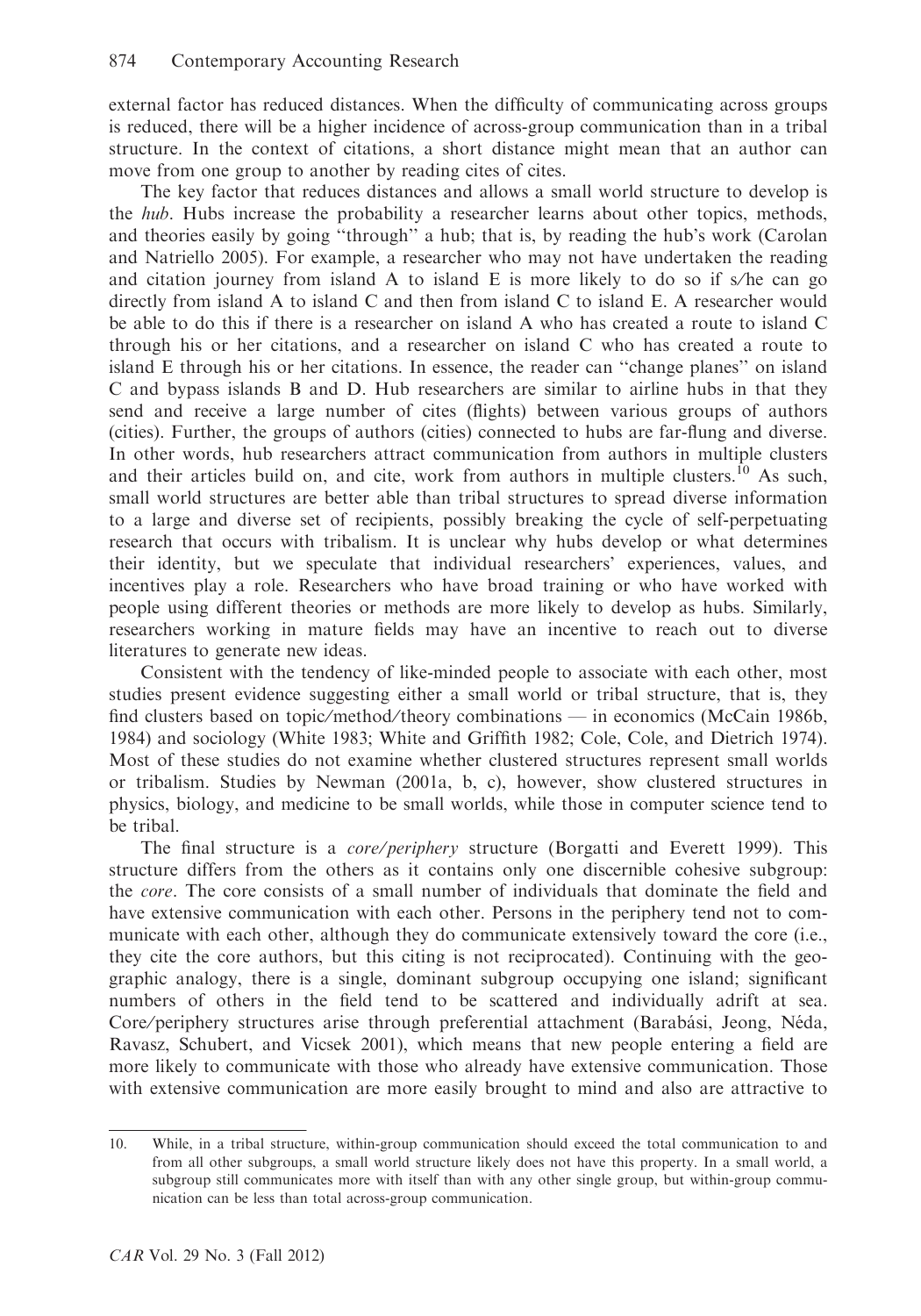external factor has reduced distances. When the difficulty of communicating across groups is reduced, there will be a higher incidence of across-group communication than in a tribal structure. In the context of citations, a short distance might mean that an author can move from one group to another by reading cites of cites.

The key factor that reduces distances and allows a small world structure to develop is the *hub*. Hubs increase the probability a researcher learns about other topics, methods, and theories easily by going "through" a hub; that is, by reading the hub's work (Carolan and Natriello 2005). For example, a researcher who may not have undertaken the reading and citation journey from island A to island E is more likely to do so if s/he can go directly from island A to island C and then from island C to island E. A researcher would be able to do this if there is a researcher on island A who has created a route to island C through his or her citations, and a researcher on island C who has created a route to island E through his or her citations. In essence, the reader can "change planes" on island C and bypass islands B and D. Hub researchers are similar to airline hubs in that they send and receive a large number of cites (flights) between various groups of authors (cities). Further, the groups of authors (cities) connected to hubs are far-flung and diverse. In other words, hub researchers attract communication from authors in multiple clusters and their articles build on, and cite, work from authors in multiple clusters.[10] As such, small world structures are better able than tribal structures to spread diverse information to a large and diverse set of recipients, possibly breaking the cycle of self-perpetuating research that occurs with tribalism. It is unclear why hubs develop or what determines their identity, but we speculate that individual researchers' experiences, values, and incentives play a role. Researchers who have broad training or who have worked with people using different theories or methods are more likely to develop as hubs. Similarly, researchers working in mature fields may have an incentive to reach out to diverse literatures to generate new ideas.

Consistent with the tendency of like-minded people to associate with each other, most studies present evidence suggesting either a small world or tribal structure, that is, they find clusters based on topic/method/theory combinations — in economics (McCain 1986b, 1984) and sociology (White 1983; White and Griffith 1982; Cole, Cole, and Dietrich 1974). Most of these studies do not examine whether clustered structures represent small worlds or tribalism. Studies by Newman (2001a, b, c), however, show clustered structures in physics, biology, and medicine to be small worlds, while those in computer science tend to be tribal.

The final structure is a *core/periphery* structure (Borgatti and Everett 1999). This structure differs from the others as it contains only one discernible cohesive subgroup: the *core*. The core consists of a small number of individuals that dominate the field and have extensive communication with each other. Persons in the periphery tend not to communicate with each other, although they do communicate extensively toward the core (i.e., they cite the core authors, but this citing is not reciprocated). Continuing with the geographic analogy, there is a single, dominant subgroup occupying one island; significant numbers of others in the field tend to be scattered and individually adrift at sea. Core/periphery structures arise through preferential attachment (Barabási, Jeong, Néda, Ravasz, Schubert, and Vicsek 2001), which means that new people entering a field are more likely to communicate with those who already have extensive communication. Those with extensive communication are more easily brought to mind and also are attractive to

10. While, in a tribal structure, within-group communication should exceed the total communication to and from all other subgroups, a small world structure likely does not have this property. In a small world, a subgroup still communicates more with itself than with any other single group, but within-group communication can be less than total across-group communication.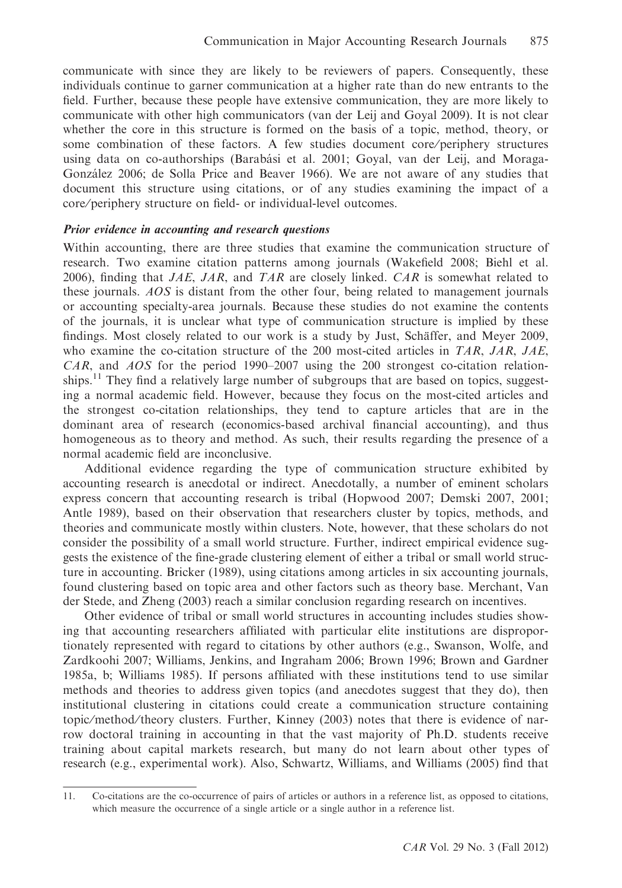communicate with since they are likely to be reviewers of papers. Consequently, these individuals continue to garner communication at a higher rate than do new entrants to the field. Further, because these people have extensive communication, they are more likely to communicate with other high communicators (van der Leij and Goyal 2009). It is not clear whether the core in this structure is formed on the basis of a topic, method, theory, or some combination of these factors. A few studies document core/periphery structures using data on co-authorships (Barabási et al. 2001; Goyal, van der Leij, and Moraga-González 2006; de Solla Price and Beaver 1966). We are not aware of any studies that document this structure using citations, or of any studies examining the impact of a core/periphery structure on field- or individual-level outcomes.

### *Prior evidence in accounting and research questions*

Within accounting, there are three studies that examine the communication structure of research. Two examine citation patterns among journals (Wakefield 2008; Biehl et al. 2006), finding that *JAE*, *JAR*, and *TAR* are closely linked. *CAR* is somewhat related to these journals. *AOS* is distant from the other four, being related to management journals or accounting specialty-area journals. Because these studies do not examine the contents of the journals, it is unclear what type of communication structure is implied by these findings. Most closely related to our work is a study by Just, Schäffer, and Meyer 2009, who examine the co-citation structure of the 200 most-cited articles in *TAR*, *JAR*, *JAE*, *CAR*, and *AOS* for the period 1990–2007 using the 200 strongest co-citation relationships.[11] They find a relatively large number of subgroups that are based on topics, suggesting a normal academic field. However, because they focus on the most-cited articles and the strongest co-citation relationships, they tend to capture articles that are in the dominant area of research (economics-based archival financial accounting), and thus homogeneous as to theory and method. As such, their results regarding the presence of a normal academic field are inconclusive.

Additional evidence regarding the type of communication structure exhibited by accounting research is anecdotal or indirect. Anecdotally, a number of eminent scholars express concern that accounting research is tribal (Hopwood 2007; Demski 2007, 2001; Antle 1989), based on their observation that researchers cluster by topics, methods, and theories and communicate mostly within clusters. Note, however, that these scholars do not consider the possibility of a small world structure. Further, indirect empirical evidence suggests the existence of the fine-grade clustering element of either a tribal or small world structure in accounting. Bricker (1989), using citations among articles in six accounting journals, found clustering based on topic area and other factors such as theory base. Merchant, Van der Stede, and Zheng (2003) reach a similar conclusion regarding research on incentives.

Other evidence of tribal or small world structures in accounting includes studies showing that accounting researchers affiliated with particular elite institutions are disproportionately represented with regard to citations by other authors (e.g., Swanson, Wolfe, and Zardkoohi 2007; Williams, Jenkins, and Ingraham 2006; Brown 1996; Brown and Gardner 1985a, b; Williams 1985). If persons affiliated with these institutions tend to use similar methods and theories to address given topics (and anecdotes suggest that they do), then institutional clustering in citations could create a communication structure containing topic/method/theory clusters. Further, Kinney (2003) notes that there is evidence of narrow doctoral training in accounting in that the vast majority of Ph.D. students receive training about capital markets research, but many do not learn about other types of research (e.g., experimental work). Also, Schwartz, Williams, and Williams (2005) find that

11. Co-citations are the co-occurrence of pairs of articles or authors in a reference list, as opposed to citations, which measure the occurrence of a single article or a single author in a reference list.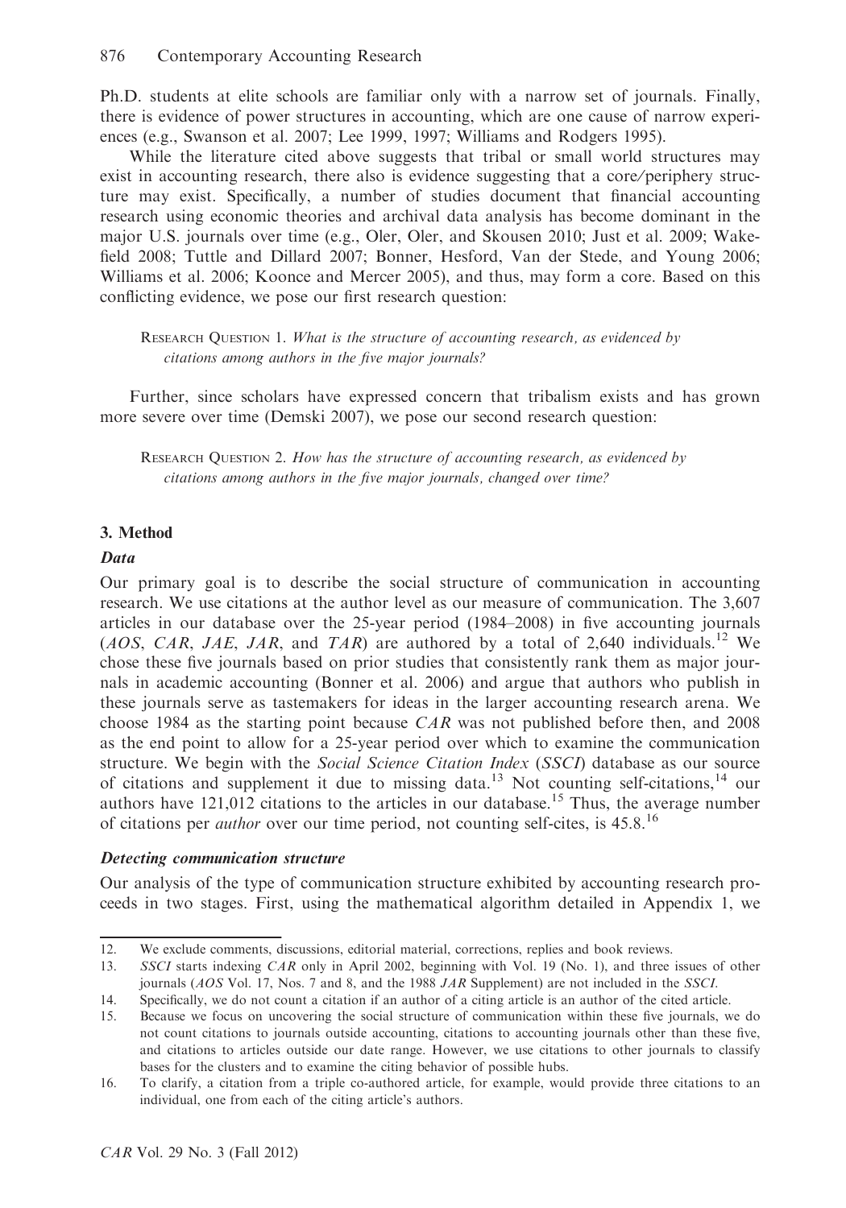Ph.D. students at elite schools are familiar only with a narrow set of journals. Finally, there is evidence of power structures in accounting, which are one cause of narrow experiences (e.g., Swanson et al. 2007; Lee 1999, 1997; Williams and Rodgers 1995).

While the literature cited above suggests that tribal or small world structures may exist in accounting research, there also is evidence suggesting that a core/periphery structure may exist. Specifically, a number of studies document that financial accounting research using economic theories and archival data analysis has become dominant in the major U.S. journals over time (e.g., Oler, Oler, and Skousen 2010; Just et al. 2009; Wakefield 2008; Tuttle and Dillard 2007; Bonner, Hesford, Van der Stede, and Young 2006; Williams et al. 2006; Koonce and Mercer 2005), and thus, may form a core. Based on this conflicting evidence, we pose our first research question:

> RESEARCH QUESTION 1. *What is the structure of accounting research, as evidenced by citations among authors in the five major journals?*

Further, since scholars have expressed concern that tribalism exists and has grown more severe over time (Demski 2007), we pose our second research question:

> RESEARCH QUESTION 2. *How has the structure of accounting research, as evidenced by citations among authors in the five major journals, changed over time?*

## 3. Method

### *Data*

Our primary goal is to describe the social structure of communication in accounting research. We use citations at the author level as our measure of communication. The 3,607 articles in our database over the 25-year period (1984–2008) in five accounting journals (*AOS*, *CAR*, *JAE*, *JAR*, and *TAR*) are authored by a total of 2,640 individuals.[12] We chose these five journals based on prior studies that consistently rank them as major journals in academic accounting (Bonner et al. 2006) and argue that authors who publish in these journals serve as tastemakers for ideas in the larger accounting research arena. We choose 1984 as the starting point because *CAR* was not published before then, and 2008 as the end point to allow for a 25-year period over which to examine the communication structure. We begin with the *Social Science Citation Index* (*SSCI*) database as our source of citations and supplement it due to missing data.[13] Not counting self-citations,[14] our authors have 121,012 citations to the articles in our database.[15] Thus, the average number of citations per *author* over our time period, not counting self-cites, is 45.8.[16]

### *Detecting communication structure*

Our analysis of the type of communication structure exhibited by accounting research proceeds in two stages. First, using the mathematical algorithm detailed in Appendix 1, we

---

12. We exclude comments, discussions, editorial material, corrections, replies and book reviews.
13. *SSCI* starts indexing *CAR* only in April 2002, beginning with Vol. 19 (No. 1), and three issues of other journals (*AOS* Vol. 17, Nos. 7 and 8, and the 1988 *JAR* Supplement) are not included in the *SSCI*.
14. Specifically, we do not count a citation if an author of a citing article is an author of the cited article.
15. Because we focus on uncovering the social structure of communication within these five journals, we do not count citations to journals outside accounting, citations to accounting journals other than these five, and citations to articles outside our date range. However, we use citations to other journals to classify bases for the clusters and to examine the citing behavior of possible hubs.
16. To clarify, a citation from a triple co-authored article, for example, would provide three citations to an individual, one from each of the citing article's authors.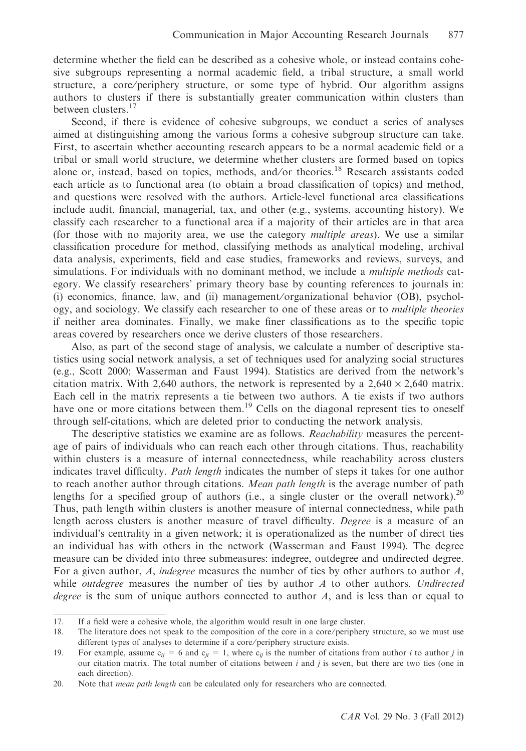determine whether the field can be described as a cohesive whole, or instead contains cohesive subgroups representing a normal academic field, a tribal structure, a small world structure, a core/periphery structure, or some type of hybrid. Our algorithm assigns authors to clusters if there is substantially greater communication within clusters than between clusters.[17]

Second, if there is evidence of cohesive subgroups, we conduct a series of analyses aimed at distinguishing among the various forms a cohesive subgroup structure can take. First, to ascertain whether accounting research appears to be a normal academic field or a tribal or small world structure, we determine whether clusters are formed based on topics alone or, instead, based on topics, methods, and/or theories.[18] Research assistants coded each article as to functional area (to obtain a broad classification of topics) and method, and questions were resolved with the authors. Article-level functional area classifications include audit, financial, managerial, tax, and other (e.g., systems, accounting history). We classify each researcher to a functional area if a majority of their articles are in that area (for those with no majority area, we use the category *multiple areas*). We use a similar classification procedure for method, classifying methods as analytical modeling, archival data analysis, experiments, field and case studies, frameworks and reviews, surveys, and simulations. For individuals with no dominant method, we include a *multiple methods* category. We classify researchers' primary theory base by counting references to journals in: (i) economics, finance, law, and (ii) management/organizational behavior (OB), psychology, and sociology. We classify each researcher to one of these areas or to *multiple theories* if neither area dominates. Finally, we make finer classifications as to the specific topic areas covered by researchers once we derive clusters of those researchers.

Also, as part of the second stage of analysis, we calculate a number of descriptive statistics using social network analysis, a set of techniques used for analyzing social structures (e.g., Scott 2000; Wasserman and Faust 1994). Statistics are derived from the network's citation matrix. With 2,640 authors, the network is represented by a 2,640 × 2,640 matrix. Each cell in the matrix represents a tie between two authors. A tie exists if two authors have one or more citations between them.[19] Cells on the diagonal represent ties to oneself through self-citations, which are deleted prior to conducting the network analysis.

The descriptive statistics we examine are as follows. *Reachability* measures the percentage of pairs of individuals who can reach each other through citations. Thus, reachability within clusters is a measure of internal connectedness, while reachability across clusters indicates travel difficulty. *Path length* indicates the number of steps it takes for one author to reach another author through citations. *Mean path length* is the average number of path lengths for a specified group of authors (i.e., a single cluster or the overall network).[20] Thus, path length within clusters is another measure of internal connectedness, while path length across clusters is another measure of travel difficulty. *Degree* is a measure of an individual's centrality in a given network; it is operationalized as the number of direct ties an individual has with others in the network (Wasserman and Faust 1994). The degree measure can be divided into three submeasures: indegree, outdegree and undirected degree. For a given author, *A*, *indegree* measures the number of ties by other authors to author *A*, while *outdegree* measures the number of ties by author *A* to other authors. *Undirected degree* is the sum of unique authors connected to author *A*, and is less than or equal to

---

17. If a field were a cohesive whole, the algorithm would result in one large cluster.

18. The literature does not speak to the composition of the core in a core/periphery structure, so we must use different types of analyses to determine if a core/periphery structure exists.

19. For example, assume $c_{ij} = 6$ and $c_{ji} = 1$, where $c_{ij}$ is the number of citations from author *i* to author *j* in our citation matrix. The total number of citations between *i* and *j* is seven, but there are two ties (one in each direction).

20. Note that *mean path length* can be calculated only for researchers who are connected.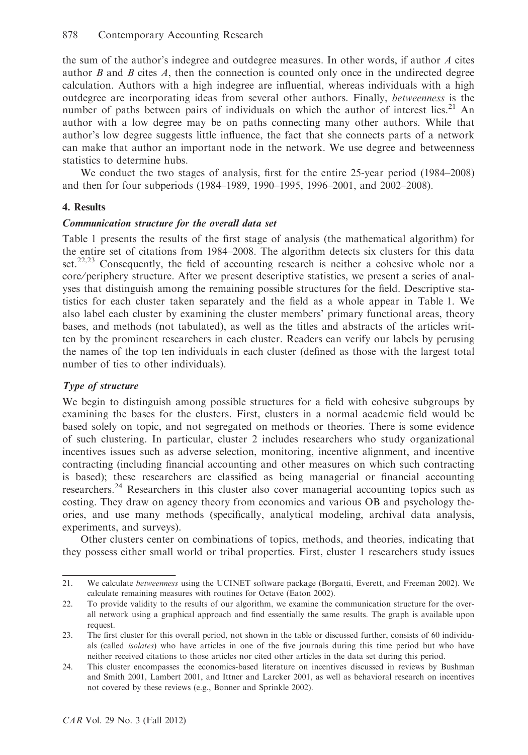the sum of the author's indegree and outdegree measures. In other words, if author *A* cites author *B* and *B* cites *A*, then the connection is counted only once in the undirected degree calculation. Authors with a high indegree are influential, whereas individuals with a high outdegree are incorporating ideas from several other authors. Finally, *betweenness* is the number of paths between pairs of individuals on which the author of interest lies.[21] An author with a low degree may be on paths connecting many other authors. While that author's low degree suggests little influence, the fact that she connects parts of a network can make that author an important node in the network. We use degree and betweenness statistics to determine hubs.

We conduct the two stages of analysis, first for the entire 25-year period (1984–2008) and then for four subperiods (1984–1989, 1990–1995, 1996–2001, and 2002–2008).

## 4. Results

### *Communication structure for the overall data set*

Table 1 presents the results of the first stage of analysis (the mathematical algorithm) for the entire set of citations from 1984–2008. The algorithm detects six clusters for this data set.[22,23] Consequently, the field of accounting research is neither a cohesive whole nor a core/periphery structure. After we present descriptive statistics, we present a series of analyses that distinguish among the remaining possible structures for the field. Descriptive statistics for each cluster taken separately and the field as a whole appear in Table 1. We also label each cluster by examining the cluster members' primary functional areas, theory bases, and methods (not tabulated), as well as the titles and abstracts of the articles written by the prominent researchers in each cluster. Readers can verify our labels by perusing the names of the top ten individuals in each cluster (defined as those with the largest total number of ties to other individuals).

### *Type of structure*

We begin to distinguish among possible structures for a field with cohesive subgroups by examining the bases for the clusters. First, clusters in a normal academic field would be based solely on topic, and not segregated on methods or theories. There is some evidence of such clustering. In particular, cluster 2 includes researchers who study organizational incentives issues such as adverse selection, monitoring, incentive alignment, and incentive contracting (including financial accounting and other measures on which such contracting is based); these researchers are classified as being managerial or financial accounting researchers.[24] Researchers in this cluster also cover managerial accounting topics such as costing. They draw on agency theory from economics and various OB and psychology theories, and use many methods (specifically, analytical modeling, archival data analysis, experiments, and surveys).

Other clusters center on combinations of topics, methods, and theories, indicating that they possess either small world or tribal properties. First, cluster 1 researchers study issues

---

21. We calculate *betweenness* using the UCINET software package (Borgatti, Everett, and Freeman 2002). We calculate remaining measures with routines for Octave (Eaton 2002).

22. To provide validity to the results of our algorithm, we examine the communication structure for the overall network using a graphical approach and find essentially the same results. The graph is available upon request.

23. The first cluster for this overall period, not shown in the table or discussed further, consists of 60 individuals (called *isolates*) who have articles in one of the five journals during this time period but who have neither received citations to those articles nor cited other articles in the data set during this period.

24. This cluster encompasses the economics-based literature on incentives discussed in reviews by Bushman and Smith 2001, Lambert 2001, and Ittner and Larcker 2001, as well as behavioral research on incentives not covered by these reviews (e.g., Bonner and Sprinkle 2002).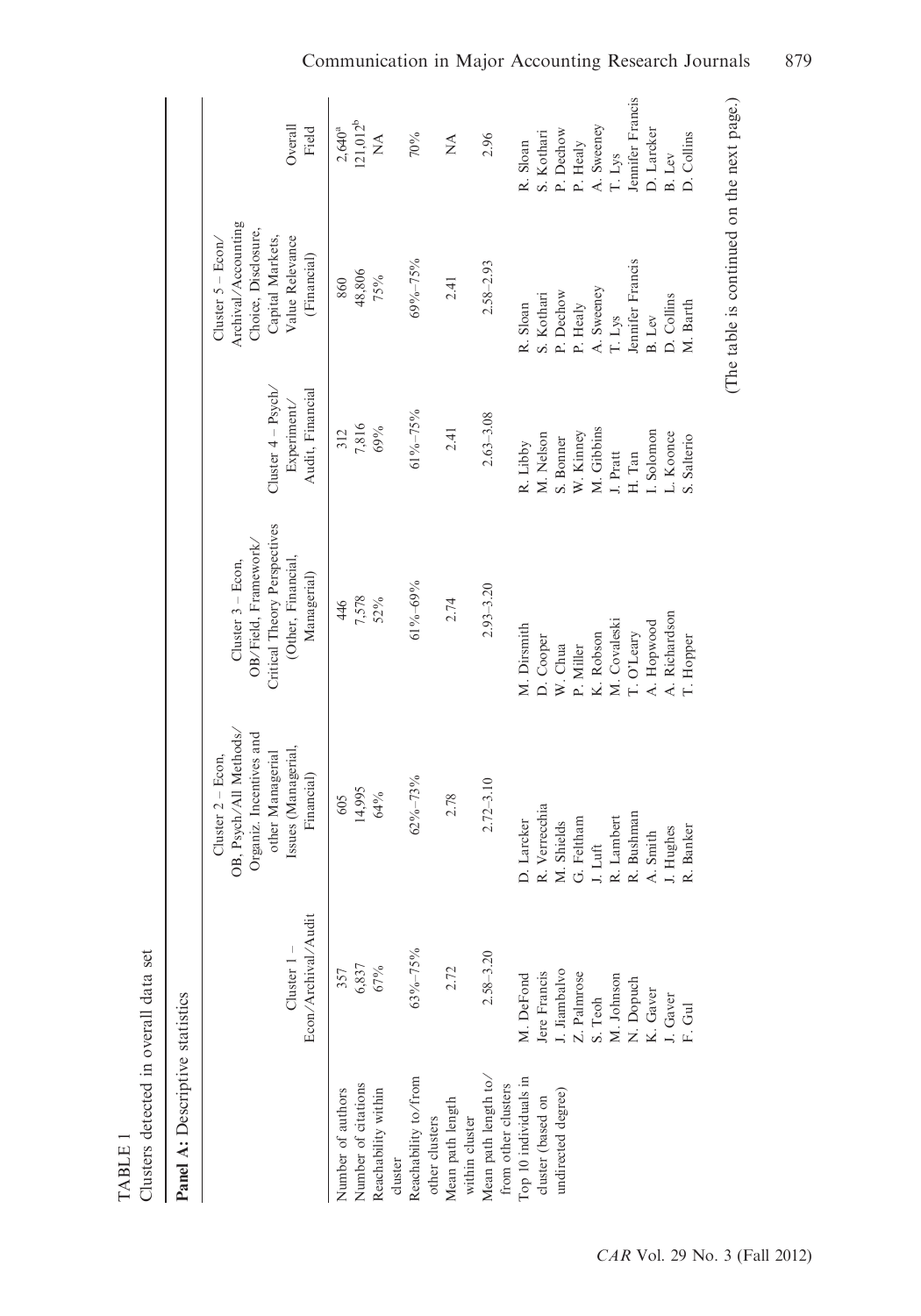TABLE 1

Clusters detected in overall data set

**Panel A:** Descriptive statistics

| | Cluster 1 – Econ/Archival/Audit | Cluster 2 – Econ, OB, Psych/All Methods/ Organiz. Incentives and other Managerial Issues (Managerial, Financial) | Cluster 3 – Econ, OB/Field, Framework/ Critical Theory Perspectives (Other, Financial, Managerial) | Cluster 4 – Psych/ Experiment/ Audit, Financial | Cluster 5 – Econ/ Archival/Accounting Choice, Disclosure, Capital Markets, Value Relevance (Financial) | Overall Field |
|---|---|---|---|---|---|---|
| Number of authors | 357 | 605 | 446 | 312 | 860 | 2,640[a] |
| Number of citations | 6,837 | 14,995 | 7,578 | 7,816 | 48,806 | 121,012[b] |
| Reachability within cluster | 67% | 64% | 52% | 69% | 75% | NA |
| Reachability to/from other clusters | 63%–75% | 62%–73% | 61%–69% | 61%–75% | 69%–75% | 70% |
| Mean path length within cluster | 2.72 | 2.78 | 2.74 | 2.41 | 2.41 | NA |
| Mean path length to/ from other clusters | 2.58–3.20 | 2.72–3.10 | 2.93–3.20 | 2.63–3.08 | 2.58–2.93 | 2.96 |
| Top 10 individuals in cluster (based on undirected degree) | M. DeFond | D. Larcker | M. Dirsmith | R. Libby | R. Sloan | R. Sloan |
| | Jere Francis | R. Verrecchia | D. Cooper | M. Nelson | S. Kothari | S. Kothari |
| | J. Jiambalvo | M. Shields | W. Chua | S. Bonner | P. Dechow | P. Dechow |
| | Z. Palmrose | G. Feltham | P. Miller | W. Kinney | P. Healy | P. Healy |
| | S. Teoh | J. Luft | K. Robson | M. Gibbins | A. Sweeney | A. Sweeney |
| | M. Johnson | R. Lambert | M. Covaleski | J. Pratt | T. Lys | T. Lys |
| | N. Dopuch | R. Bushman | T. O'Leary | H. Tan | Jennifer Francis | Jennifer Francis |
| | K. Gaver | A. Smith | A. Hopwood | I. Solomon | B. Lev | D. Larcker |
| | J. Gaver | J. Hughes | A. Richardson | L. Koonce | D. Collins | B. Lev |
| | F. Gul | R. Banker | T. Hopper | S. Salterio | M. Barth | D. Collins |

(The table is continued on the next page.)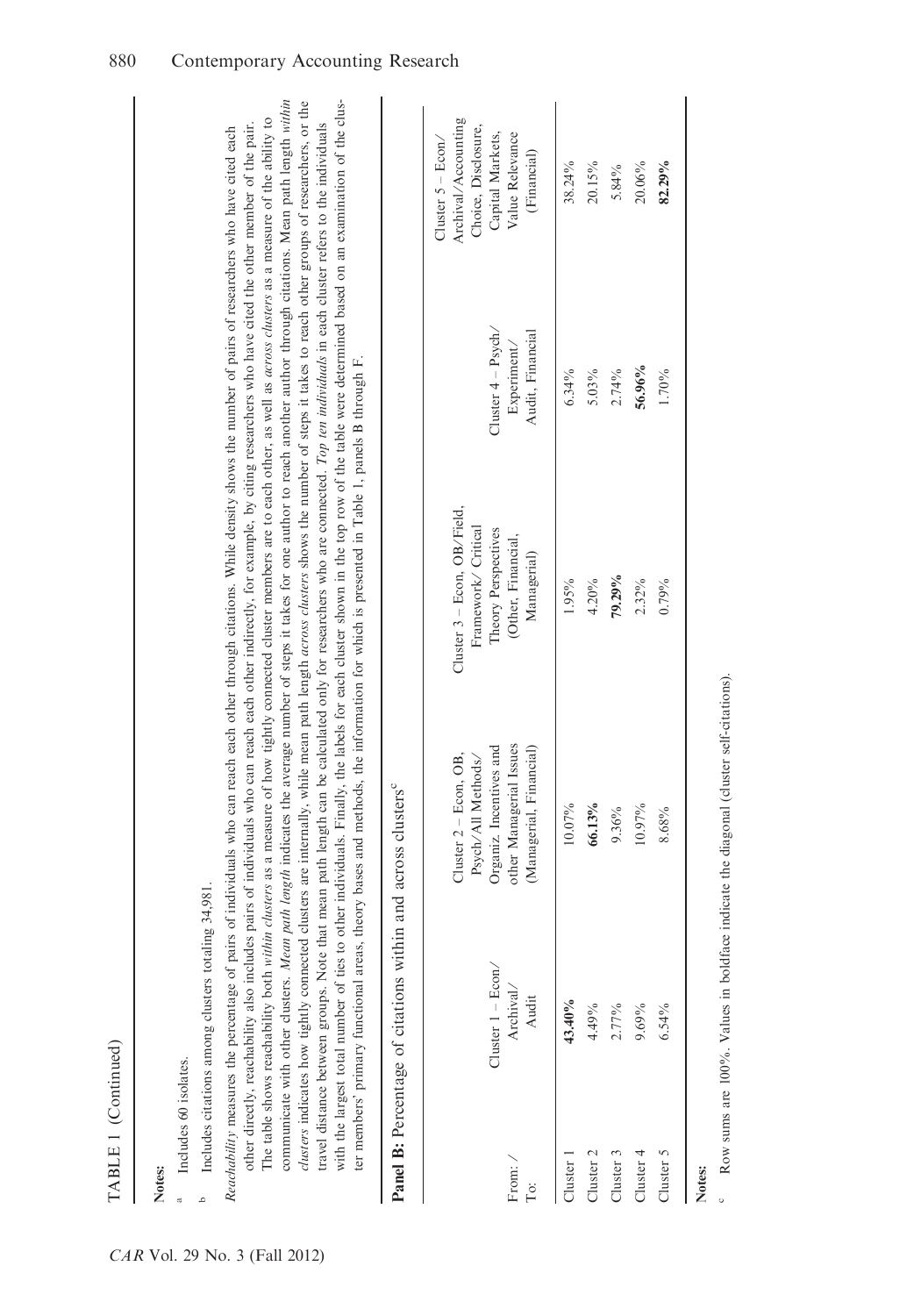TABLE 1 (Continued)

**Notes:**

[a] Includes 60 isolates.

[b] Includes citations among clusters totaling 34,981.

*Reachability* measures the percentage of pairs of individuals who can reach each other through citations. While density shows the number of pairs of researchers who have cited each other directly, reachability also includes pairs of individuals who can reach each other indirectly, for example, by citing researchers who have cited the other member of the pair. The table shows reachability both *within clusters* as a measure of how tightly connected cluster members are to each other, as well as *across clusters* as a measure of the ability to communicate with other clusters. *Mean path length* indicates the average number of steps it takes for one author to reach another author through citations. Mean path length *within clusters* indicates how tightly connected clusters are internally, while mean path length *across clusters* shows the number of steps it takes to reach other groups of researchers, or the travel distance between groups. Note that mean path length can be calculated only for researchers who are connected. *Top ten individuals* in each cluster refers to the individuals with the largest total number of ties to other individuals. Finally, the labels for each cluster shown in the top row of the table were determined based on an examination of the cluster members' primary functional areas, theory bases and methods, the information for which is presented in Table 1, panels B through F.

**Panel B:** Percentage of citations within and across clusters[c]

| From: / To: | Cluster 1 – Econ/ Archival/ Audit | Cluster 2 – Econ, OB, Psych/All Methods/ Organiz. Incentives and other Managerial Issues (Managerial, Financial) | Cluster 3 – Econ, OB/Field, Framework/ Critical Theory Perspectives (Other, Financial, Managerial) | Cluster 4 – Psych/ Experiment/ Audit, Financial | Cluster 5 – Econ/ Archival/Accounting Choice, Disclosure, Capital Markets, Value Relevance (Financial) |
|---|---|---|---|---|---|
| Cluster 1 | **43.40%** | 10.07% | 1.95% | 6.34% | 38.24% |
| Cluster 2 | 4.49% | **66.13%** | 4.20% | 5.03% | 20.15% |
| Cluster 3 | 2.77% | 9.36% | **79.29%** | 2.74% | 5.84% |
| Cluster 4 | 9.69% | 10.97% | 2.32% | **56.96%** | 20.06% |
| Cluster 5 | 6.54% | 8.68% | 0.79% | 1.70% | **82.29%** |

**Notes:**

[c] Row sums are 100%. Values in boldface indicate the diagonal (cluster self-citations).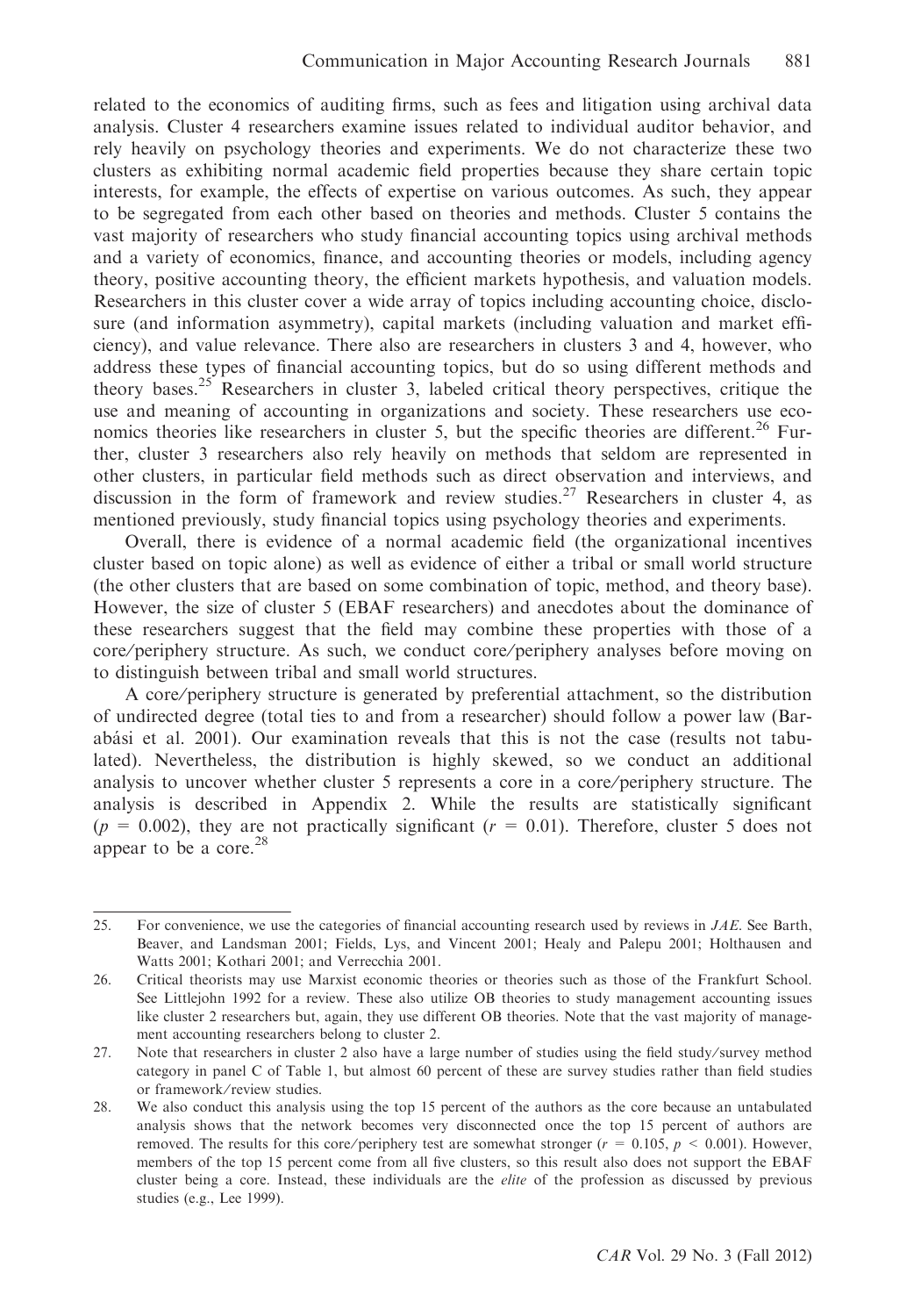related to the economics of auditing firms, such as fees and litigation using archival data analysis. Cluster 4 researchers examine issues related to individual auditor behavior, and rely heavily on psychology theories and experiments. We do not characterize these two clusters as exhibiting normal academic field properties because they share certain topic interests, for example, the effects of expertise on various outcomes. As such, they appear to be segregated from each other based on theories and methods. Cluster 5 contains the vast majority of researchers who study financial accounting topics using archival methods and a variety of economics, finance, and accounting theories or models, including agency theory, positive accounting theory, the efficient markets hypothesis, and valuation models. Researchers in this cluster cover a wide array of topics including accounting choice, disclosure (and information asymmetry), capital markets (including valuation and market efficiency), and value relevance. There also are researchers in clusters 3 and 4, however, who address these types of financial accounting topics, but do so using different methods and theory bases.[25] Researchers in cluster 3, labeled critical theory perspectives, critique the use and meaning of accounting in organizations and society. These researchers use economics theories like researchers in cluster 5, but the specific theories are different.[26] Further, cluster 3 researchers also rely heavily on methods that seldom are represented in other clusters, in particular field methods such as direct observation and interviews, and discussion in the form of framework and review studies.[27] Researchers in cluster 4, as mentioned previously, study financial topics using psychology theories and experiments.

Overall, there is evidence of a normal academic field (the organizational incentives cluster based on topic alone) as well as evidence of either a tribal or small world structure (the other clusters that are based on some combination of topic, method, and theory base). However, the size of cluster 5 (EBAF researchers) and anecdotes about the dominance of these researchers suggest that the field may combine these properties with those of a core/periphery structure. As such, we conduct core/periphery analyses before moving on to distinguish between tribal and small world structures.

A core/periphery structure is generated by preferential attachment, so the distribution of undirected degree (total ties to and from a researcher) should follow a power law (Barabási et al. 2001). Our examination reveals that this is not the case (results not tabulated). Nevertheless, the distribution is highly skewed, so we conduct an additional analysis to uncover whether cluster 5 represents a core in a core/periphery structure. The analysis is described in Appendix 2. While the results are statistically significant ($p = 0.002$), they are not practically significant ($r = 0.01$). Therefore, cluster 5 does not appear to be a core.[28]

---

25. For convenience, we use the categories of financial accounting research used by reviews in *JAE*. See Barth, Beaver, and Landsman 2001; Fields, Lys, and Vincent 2001; Healy and Palepu 2001; Holthausen and Watts 2001; Kothari 2001; and Verrecchia 2001.

26. Critical theorists may use Marxist economic theories or theories such as those of the Frankfurt School. See Littlejohn 1992 for a review. These also utilize OB theories to study management accounting issues like cluster 2 researchers but, again, they use different OB theories. Note that the vast majority of management accounting researchers belong to cluster 2.

27. Note that researchers in cluster 2 also have a large number of studies using the field study/survey method category in panel C of Table 1, but almost 60 percent of these are survey studies rather than field studies or framework/review studies.

28. We also conduct this analysis using the top 15 percent of the authors as the core because an untabulated analysis shows that the network becomes very disconnected once the top 15 percent of authors are removed. The results for this core/periphery test are somewhat stronger ($r = 0.105$, $p < 0.001$). However, members of the top 15 percent come from all five clusters, so this result also does not support the EBAF cluster being a core. Instead, these individuals are the *elite* of the profession as discussed by previous studies (e.g., Lee 1999).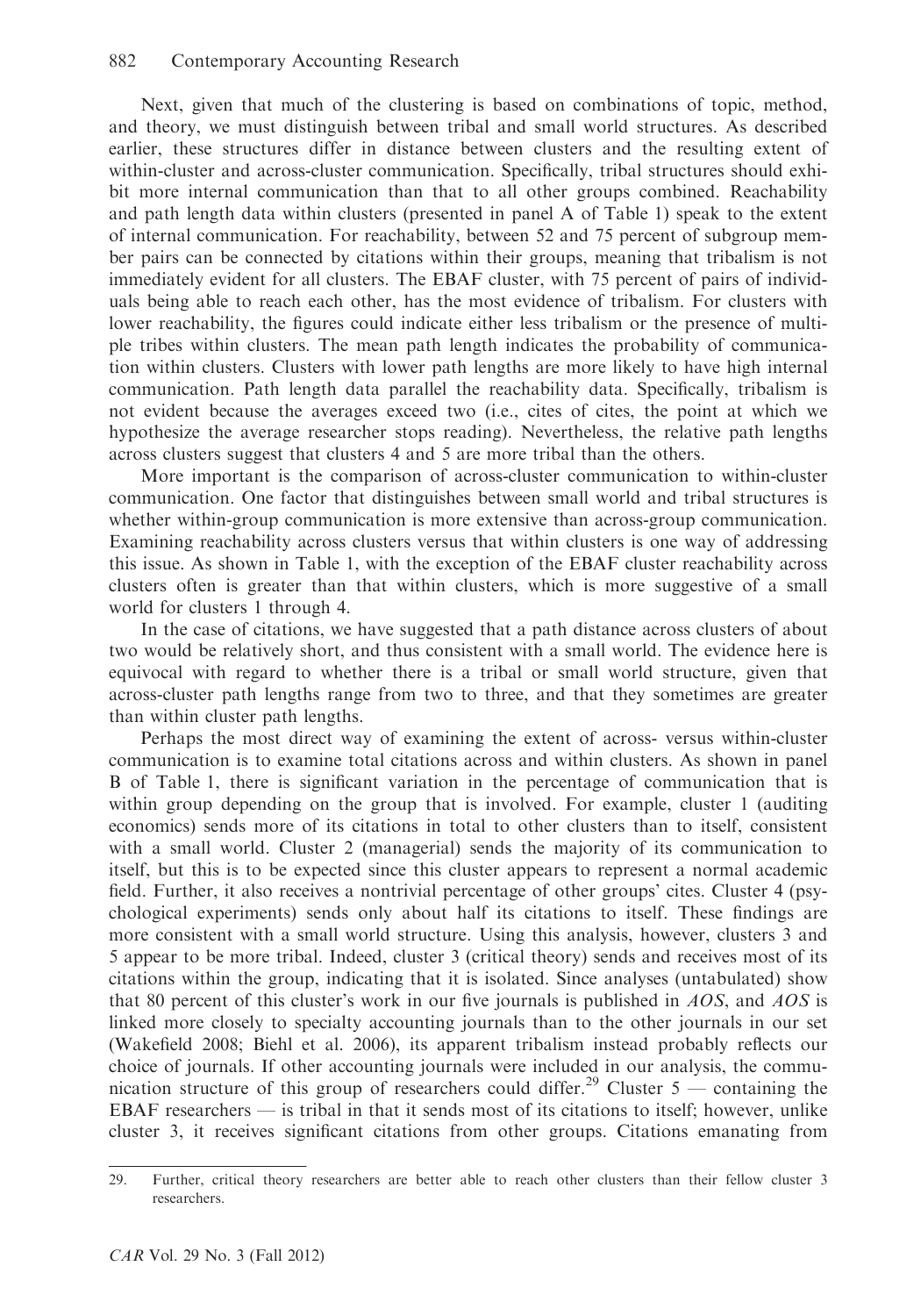Next, given that much of the clustering is based on combinations of topic, method, and theory, we must distinguish between tribal and small world structures. As described earlier, these structures differ in distance between clusters and the resulting extent of within-cluster and across-cluster communication. Specifically, tribal structures should exhibit more internal communication than that to all other groups combined. Reachability and path length data within clusters (presented in panel A of Table 1) speak to the extent of internal communication. For reachability, between 52 and 75 percent of subgroup member pairs can be connected by citations within their groups, meaning that tribalism is not immediately evident for all clusters. The EBAF cluster, with 75 percent of pairs of individuals being able to reach each other, has the most evidence of tribalism. For clusters with lower reachability, the figures could indicate either less tribalism or the presence of multiple tribes within clusters. The mean path length indicates the probability of communication within clusters. Clusters with lower path lengths are more likely to have high internal communication. Path length data parallel the reachability data. Specifically, tribalism is not evident because the averages exceed two (i.e., cites of cites, the point at which we hypothesize the average researcher stops reading). Nevertheless, the relative path lengths across clusters suggest that clusters 4 and 5 are more tribal than the others.

More important is the comparison of across-cluster communication to within-cluster communication. One factor that distinguishes between small world and tribal structures is whether within-group communication is more extensive than across-group communication. Examining reachability across clusters versus that within clusters is one way of addressing this issue. As shown in Table 1, with the exception of the EBAF cluster reachability across clusters often is greater than that within clusters, which is more suggestive of a small world for clusters 1 through 4.

In the case of citations, we have suggested that a path distance across clusters of about two would be relatively short, and thus consistent with a small world. The evidence here is equivocal with regard to whether there is a tribal or small world structure, given that across-cluster path lengths range from two to three, and that they sometimes are greater than within cluster path lengths.

Perhaps the most direct way of examining the extent of across- versus within-cluster communication is to examine total citations across and within clusters. As shown in panel B of Table 1, there is significant variation in the percentage of communication that is within group depending on the group that is involved. For example, cluster 1 (auditing economics) sends more of its citations in total to other clusters than to itself, consistent with a small world. Cluster 2 (managerial) sends the majority of its communication to itself, but this is to be expected since this cluster appears to represent a normal academic field. Further, it also receives a nontrivial percentage of other groups' cites. Cluster 4 (psychological experiments) sends only about half its citations to itself. These findings are more consistent with a small world structure. Using this analysis, however, clusters 3 and 5 appear to be more tribal. Indeed, cluster 3 (critical theory) sends and receives most of its citations within the group, indicating that it is isolated. Since analyses (untabulated) show that 80 percent of this cluster's work in our five journals is published in *AOS*, and *AOS* is linked more closely to specialty accounting journals than to the other journals in our set (Wakefield 2008; Biehl et al. 2006), its apparent tribalism instead probably reflects our choice of journals. If other accounting journals were included in our analysis, the communication structure of this group of researchers could differ.[29] Cluster 5 — containing the EBAF researchers — is tribal in that it sends most of its citations to itself; however, unlike cluster 3, it receives significant citations from other groups. Citations emanating from

29. Further, critical theory researchers are better able to reach other clusters than their fellow cluster 3 researchers.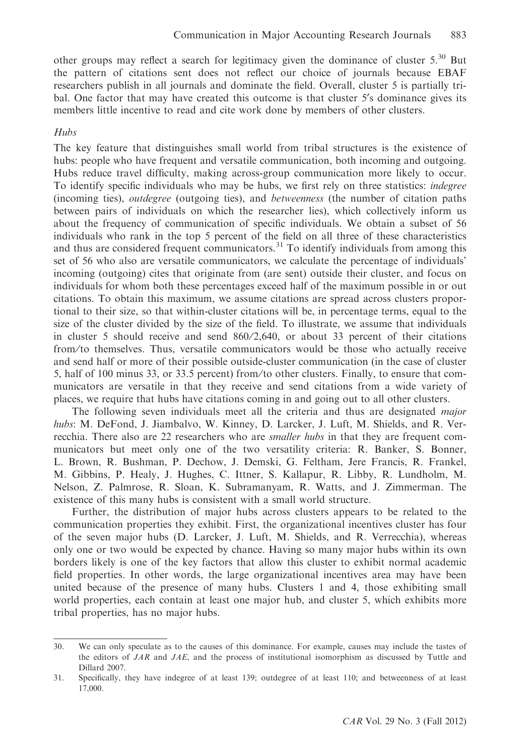other groups may reflect a search for legitimacy given the dominance of cluster 5.[30] But the pattern of citations sent does not reflect our choice of journals because EBAF researchers publish in all journals and dominate the field. Overall, cluster 5 is partially tribal. One factor that may have created this outcome is that cluster 5′s dominance gives its members little incentive to read and cite work done by members of other clusters.

### *Hubs*

The key feature that distinguishes small world from tribal structures is the existence of hubs: people who have frequent and versatile communication, both incoming and outgoing. Hubs reduce travel difficulty, making across-group communication more likely to occur. To identify specific individuals who may be hubs, we first rely on three statistics: *indegree* (incoming ties), *outdegree* (outgoing ties), and *betweenness* (the number of citation paths between pairs of individuals on which the researcher lies), which collectively inform us about the frequency of communication of specific individuals. We obtain a subset of 56 individuals who rank in the top 5 percent of the field on all three of these characteristics and thus are considered frequent communicators.[31] To identify individuals from among this set of 56 who also are versatile communicators, we calculate the percentage of individuals' incoming (outgoing) cites that originate from (are sent) outside their cluster, and focus on individuals for whom both these percentages exceed half of the maximum possible in or out citations. To obtain this maximum, we assume citations are spread across clusters proportional to their size, so that within-cluster citations will be, in percentage terms, equal to the size of the cluster divided by the size of the field. To illustrate, we assume that individuals in cluster 5 should receive and send 860/2,640, or about 33 percent of their citations from/to themselves. Thus, versatile communicators would be those who actually receive and send half or more of their possible outside-cluster communication (in the case of cluster 5, half of 100 minus 33, or 33.5 percent) from/to other clusters. Finally, to ensure that communicators are versatile in that they receive and send citations from a wide variety of places, we require that hubs have citations coming in and going out to all other clusters.

The following seven individuals meet all the criteria and thus are designated *major hubs*: M. DeFond, J. Jiambalvo, W. Kinney, D. Larcker, J. Luft, M. Shields, and R. Verrecchia. There also are 22 researchers who are *smaller hubs* in that they are frequent communicators but meet only one of the two versatility criteria: R. Banker, S. Bonner, L. Brown, R. Bushman, P. Dechow, J. Demski, G. Feltham, Jere Francis, R. Frankel, M. Gibbins, P. Healy, J. Hughes, C. Ittner, S. Kallapur, R. Libby, R. Lundholm, M. Nelson, Z. Palmrose, R. Sloan, K. Subramanyam, R. Watts, and J. Zimmerman. The existence of this many hubs is consistent with a small world structure.

Further, the distribution of major hubs across clusters appears to be related to the communication properties they exhibit. First, the organizational incentives cluster has four of the seven major hubs (D. Larcker, J. Luft, M. Shields, and R. Verrecchia), whereas only one or two would be expected by chance. Having so many major hubs within its own borders likely is one of the key factors that allow this cluster to exhibit normal academic field properties. In other words, the large organizational incentives area may have been united because of the presence of many hubs. Clusters 1 and 4, those exhibiting small world properties, each contain at least one major hub, and cluster 5, which exhibits more tribal properties, has no major hubs.

---

30. We can only speculate as to the causes of this dominance. For example, causes may include the tastes of the editors of *JAR* and *JAE*, and the process of institutional isomorphism as discussed by Tuttle and Dillard 2007.

31. Specifically, they have indegree of at least 139; outdegree of at least 110; and betweenness of at least 17,000.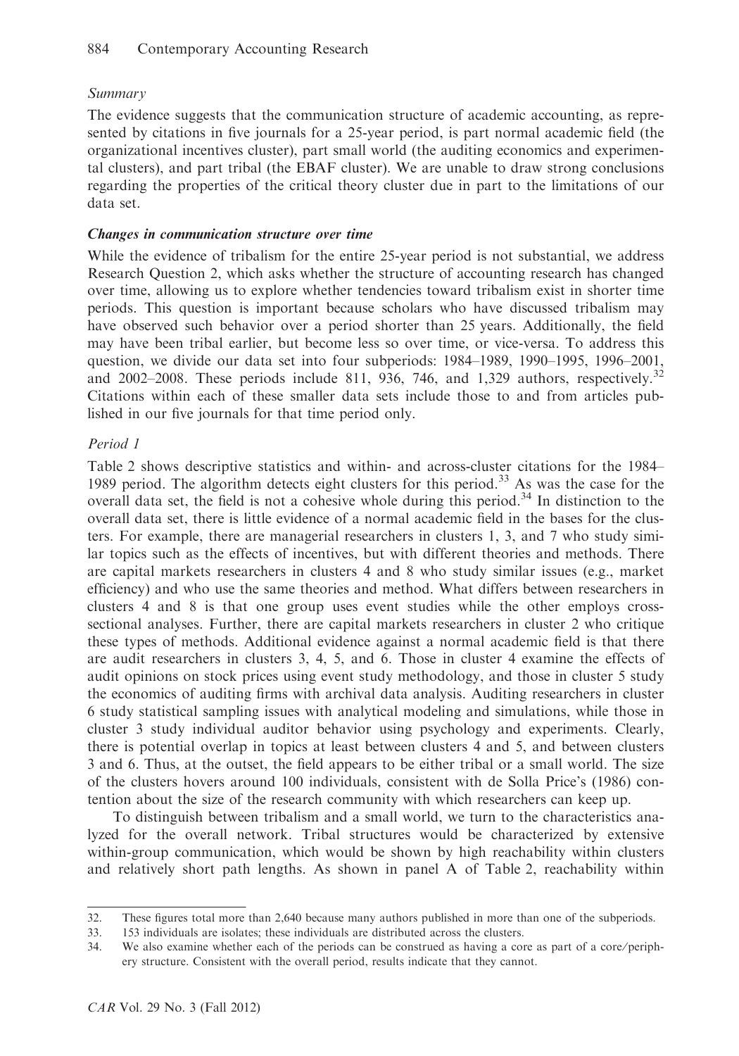*Summary*

The evidence suggests that the communication structure of academic accounting, as represented by citations in five journals for a 25-year period, is part normal academic field (the organizational incentives cluster), part small world (the auditing economics and experimental clusters), and part tribal (the EBAF cluster). We are unable to draw strong conclusions regarding the properties of the critical theory cluster due in part to the limitations of our data set.

### *Changes in communication structure over time*

While the evidence of tribalism for the entire 25-year period is not substantial, we address Research Question 2, which asks whether the structure of accounting research has changed over time, allowing us to explore whether tendencies toward tribalism exist in shorter time periods. This question is important because scholars who have discussed tribalism may have observed such behavior over a period shorter than 25 years. Additionally, the field may have been tribal earlier, but become less so over time, or vice-versa. To address this question, we divide our data set into four subperiods: 1984–1989, 1990–1995, 1996–2001, and 2002–2008. These periods include 811, 936, 746, and 1,329 authors, respectively.[32] Citations within each of these smaller data sets include those to and from articles published in our five journals for that time period only.

*Period 1*

Table 2 shows descriptive statistics and within- and across-cluster citations for the 1984–1989 period. The algorithm detects eight clusters for this period.[33] As was the case for the overall data set, the field is not a cohesive whole during this period.[34] In distinction to the overall data set, there is little evidence of a normal academic field in the bases for the clusters. For example, there are managerial researchers in clusters 1, 3, and 7 who study similar topics such as the effects of incentives, but with different theories and methods. There are capital markets researchers in clusters 4 and 8 who study similar issues (e.g., market efficiency) and who use the same theories and method. What differs between researchers in clusters 4 and 8 is that one group uses event studies while the other employs cross-sectional analyses. Further, there are capital markets researchers in cluster 2 who critique these types of methods. Additional evidence against a normal academic field is that there are audit researchers in clusters 3, 4, 5, and 6. Those in cluster 4 examine the effects of audit opinions on stock prices using event study methodology, and those in cluster 5 study the economics of auditing firms with archival data analysis. Auditing researchers in cluster 6 study statistical sampling issues with analytical modeling and simulations, while those in cluster 3 study individual auditor behavior using psychology and experiments. Clearly, there is potential overlap in topics at least between clusters 4 and 5, and between clusters 3 and 6. Thus, at the outset, the field appears to be either tribal or a small world. The size of the clusters hovers around 100 individuals, consistent with de Solla Price's (1986) contention about the size of the research community with which researchers can keep up.

To distinguish between tribalism and a small world, we turn to the characteristics analyzed for the overall network. Tribal structures would be characterized by extensive within-group communication, which would be shown by high reachability within clusters and relatively short path lengths. As shown in panel A of Table 2, reachability within

---

32. These figures total more than 2,640 because many authors published in more than one of the subperiods.
33. 153 individuals are isolates; these individuals are distributed across the clusters.
34. We also examine whether each of the periods can be construed as having a core as part of a core/periphery structure. Consistent with the overall period, results indicate that they cannot.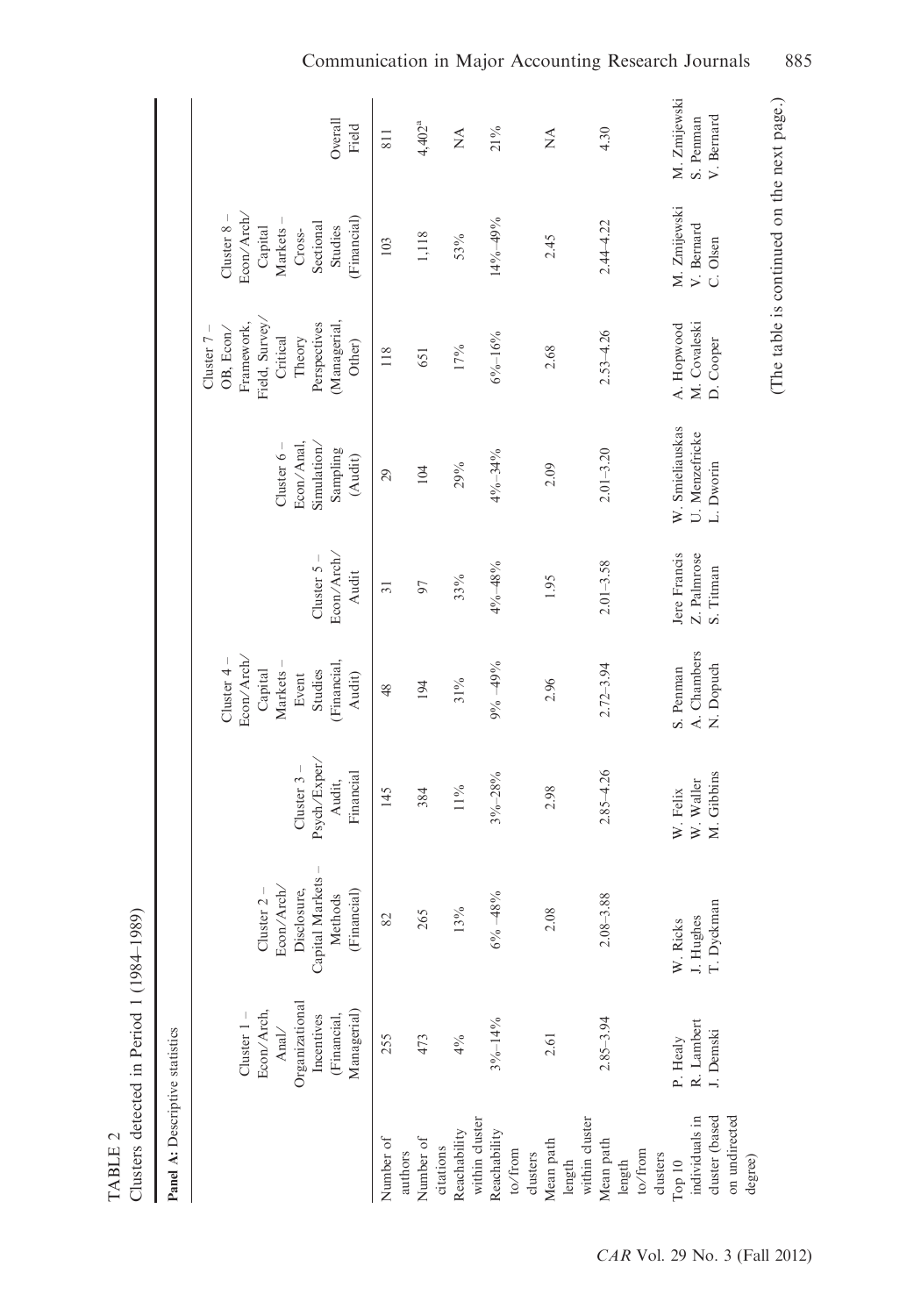TABLE 2

Clusters detected in Period 1 (1984–1989)

**Panel A:** Descriptive statistics

| | Cluster 1 – Econ/Arch, Anal/ Organizational Incentives (Financial, Managerial) | Cluster 2 – Econ/Arch/ Disclosure, Capital Markets – Methods (Financial) | Cluster 3 – Psych/Exper/ Audit, Financial | Cluster 4 – Econ/Arch/ Capital Markets – Event Studies (Financial, Audit) | Cluster 5 – Econ/Arch/ Audit | Cluster 6 – Econ/Anal, Simulation/ Sampling (Audit) | Cluster 7 – OB, Econ/ Framework, Field, Survey/ Critical Theory Perspectives (Managerial, Other) | Cluster 8 – Econ/Arch/ Capital Markets – Cross-Sectional Studies (Financial) | Overall Field |
|---|---|---|---|---|---|---|---|---|---|
| Number of authors | 255 | 82 | 145 | 48 | 31 | 29 | 118 | 103 | 811 |
| Number of citations | 473 | 265 | 384 | 194 | 97 | 104 | 651 | 1,118 | 4,402[a] |
| Reachability within cluster | 4% | 13% | 11% | 31% | 33% | 29% | 17% | 53% | NA |
| Reachability to/from clusters | 3%–14% | 6% –48% | 3%–28% | 9% –49% | 4%–48% | 4%–34% | 6%–16% | 14%–49% | 21% |
| Mean path length within cluster | 2.61 | 2.08 | 2.98 | 2.96 | 1.95 | 2.09 | 2.68 | 2.45 | NA |
| Mean path length to/from clusters | 2.85–3.94 | 2.08–3.88 | 2.85–4.26 | 2.72–3.94 | 2.01–3.58 | 2.01–3.20 | 2.53–4.26 | 2.44–4.22 | 4.30 |
| Top 10 individuals in cluster (based on undirected degree) | P. Healy<br>R. Lambert<br>J. Demski | W. Ricks<br>J. Hughes<br>T. Dyckman | W. Felix<br>W. Waller<br>M. Gibbins | S. Penman<br>A. Chambers<br>N. Dopuch | Jere Francis<br>Z. Palmrose<br>S. Titman | W. Smieliauskas<br>U. Menzefricke<br>L. Dworin | A. Hopwood<br>M. Covaleski<br>D. Cooper | M. Zmijewski<br>V. Bernard<br>C. Olsen | M. Zmijewski<br>S. Penman<br>V. Bernard |

(The table is continued on the next page.)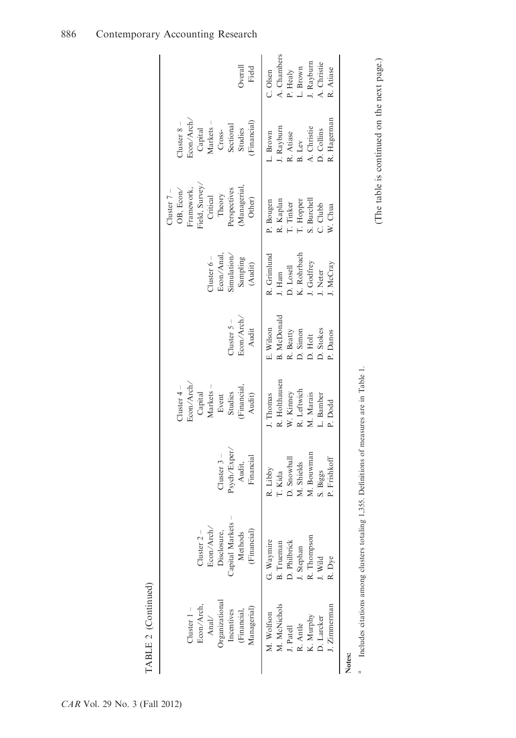TABLE 2 (Continued)

| Cluster 1 – Econ/Arch, Anal/ Organizational Incentives (Financial, Managerial) | Cluster 2 – Econ/Arch/ Disclosure, Capital Markets – Methods (Financial) | Cluster 3 – Psych/Exper/ Audit, Financial | Cluster 4 – Econ/Arch/ Capital Markets – Event Studies (Financial, Audit) | Cluster 5 – Econ/Arch/ Audit | Cluster 6 – Econ/Anal, Simulation/ Sampling (Audit) | Cluster 7 – OB, Econ/ Framework, Field, Survey/ Critical Theory Perspectives (Managerial, Other) | Cluster 8 – Econ/Arch/ Capital Markets – Cross-Sectional Studies (Financial) | Overall Field |
|---|---|---|---|---|---|---|---|---|
| M. Wolfson | G. Waymire | R. Libby | J. Thomas | E. Wilson | R. Grimlund | P. Bougen | L. Brown | C. Olsen |
| M. McNichols | B. Trueman | T. Kida | R. Holthausen | B. McDonald | J. Ham | R. Kaplan | J. Rayburn | A. Chambers |
| J. Patell | D. Philbrick | D. Snowball | W. Kinney | R. Beatty | D. Losell | T. Tinker | R. Atiase | P. Healy |
| R. Antle | J. Stephan | M. Shields | R. Leftwich | D. Simon | K. Rohrbach | T. Hopper | B. Lev | L. Brown |
| K. Murphy | R. Thompson | M. Bouwman | M. Marais | D. Holt | J. Godfrey | S. Burchell | A. Christie | J. Rayburn |
| D. Larcker | J. Wild | S. Biggs | L. Bamber | D. Stokes | J. Neter | C. Clubb | D. Collins | A. Christie |
| J. Zimmerman | R. Dye | P. Frishkoff | P. Dodd | P. Danos | J. McCray | W. Chua | R. Hagerman | R. Atiase |

**Notes:**

[a] Includes citations among clusters totaling 1,355. Definitions of measures are in Table 1.

(The table is continued on the next page.)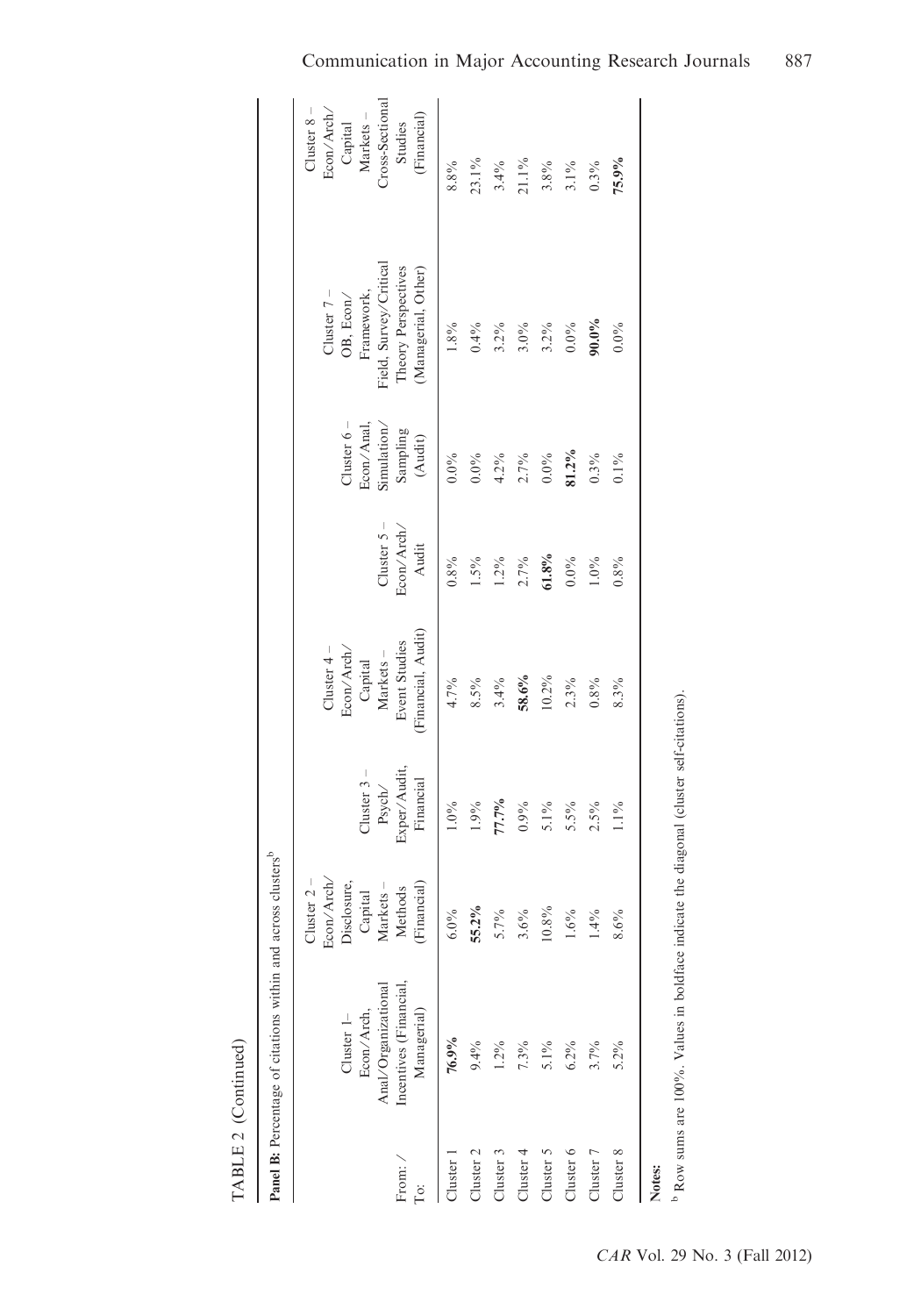TABLE 2 (Continued)

**Panel B:** Percentage of citations within and across clusters[b]

| From: / To: | Cluster 1– Econ/Arch, Anal/Organizational Incentives (Financial, Managerial) | Cluster 2 – Econ/Arch/ Disclosure, Capital Markets – Methods (Financial) | Cluster 3 – Psych/ Exper/Audit, Financial | Cluster 4 – Econ/Arch/ Capital Markets – Event Studies (Financial, Audit) | Cluster 5 – Econ/Arch/ Audit | Cluster 6 – Econ/Anal, Simulation/ Sampling (Audit) | Cluster 7 – OB, Econ/ Framework, Field, Survey/Critical Theory Perspectives (Managerial, Other) | Cluster 8 – Econ/Arch/ Capital Markets – Cross-Sectional Studies (Financial) |
|---|---|---|---|---|---|---|---|---|
| Cluster 1 | **76.9%** | 6.0% | 1.0% | 4.7% | 0.8% | 0.0% | 1.8% | 8.8% |
| Cluster 2 | 9.4% | **55.2%** | 1.9% | 8.5% | 1.5% | 0.0% | 0.4% | 23.1% |
| Cluster 3 | 1.2% | 5.7% | **77.7%** | 3.4% | 1.2% | 4.2% | 3.2% | 3.4% |
| Cluster 4 | 7.3% | 3.6% | 0.9% | **58.6%** | 2.7% | 2.7% | 3.0% | 21.1% |
| Cluster 5 | 5.1% | 10.8% | 5.1% | 10.2% | **61.8%** | 0.0% | 3.2% | 3.8% |
| Cluster 6 | 6.2% | 1.6% | 5.5% | 2.3% | 0.0% | **81.2%** | 0.0% | 3.1% |
| Cluster 7 | 3.7% | 1.4% | 2.5% | 0.8% | 1.0% | 0.3% | **90.0%** | 0.3% |
| Cluster 8 | 5.2% | 8.6% | 1.1% | 8.3% | 0.8% | 0.1% | 0.0% | **75.9%** |

**Notes:**

[b] Row sums are 100%. Values in boldface indicate the diagonal (cluster self-citations).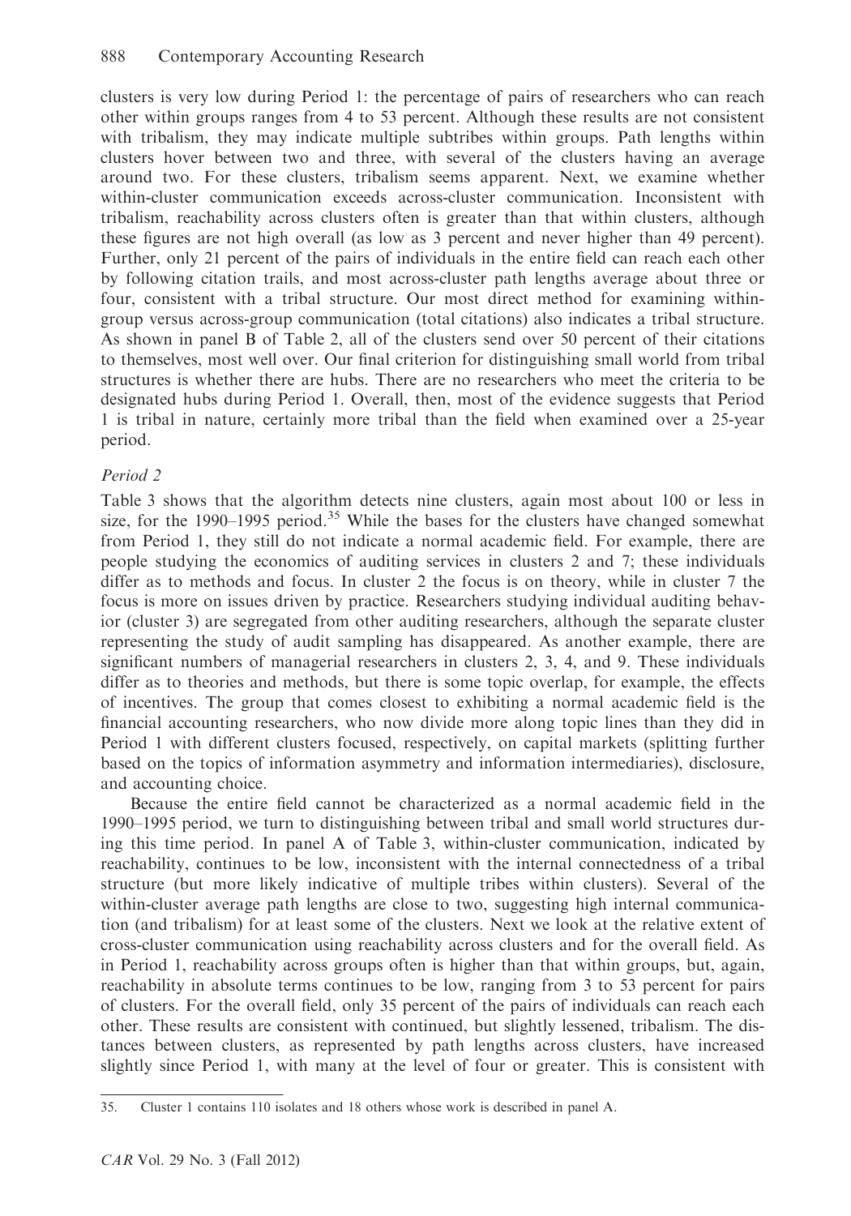clusters is very low during Period 1: the percentage of pairs of researchers who can reach other within groups ranges from 4 to 53 percent. Although these results are not consistent with tribalism, they may indicate multiple subtribes within groups. Path lengths within clusters hover between two and three, with several of the clusters having an average around two. For these clusters, tribalism seems apparent. Next, we examine whether within-cluster communication exceeds across-cluster communication. Inconsistent with tribalism, reachability across clusters often is greater than that within clusters, although these figures are not high overall (as low as 3 percent and never higher than 49 percent). Further, only 21 percent of the pairs of individuals in the entire field can reach each other by following citation trails, and most across-cluster path lengths average about three or four, consistent with a tribal structure. Our most direct method for examining within-group versus across-group communication (total citations) also indicates a tribal structure. As shown in panel B of Table 2, all of the clusters send over 50 percent of their citations to themselves, most well over. Our final criterion for distinguishing small world from tribal structures is whether there are hubs. There are no researchers who meet the criteria to be designated hubs during Period 1. Overall, then, most of the evidence suggests that Period 1 is tribal in nature, certainly more tribal than the field when examined over a 25-year period.

### *Period 2*

Table 3 shows that the algorithm detects nine clusters, again most about 100 or less in size, for the 1990–1995 period.[35] While the bases for the clusters have changed somewhat from Period 1, they still do not indicate a normal academic field. For example, there are people studying the economics of auditing services in clusters 2 and 7; these individuals differ as to methods and focus. In cluster 2 the focus is on theory, while in cluster 7 the focus is more on issues driven by practice. Researchers studying individual auditing behavior (cluster 3) are segregated from other auditing researchers, although the separate cluster representing the study of audit sampling has disappeared. As another example, there are significant numbers of managerial researchers in clusters 2, 3, 4, and 9. These individuals differ as to theories and methods, but there is some topic overlap, for example, the effects of incentives. The group that comes closest to exhibiting a normal academic field is the financial accounting researchers, who now divide more along topic lines than they did in Period 1 with different clusters focused, respectively, on capital markets (splitting further based on the topics of information asymmetry and information intermediaries), disclosure, and accounting choice.

Because the entire field cannot be characterized as a normal academic field in the 1990–1995 period, we turn to distinguishing between tribal and small world structures during this time period. In panel A of Table 3, within-cluster communication, indicated by reachability, continues to be low, inconsistent with the internal connectedness of a tribal structure (but more likely indicative of multiple tribes within clusters). Several of the within-cluster average path lengths are close to two, suggesting high internal communication (and tribalism) for at least some of the clusters. Next we look at the relative extent of cross-cluster communication using reachability across clusters and for the overall field. As in Period 1, reachability across groups often is higher than that within groups, but, again, reachability in absolute terms continues to be low, ranging from 3 to 53 percent for pairs of clusters. For the overall field, only 35 percent of the pairs of individuals can reach each other. These results are consistent with continued, but slightly lessened, tribalism. The distances between clusters, as represented by path lengths across clusters, have increased slightly since Period 1, with many at the level of four or greater. This is consistent with

35. Cluster 1 contains 110 isolates and 18 others whose work is described in panel A.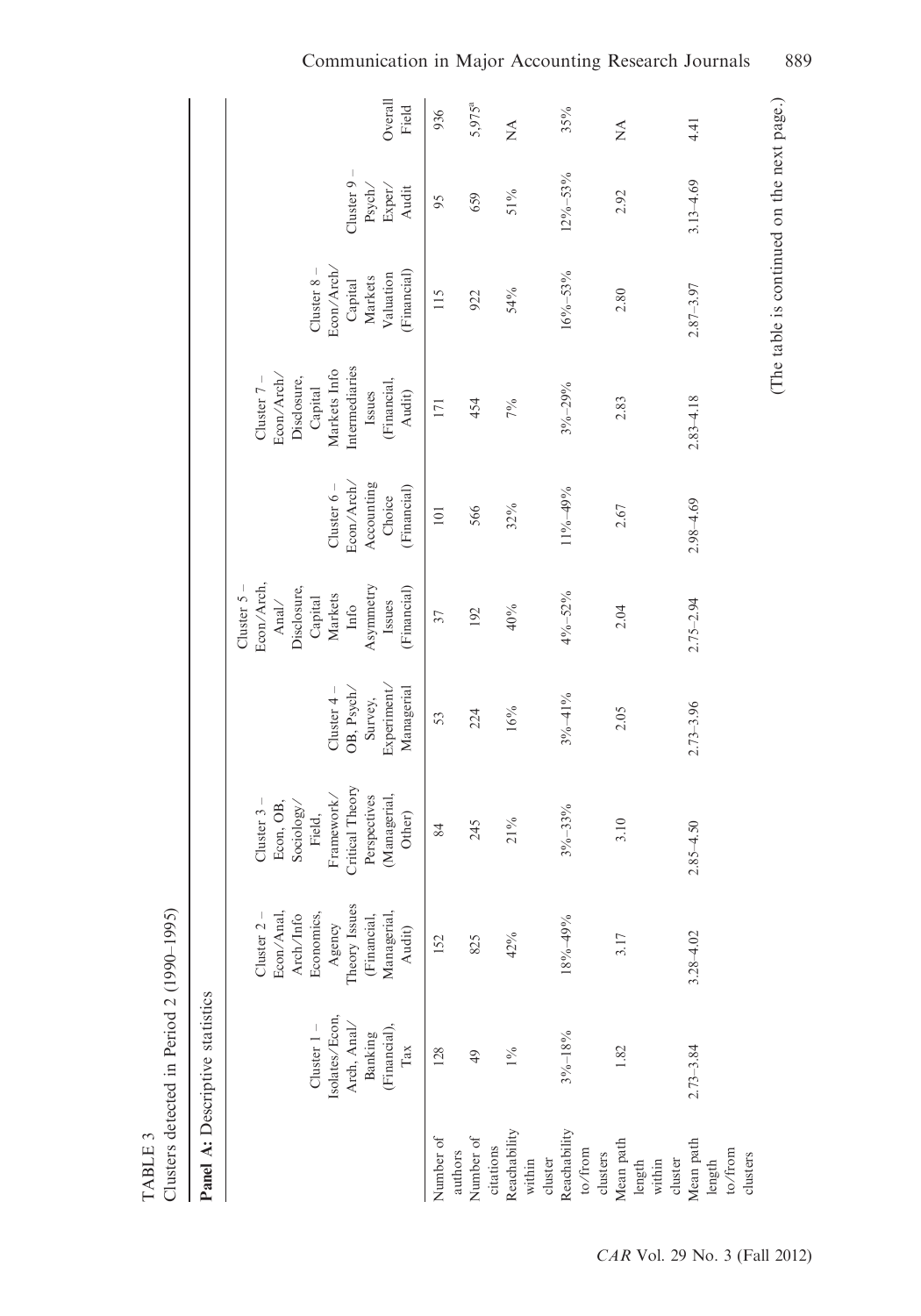TABLE 3

Clusters detected in Period 2 (1990–1995)

**Panel A:** Descriptive statistics

| | Cluster 1 – Isolates/Econ, Arch, Anal/ Banking (Financial), Tax | Cluster 2 – Econ/Anal, Arch/Info Economics, Agency Theory Issues (Financial, Managerial, Audit) | Cluster 3 – Econ, OB, Sociology/ Field, Framework/ Critical Theory Perspectives (Managerial, Other) | Cluster 4 – OB, Psych/ Survey, Experiment/ Managerial | Cluster 5 – Econ/Arch, Anal/ Disclosure, Capital Markets Info Asymmetry Issues (Financial) | Cluster 6 – Econ/Arch/ Accounting Choice (Financial) | Cluster 7 – Econ/Arch/ Disclosure, Capital Markets Info Intermediaries Issues (Financial, Audit) | Cluster 8 – Econ/Arch/ Capital Markets Valuation (Financial) | Cluster 9 – Psych/ Exper/ Audit | Overall Field |
|---|---|---|---|---|---|---|---|---|---|---|
| Number of authors | 128 | 152 | 84 | 53 | 37 | 101 | 171 | 115 | 95 | 936 |
| Number of citations | 49 | 825 | 245 | 224 | 192 | 566 | 454 | 922 | 659 | 5,975[a] |
| Reachability within cluster | 1% | 42% | 21% | 16% | 40% | 32% | 7% | 54% | 51% | NA |
| Reachability to/from clusters | 3%–18% | 18%–49% | 3%–33% | 3%–41% | 4%–52% | 11%–49% | 3%–29% | 16%–53% | 12%–53% | 35% |
| Mean path length within cluster | 1.82 | 3.17 | 3.10 | 2.05 | 2.04 | 2.67 | 2.83 | 2.80 | 2.92 | NA |
| Mean path length to/from clusters | 2.73–3.84 | 3.28–4.02 | 2.85–4.50 | 2.73–3.96 | 2.75–2.94 | 2.98–4.69 | 2.83–4.18 | 2.87–3.97 | 3.13–4.69 | 4.41 |

(The table is continued on the next page.)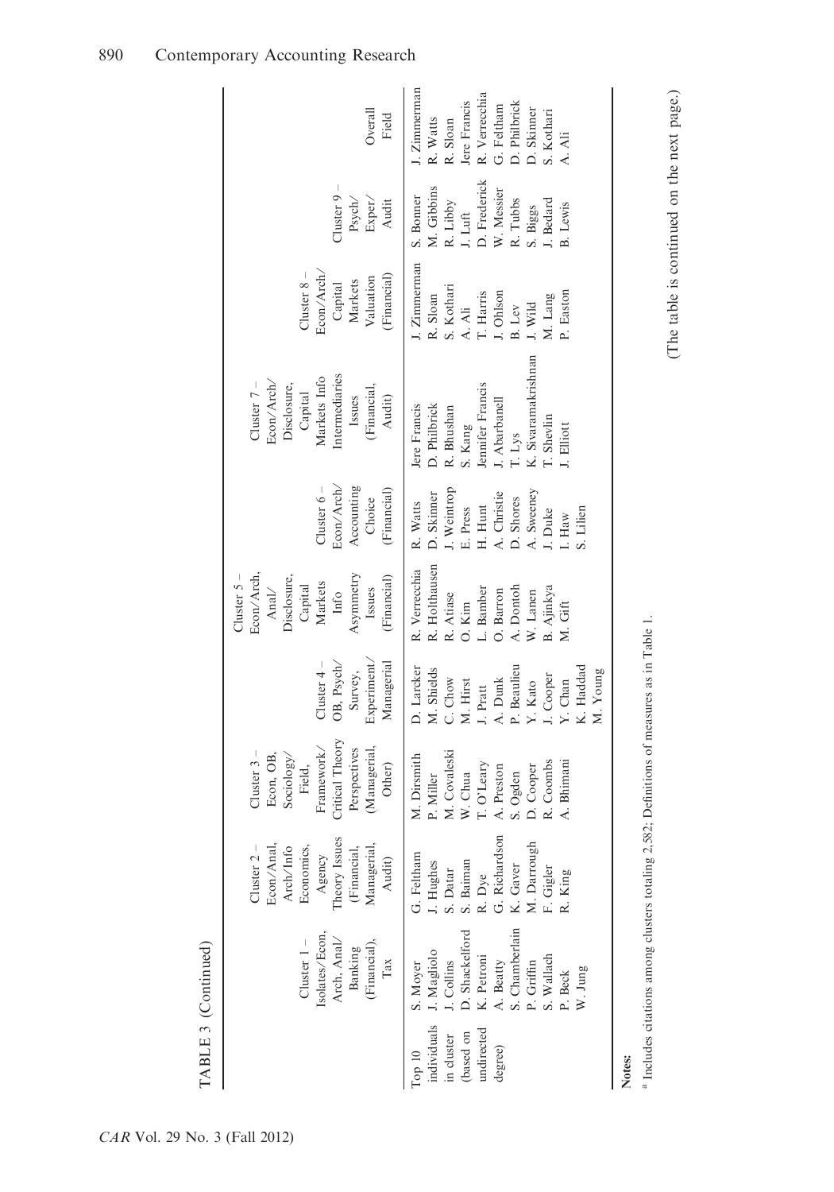TABLE 3 (Continued)

| | Cluster 1 – Isolates/Econ, Arch, Anal/ Banking (Financial), Tax | Cluster 2 – Econ/Anal, Arch/Info Economics, Agency Theory Issues (Financial, Managerial, Audit) | Cluster 3 – Econ, OB, Sociology/ Field, Framework/ Critical Theory Perspectives (Managerial, Other) | Cluster 4 – OB, Psych/ Survey, Experiment/ Managerial | Cluster 5 – Econ/Arch, Anal/ Disclosure, Capital Markets Info Asymmetry Issues (Financial) | Cluster 6 – Econ/Arch/ Accounting Choice (Financial) | Cluster 7 – Econ/Arch/ Disclosure, Capital Markets Info Intermediaries Issues (Financial, Audit) | Cluster 8 – Econ/Arch/ Capital Markets Valuation (Financial) | Cluster 9 – Psych/ Exper/ Audit | Overall Field |
|---|---|---|---|---|---|---|---|---|---|---|
| Top 10 individuals in cluster (based on undirected degree) | S. Moyer | G. Feltham | M. Dirsmith | D. Larcker | R. Verrecchia | R. Watts | Jere Francis | J. Zimmerman | S. Bonner | J. Zimmerman |
| | J. Magliolo | J. Hughes | P. Miller | M. Shields | R. Holthausen | D. Skinner | D. Philbrick | R. Sloan | M. Gibbins | R. Watts |
| | J. Collins | S. Datar | M. Covaleski | C. Chow | R. Atiase | J. Weintrop | R. Bhushan | S. Kothari | R. Libby | R. Sloan |
| | D. Shackelford | S. Baiman | W. Chua | M. Hirst | O. Kim | E. Press | S. Kang | A. Ali | J. Luft | Jere Francis |
| | K. Petroni | R. Dye | T. O'Leary | J. Pratt | L. Bamber | H. Hunt | Jennifer Francis | T. Harris | D. Frederick | R. Verrecchia |
| | A. Beatty | G. Richardson | A. Preston | A. Dunk | O. Barron | A. Christie | J. Abarbanell | J. Ohlson | W. Messier | G. Feltham |
| | S. Chamberlain | K. Gaver | S. Ogden | P. Beaulieu | A. Dontoh | D. Shores | T. Lys | B. Lev | R. Tubbs | D. Philbrick |
| | P. Griffin | M. Darrough | D. Cooper | Y. Kato | W. Lanen | A. Sweeney | K. Sivaramakrishnan | J. Wild | S. Biggs | D. Skinner |
| | S. Wallach | F. Gigler | R. Coombs | J. Cooper | B. Ajinkya | J. Duke | T. Shevlin | M. Lang | J. Bedard | S. Kothari |
| | P. Beck | R. King | A. Bhimani | Y. Chan | M. Gift | I. Haw | J. Elliott | P. Easton | B. Lewis | A. Ali |
| | W. Jung | | | K. Haddad | | S. Lilien | | | | |
| | | | | M. Young | | | | | | |

**Notes:**

[a] Includes citations among clusters totaling 2,582; Definitions of measures as in Table 1.

(The table is continued on the next page.)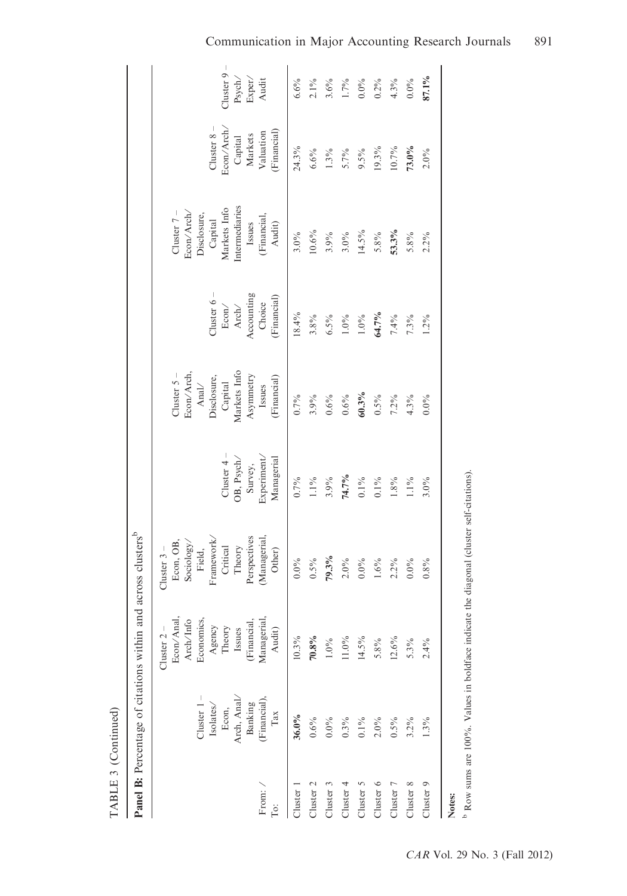TABLE 3 (Continued)

**Panel B:** Percentage of citations within and across clusters[b]

| From: / To: | Cluster 1 – Isolates/ Econ, Arch, Anal/ Banking (Financial), Tax | Cluster 2 – Econ/Anal, Arch/Info Economics, Agency Theory Issues (Financial, Managerial, Audit) | Cluster 3 – Econ, OB, Sociology/ Field, Framework/ Critical Theory Perspectives (Managerial, Other) | Cluster 4 – OB, Psych/ Survey, Experiment/ Managerial | Cluster 5 – Econ/Arch, Anal/ Disclosure, Capital Markets Info Asymmetry Issues (Financial) | Cluster 6 – Econ/ Arch/ Accounting Choice (Financial) | Cluster 7 – Econ/Arch/ Disclosure, Capital Markets Info Intermediaries Issues (Financial, Audit) | Cluster 8 – Econ/Arch/ Capital Markets Valuation (Financial) | Cluster 9 – Psych/ Exper/ Audit |
|---|---|---|---|---|---|---|---|---|---|
| Cluster 1 | **36.0%** | 10.3% | 0.0% | 0.7% | 0.7% | 18.4% | 3.0% | 24.3% | 6.6% |
| Cluster 2 | 0.6% | **70.8%** | 0.5% | 1.1% | 3.9% | 3.8% | 10.6% | 6.6% | 2.1% |
| Cluster 3 | 0.0% | 1.0% | **79.3%** | 3.9% | 0.6% | 6.5% | 3.9% | 1.3% | 3.6% |
| Cluster 4 | 0.3% | 11.0% | 2.0% | **74.7%** | 0.6% | 1.0% | 3.0% | 5.7% | 1.7% |
| Cluster 5 | 0.1% | 14.5% | 0.0% | 0.1% | **60.3%** | 1.0% | 14.5% | 9.5% | 0.0% |
| Cluster 6 | 2.0% | 5.8% | 1.6% | 0.1% | 0.5% | **64.7%** | 5.8% | 19.3% | 0.2% |
| Cluster 7 | 0.5% | 12.6% | 2.2% | 1.8% | 7.2% | 7.4% | **53.3%** | 10.7% | 4.3% |
| Cluster 8 | 3.2% | 5.3% | 0.0% | 1.1% | 4.3% | 7.3% | 5.8% | **73.0%** | 0.0% |
| Cluster 9 | 1.3% | 2.4% | 0.8% | 3.0% | 0.0% | 1.2% | 2.2% | 2.0% | **87.1%** |

**Notes:**

[b] Row sums are 100%. Values in boldface indicate the diagonal (cluster self-citations).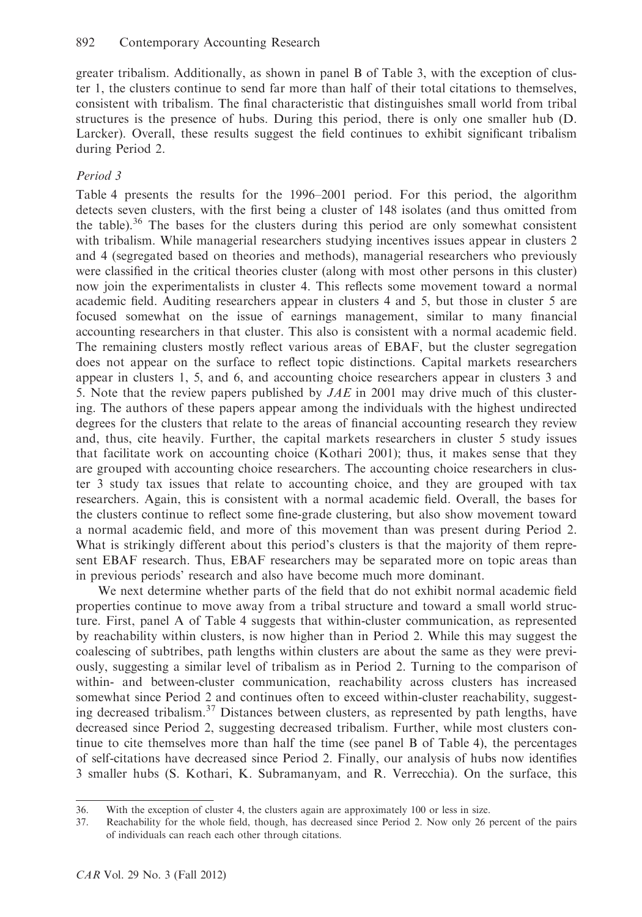greater tribalism. Additionally, as shown in panel B of Table 3, with the exception of cluster 1, the clusters continue to send far more than half of their total citations to themselves, consistent with tribalism. The final characteristic that distinguishes small world from tribal structures is the presence of hubs. During this period, there is only one smaller hub (D. Larcker). Overall, these results suggest the field continues to exhibit significant tribalism during Period 2.

*Period 3*

Table 4 presents the results for the 1996–2001 period. For this period, the algorithm detects seven clusters, with the first being a cluster of 148 isolates (and thus omitted from the table).[36] The bases for the clusters during this period are only somewhat consistent with tribalism. While managerial researchers studying incentives issues appear in clusters 2 and 4 (segregated based on theories and methods), managerial researchers who previously were classified in the critical theories cluster (along with most other persons in this cluster) now join the experimentalists in cluster 4. This reflects some movement toward a normal academic field. Auditing researchers appear in clusters 4 and 5, but those in cluster 5 are focused somewhat on the issue of earnings management, similar to many financial accounting researchers in that cluster. This also is consistent with a normal academic field. The remaining clusters mostly reflect various areas of EBAF, but the cluster segregation does not appear on the surface to reflect topic distinctions. Capital markets researchers appear in clusters 1, 5, and 6, and accounting choice researchers appear in clusters 3 and 5. Note that the review papers published by *JAE* in 2001 may drive much of this clustering. The authors of these papers appear among the individuals with the highest undirected degrees for the clusters that relate to the areas of financial accounting research they review and, thus, cite heavily. Further, the capital markets researchers in cluster 5 study issues that facilitate work on accounting choice (Kothari 2001); thus, it makes sense that they are grouped with accounting choice researchers. The accounting choice researchers in cluster 3 study tax issues that relate to accounting choice, and they are grouped with tax researchers. Again, this is consistent with a normal academic field. Overall, the bases for the clusters continue to reflect some fine-grade clustering, but also show movement toward a normal academic field, and more of this movement than was present during Period 2. What is strikingly different about this period's clusters is that the majority of them represent EBAF research. Thus, EBAF researchers may be separated more on topic areas than in previous periods' research and also have become much more dominant.

We next determine whether parts of the field that do not exhibit normal academic field properties continue to move away from a tribal structure and toward a small world structure. First, panel A of Table 4 suggests that within-cluster communication, as represented by reachability within clusters, is now higher than in Period 2. While this may suggest the coalescing of subtribes, path lengths within clusters are about the same as they were previously, suggesting a similar level of tribalism as in Period 2. Turning to the comparison of within- and between-cluster communication, reachability across clusters has increased somewhat since Period 2 and continues often to exceed within-cluster reachability, suggesting decreased tribalism.[37] Distances between clusters, as represented by path lengths, have decreased since Period 2, suggesting decreased tribalism. Further, while most clusters continue to cite themselves more than half the time (see panel B of Table 4), the percentages of self-citations have decreased since Period 2. Finally, our analysis of hubs now identifies 3 smaller hubs (S. Kothari, K. Subramanyam, and R. Verrecchia). On the surface, this

36. With the exception of cluster 4, the clusters again are approximately 100 or less in size.

37. Reachability for the whole field, though, has decreased since Period 2. Now only 26 percent of the pairs of individuals can reach each other through citations.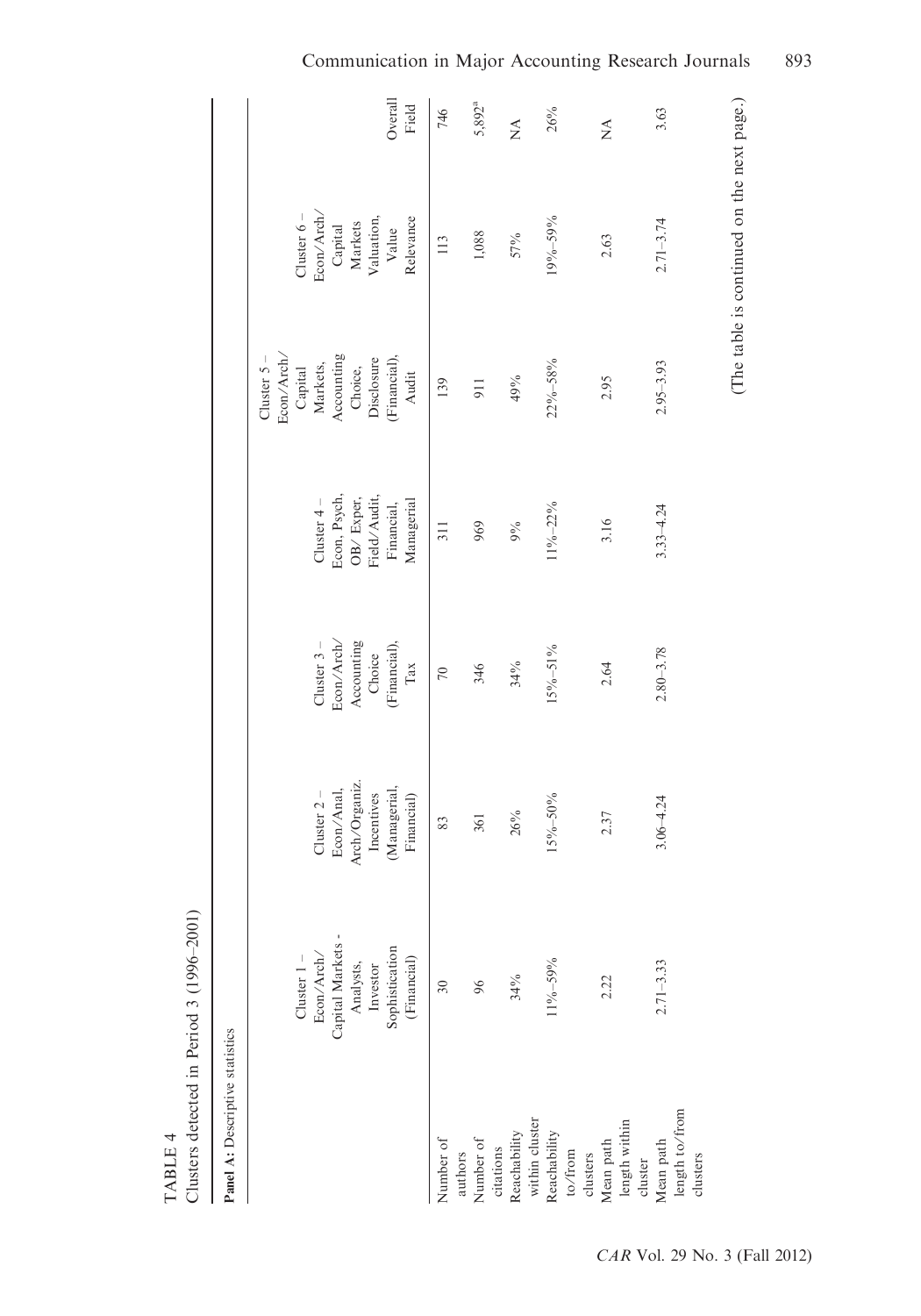TABLE 4

Clusters detected in Period 3 (1996–2001)

**Panel A:** Descriptive statistics

| | Cluster 1 – Econ/Arch/ Capital Markets - Analysts, Investor Sophistication (Financial) | Cluster 2 – Econ/Anal, Arch/Organiz. Incentives (Managerial, Financial) | Cluster 3 – Econ/Arch/ Accounting Choice (Financial), Tax | Cluster 4 – Econ, Psych, OB/ Exper, Field/Audit, Financial, Managerial | Cluster 5 – Econ/Arch/ Capital Markets, Accounting Choice, Disclosure (Financial), Audit | Cluster 6 – Econ/Arch/ Capital Markets Valuation, Value Relevance | Overall Field |
|---|---|---|---|---|---|---|---|
| Number of authors | 30 | 83 | 70 | 311 | 139 | 113 | 746 |
| Number of citations | 96 | 361 | 346 | 969 | 911 | 1,088 | 5,892[a] |
| Reachability within cluster | 34% | 26% | 34% | 9% | 49% | 57% | NA |
| Reachability to/from clusters | 11%–59% | 15%–50% | 15%–51% | 11%–22% | 22%–58% | 19%–59% | 26% |
| Mean path length within cluster | 2.22 | 2.37 | 2.64 | 3.16 | 2.95 | 2.63 | NA |
| Mean path length to/from clusters | 2.71–3.33 | 3.06–4.24 | 2.80–3.78 | 3.33–4.24 | 2.95–3.93 | 2.71–3.74 | 3.63 |

(The table is continued on the next page.)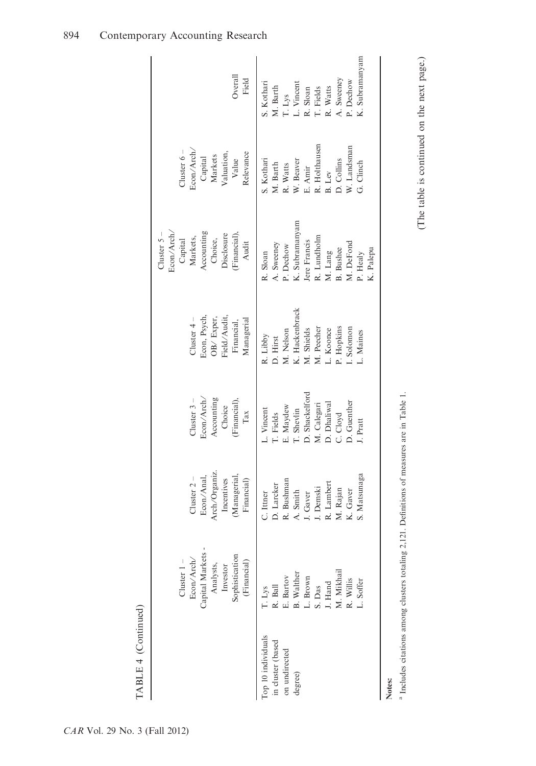TABLE 4 (Continued)

| | Cluster 1 – Econ/Arch/ Capital Markets - Analysts, Investor Sophistication (Financial) | Cluster 2 – Econ/Anal, Arch/Organiz. Incentives (Managerial, Financial) | Cluster 3 – Econ/Arch/ Accounting Choice (Financial), Tax | Cluster 4 – Econ, Psych, OB/ Exper, Field/Audit, Financial, Managerial | Cluster 5 – Econ/Arch/ Capital Markets, Accounting Choice, Disclosure (Financial), Audit | Cluster 6 – Econ/Arch/ Capital Markets Valuation, Value Relevance | Overall Field |
|---|---|---|---|---|---|---|---|
| Top 10 individuals in cluster (based on undirected degree) | T. Lys | C. Ittner | L. Vincent | R. Libby | R. Sloan | S. Kothari | S. Kothari |
| | R. Ball | D. Larcker | T. Fields | D. Hirst | A. Sweeney | M. Barth | M. Barth |
| | E. Bartov | R. Bushman | E. Maydew | M. Nelson | P. Dechow | R. Watts | T. Lys |
| | B. Walther | A. Smith | T. Shevlin | K. Hackenbrack | K. Subramanyam | W. Beaver | L. Vincent |
| | L. Brown | J. Gaver | D. Shackelford | M. Shields | Jere Francis | E. Amir | R. Sloan |
| | S. Das | J. Demski | M. Calegari | M. Peecher | R. Lundholm | R. Holthausen | T. Fields |
| | J. Hand | R. Lambert | D. Dhaliwal | L. Koonce | M. Lang | B. Lev | R. Watts |
| | M. Mikhail | M. Rajan | C. Cloyd | P. Hopkins | B. Bushee | D. Collins | A. Sweeney |
| | R. Willis | K. Gaver | D. Guenther | I. Solomon | M. DeFond | W. Landsman | P. Dechow |
| | L. Soffer | S. Matsunaga | J. Pratt | L. Maines | P. Healy | G. Clinch | K. Subramanyam |
| | | | | | K. Palepu | | |

**Notes:**

[a] Includes citations among clusters totaling 2,121. Definitions of measures are in Table 1.

(The table is continued on the next page.)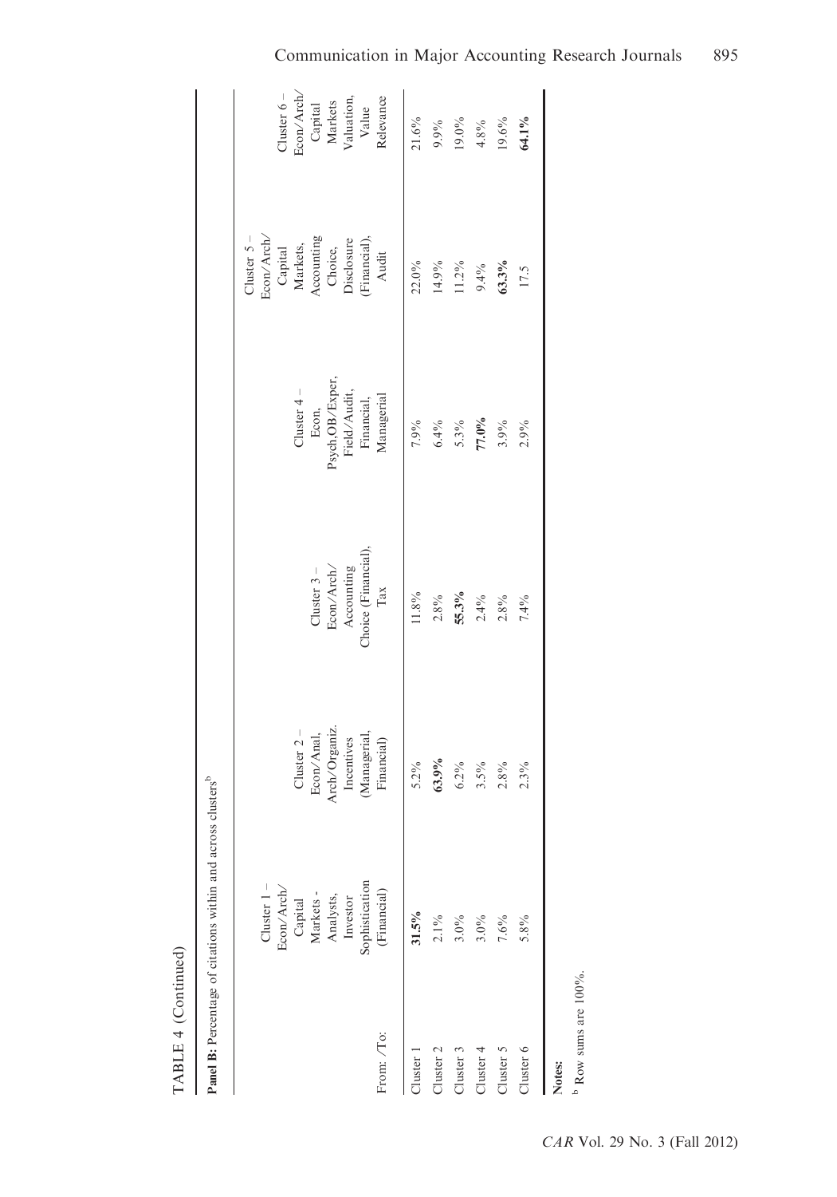TABLE 4 (Continued)

**Panel B:** Percentage of citations within and across clusters[b]

| From: /To: | Cluster 1 – Econ/Arch/ Capital Markets - Analysts, Investor Sophistication (Financial) | Cluster 2 – Econ/Anal, Arch/Organiz. Incentives (Managerial, Financial) | Cluster 3 – Econ/Arch/ Accounting Choice (Financial), Tax | Cluster 4 – Econ, Psych,OB/Exper, Field/Audit, Financial, Managerial | Cluster 5 – Econ/Arch/ Capital Markets, Accounting Choice, Disclosure (Financial), Audit | Cluster 6 – Econ/Arch/ Capital Markets Valuation, Value Relevance |
|---|---|---|---|---|---|---|
| Cluster 1 | **31.5%** | 5.2% | 11.8% | 7.9% | 22.0% | 21.6% |
| Cluster 2 | 2.1% | **63.9%** | 2.8% | 6.4% | 14.9% | 9.9% |
| Cluster 3 | 3.0% | 6.2% | **55.3%** | 5.3% | 11.2% | 19.0% |
| Cluster 4 | 3.0% | 3.5% | 2.4% | **77.0%** | 9.4% | 4.8% |
| Cluster 5 | 7.6% | 2.8% | 2.8% | 3.9% | **63.3%** | 19.6% |
| Cluster 6 | 5.8% | 2.3% | 7.4% | 2.9% | 17.5 | **64.1%** |

**Notes:**

[b] Row sums are 100%.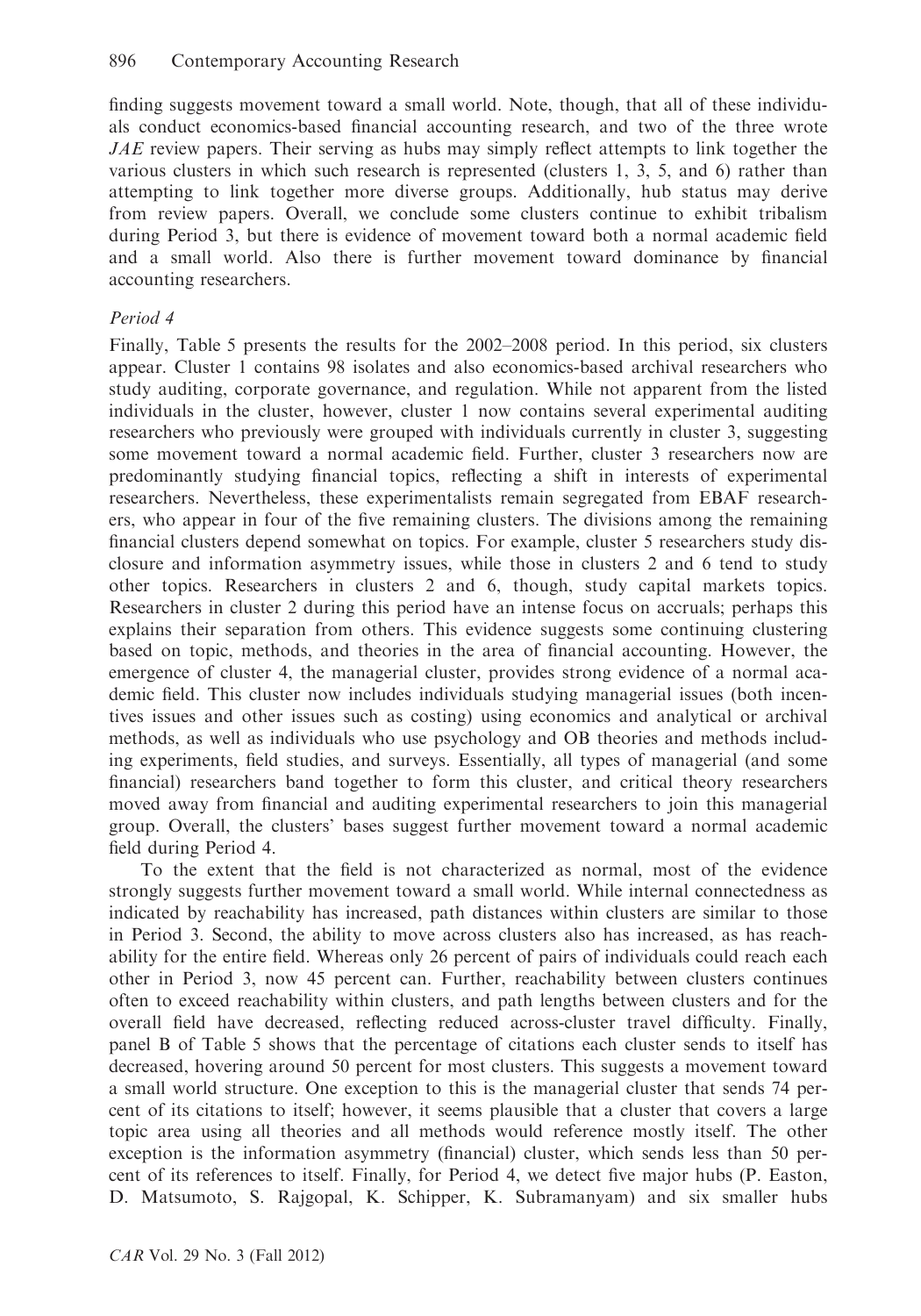finding suggests movement toward a small world. Note, though, that all of these individuals conduct economics-based financial accounting research, and two of the three wrote *JAE* review papers. Their serving as hubs may simply reflect attempts to link together the various clusters in which such research is represented (clusters 1, 3, 5, and 6) rather than attempting to link together more diverse groups. Additionally, hub status may derive from review papers. Overall, we conclude some clusters continue to exhibit tribalism during Period 3, but there is evidence of movement toward both a normal academic field and a small world. Also there is further movement toward dominance by financial accounting researchers.

*Period 4*

Finally, Table 5 presents the results for the 2002–2008 period. In this period, six clusters appear. Cluster 1 contains 98 isolates and also economics-based archival researchers who study auditing, corporate governance, and regulation. While not apparent from the listed individuals in the cluster, however, cluster 1 now contains several experimental auditing researchers who previously were grouped with individuals currently in cluster 3, suggesting some movement toward a normal academic field. Further, cluster 3 researchers now are predominantly studying financial topics, reflecting a shift in interests of experimental researchers. Nevertheless, these experimentalists remain segregated from EBAF researchers, who appear in four of the five remaining clusters. The divisions among the remaining financial clusters depend somewhat on topics. For example, cluster 5 researchers study disclosure and information asymmetry issues, while those in clusters 2 and 6 tend to study other topics. Researchers in clusters 2 and 6, though, study capital markets topics. Researchers in cluster 2 during this period have an intense focus on accruals; perhaps this explains their separation from others. This evidence suggests some continuing clustering based on topic, methods, and theories in the area of financial accounting. However, the emergence of cluster 4, the managerial cluster, provides strong evidence of a normal academic field. This cluster now includes individuals studying managerial issues (both incentives issues and other issues such as costing) using economics and analytical or archival methods, as well as individuals who use psychology and OB theories and methods including experiments, field studies, and surveys. Essentially, all types of managerial (and some financial) researchers band together to form this cluster, and critical theory researchers moved away from financial and auditing experimental researchers to join this managerial group. Overall, the clusters' bases suggest further movement toward a normal academic field during Period 4.

To the extent that the field is not characterized as normal, most of the evidence strongly suggests further movement toward a small world. While internal connectedness as indicated by reachability has increased, path distances within clusters are similar to those in Period 3. Second, the ability to move across clusters also has increased, as has reachability for the entire field. Whereas only 26 percent of pairs of individuals could reach each other in Period 3, now 45 percent can. Further, reachability between clusters continues often to exceed reachability within clusters, and path lengths between clusters and for the overall field have decreased, reflecting reduced across-cluster travel difficulty. Finally, panel B of Table 5 shows that the percentage of citations each cluster sends to itself has decreased, hovering around 50 percent for most clusters. This suggests a movement toward a small world structure. One exception to this is the managerial cluster that sends 74 percent of its citations to itself; however, it seems plausible that a cluster that covers a large topic area using all theories and all methods would reference mostly itself. The other exception is the information asymmetry (financial) cluster, which sends less than 50 percent of its references to itself. Finally, for Period 4, we detect five major hubs (P. Easton, D. Matsumoto, S. Rajgopal, K. Schipper, K. Subramanyam) and six smaller hubs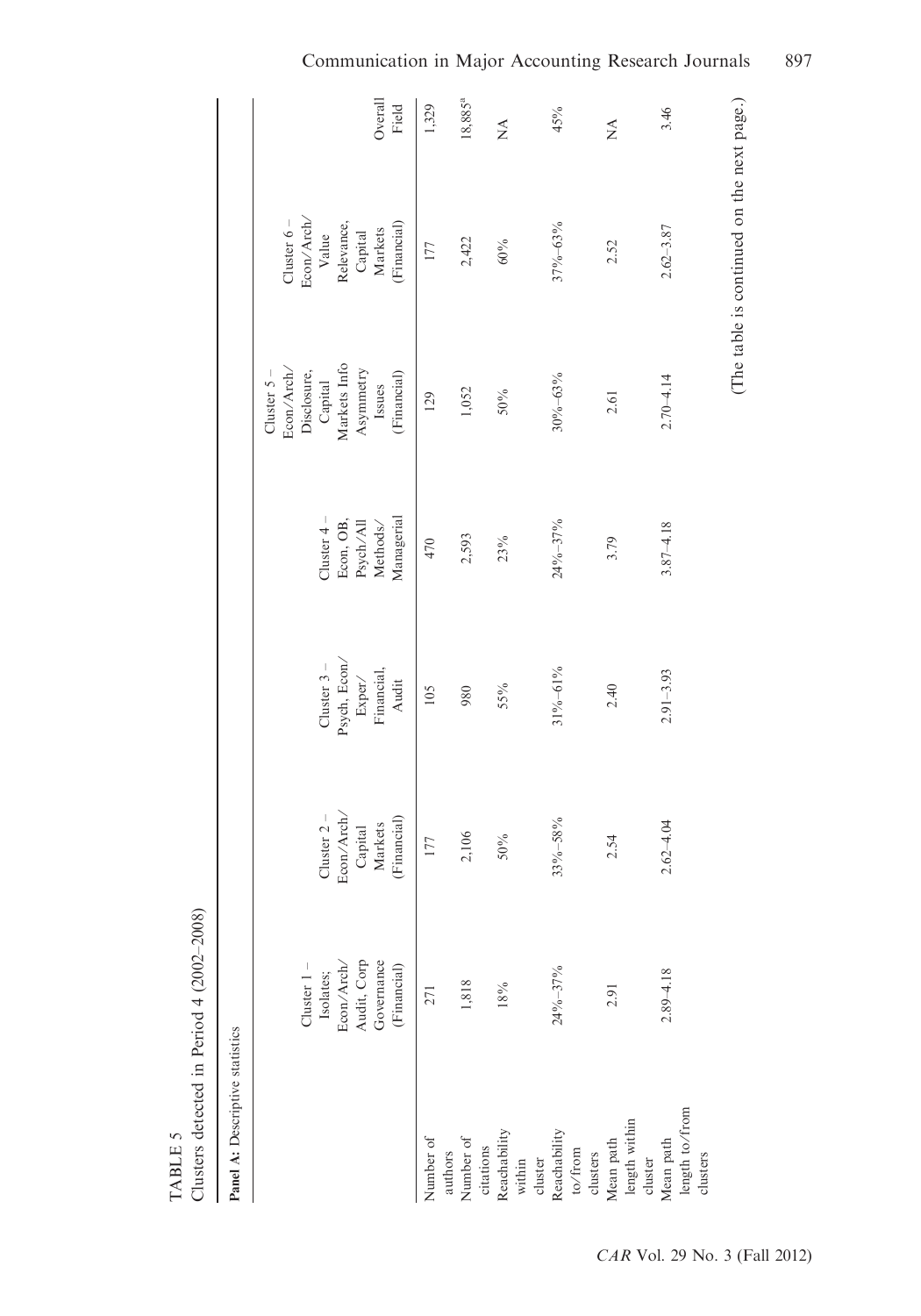TABLE 5

Clusters detected in Period 4 (2002–2008)

**Panel A:** Descriptive statistics

| | Cluster 1 – Isolates; Econ/Arch/ Audit, Corp Governance (Financial) | Cluster 2 – Econ/Arch/ Capital Markets (Financial) | Cluster 3 – Psych, Econ/ Exper/ Financial, Audit | Cluster 4 – Econ, OB, Psych/All Methods/ Managerial | Cluster 5 – Econ/Arch/ Disclosure, Capital Markets Info Asymmetry Issues (Financial) | Cluster 6 – Econ/Arch/ Value Relevance, Capital Markets (Financial) | Overall Field |
|---|---|---|---|---|---|---|---|
| Number of authors | 271 | 177 | 105 | 470 | 129 | 177 | 1,329 |
| Number of citations | 1,818 | 2,106 | 980 | 2,593 | 1,052 | 2,422 | 18,885[a] |
| Reachability within cluster | 18% | 50% | 55% | 23% | 50% | 60% | NA |
| Reachability to/from clusters | 24%–37% | 33%–58% | 31%–61% | 24%–37% | 30%–63% | 37%–63% | 45% |
| Mean path length within cluster | 2.91 | 2.54 | 2.40 | 3.79 | 2.61 | 2.52 | NA |
| Mean path length to/from clusters | 2.89–4.18 | 2.62–4.04 | 2.91–3.93 | 3.87–4.18 | 2.70–4.14 | 2.62–3.87 | 3.46 |

(The table is continued on the next page.)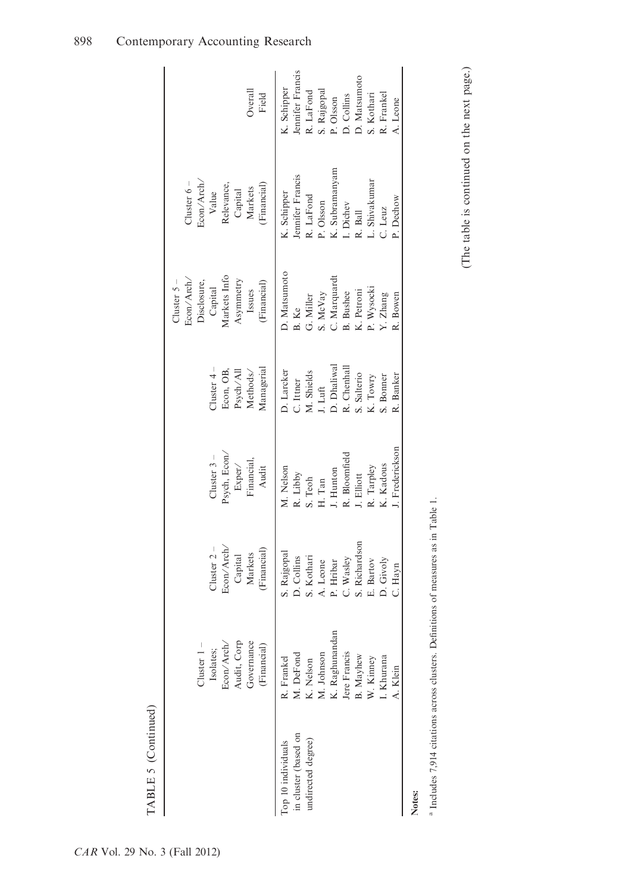TABLE 5 (Continued)

| | Cluster 1 – Isolates; Econ/Arch/ Audit, Corp Governance (Financial) | Cluster 2 – Econ/Arch/ Capital Markets (Financial) | Cluster 3 – Psych, Econ/ Exper/ Financial, Audit | Cluster 4 – Econ, OB, Psych/All Methods/ Managerial | Cluster 5 – Econ/Arch/ Disclosure, Capital Markets Info Asymmetry Issues (Financial) | Cluster 6 – Econ/Arch/ Value Relevance, Capital Markets (Financial) | Overall Field |
|---|---|---|---|---|---|---|---|
| Top 10 individuals in cluster (based on undirected degree) | R. Frankel | S. Rajgopal | M. Nelson | D. Larcker | D. Matsumoto | K. Schipper | K. Schipper |
| | M. DeFond | D. Collins | R. Libby | C. Ittner | B. Ke | Jennifer Francis | Jennifer Francis |
| | K. Nelson | S. Kothari | S. Teoh | M. Shields | G. Miller | R. LaFond | R. LaFond |
| | M. Johnson | A. Leone | H. Tan | J. Luft | S. McVay | P. Olsson | S. Rajgopal |
| | K. Raghunandan | P. Hribar | J. Hunton | D. Dhaliwal | C. Marquardt | K. Subramanyam | P. Olsson |
| | Jere Francis | C. Wasley | R. Bloomfield | R. Chenhall | B. Bushee | I. Dichev | D. Collins |
| | B. Mayhew | S. Richardson | J. Elliott | S. Salterio | K. Petroni | R. Ball | D. Matsumoto |
| | W. Kinney | E. Bartov | R. Tarpley | K. Towry | P. Wysocki | L. Shivakumar | S. Kothari |
| | I. Khurana | D. Givoly | K. Kadous | S. Bonner | Y. Zhang | C. Leuz | R. Frankel |
| | A. Klein | C. Hayn | J. Frederickson | R. Banker | R. Bowen | P. Dechow | A. Leone |

**Notes:**

[a] Includes 7,914 citations across clusters. Definitions of measures as in Table 1.

(The table is continued on the next page.)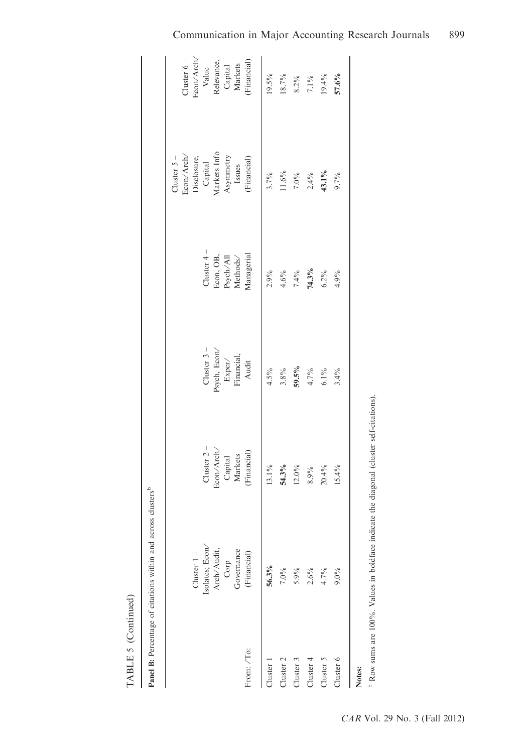TABLE 5 (Continued)

**Panel B:** Percentage of citations within and across clusters[b]

| From: /To: | Cluster 1 – Isolates; Econ/Arch/Audit, Corp Governance (Financial) | Cluster 2 – Econ/Arch/Capital Markets (Financial) | Cluster 3 – Psych, Econ/Exper/Financial, Audit | Cluster 4 – Econ, OB, Psych/All Methods/Managerial | Cluster 5 – Econ/Arch/Disclosure, Capital Markets Info Asymmetry Issues (Financial) | Cluster 6 – Econ/Arch/Value Relevance, Capital Markets (Financial) |
|---|---|---|---|---|---|---|
| Cluster 1 | **56.3%** | 13.1% | 4.5% | 2.9% | 3.7% | 19.5% |
| Cluster 2 | 7.0% | **54.3%** | 3.8% | 4.6% | 11.6% | 18.7% |
| Cluster 3 | 5.9% | 12.0% | **59.5%** | 7.4% | 7.0% | 8.2% |
| Cluster 4 | 2.6% | 8.9% | 4.7% | **74.3%** | 2.4% | 7.1% |
| Cluster 5 | 4.7% | 20.4% | 6.1% | 6.2% | **43.1%** | 19.4% |
| Cluster 6 | 9.0% | 15.4% | 3.4% | 4.9% | 9.7% | **57.6%** |

**Notes:**

[b] Row sums are 100%. Values in boldface indicate the diagonal (cluster self-citations).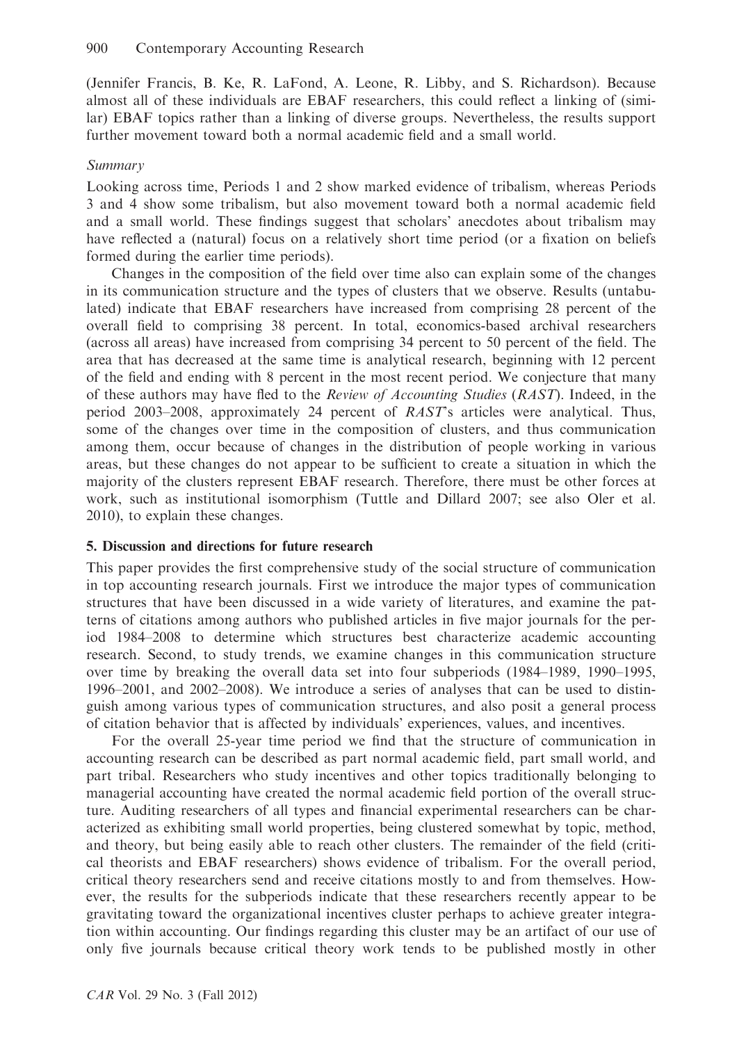(Jennifer Francis, B. Ke, R. LaFond, A. Leone, R. Libby, and S. Richardson). Because almost all of these individuals are EBAF researchers, this could reflect a linking of (similar) EBAF topics rather than a linking of diverse groups. Nevertheless, the results support further movement toward both a normal academic field and a small world.

*Summary*

Looking across time, Periods 1 and 2 show marked evidence of tribalism, whereas Periods 3 and 4 show some tribalism, but also movement toward both a normal academic field and a small world. These findings suggest that scholars' anecdotes about tribalism may have reflected a (natural) focus on a relatively short time period (or a fixation on beliefs formed during the earlier time periods).

Changes in the composition of the field over time also can explain some of the changes in its communication structure and the types of clusters that we observe. Results (untabulated) indicate that EBAF researchers have increased from comprising 28 percent of the overall field to comprising 38 percent. In total, economics-based archival researchers (across all areas) have increased from comprising 34 percent to 50 percent of the field. The area that has decreased at the same time is analytical research, beginning with 12 percent of the field and ending with 8 percent in the most recent period. We conjecture that many of these authors may have fled to the *Review of Accounting Studies* (*RAST*). Indeed, in the period 2003–2008, approximately 24 percent of *RAST*'s articles were analytical. Thus, some of the changes over time in the composition of clusters, and thus communication among them, occur because of changes in the distribution of people working in various areas, but these changes do not appear to be sufficient to create a situation in which the majority of the clusters represent EBAF research. Therefore, there must be other forces at work, such as institutional isomorphism (Tuttle and Dillard 2007; see also Oler et al. 2010), to explain these changes.

## 5. Discussion and directions for future research

This paper provides the first comprehensive study of the social structure of communication in top accounting research journals. First we introduce the major types of communication structures that have been discussed in a wide variety of literatures, and examine the patterns of citations among authors who published articles in five major journals for the period 1984–2008 to determine which structures best characterize academic accounting research. Second, to study trends, we examine changes in this communication structure over time by breaking the overall data set into four subperiods (1984–1989, 1990–1995, 1996–2001, and 2002–2008). We introduce a series of analyses that can be used to distinguish among various types of communication structures, and also posit a general process of citation behavior that is affected by individuals' experiences, values, and incentives.

For the overall 25-year time period we find that the structure of communication in accounting research can be described as part normal academic field, part small world, and part tribal. Researchers who study incentives and other topics traditionally belonging to managerial accounting have created the normal academic field portion of the overall structure. Auditing researchers of all types and financial experimental researchers can be characterized as exhibiting small world properties, being clustered somewhat by topic, method, and theory, but being easily able to reach other clusters. The remainder of the field (critical theorists and EBAF researchers) shows evidence of tribalism. For the overall period, critical theory researchers send and receive citations mostly to and from themselves. However, the results for the subperiods indicate that these researchers recently appear to be gravitating toward the organizational incentives cluster perhaps to achieve greater integration within accounting. Our findings regarding this cluster may be an artifact of our use of only five journals because critical theory work tends to be published mostly in other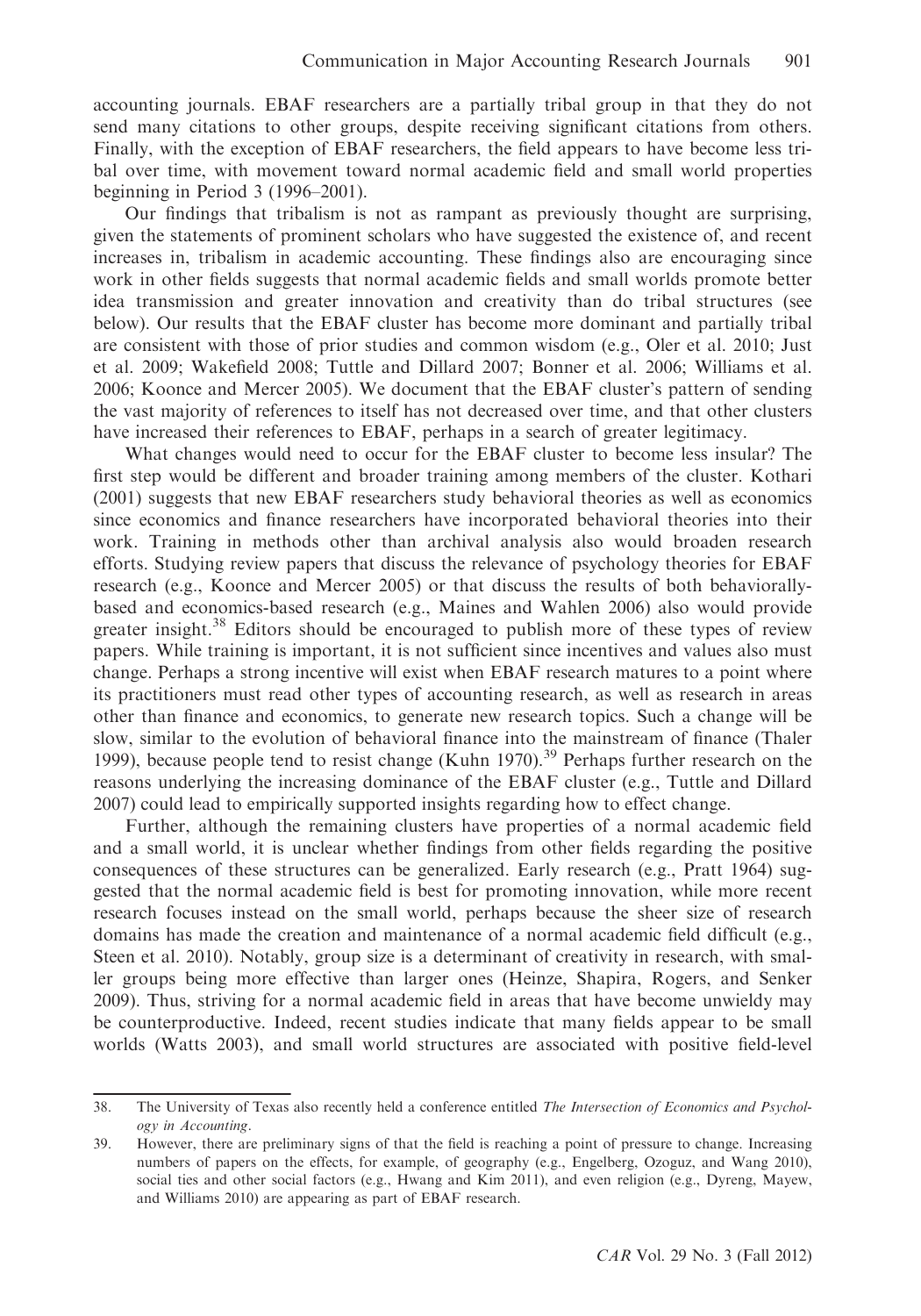accounting journals. EBAF researchers are a partially tribal group in that they do not send many citations to other groups, despite receiving significant citations from others. Finally, with the exception of EBAF researchers, the field appears to have become less tribal over time, with movement toward normal academic field and small world properties beginning in Period 3 (1996–2001).

Our findings that tribalism is not as rampant as previously thought are surprising, given the statements of prominent scholars who have suggested the existence of, and recent increases in, tribalism in academic accounting. These findings also are encouraging since work in other fields suggests that normal academic fields and small worlds promote better idea transmission and greater innovation and creativity than do tribal structures (see below). Our results that the EBAF cluster has become more dominant and partially tribal are consistent with those of prior studies and common wisdom (e.g., Oler et al. 2010; Just et al. 2009; Wakefield 2008; Tuttle and Dillard 2007; Bonner et al. 2006; Williams et al. 2006; Koonce and Mercer 2005). We document that the EBAF cluster's pattern of sending the vast majority of references to itself has not decreased over time, and that other clusters have increased their references to EBAF, perhaps in a search of greater legitimacy.

What changes would need to occur for the EBAF cluster to become less insular? The first step would be different and broader training among members of the cluster. Kothari (2001) suggests that new EBAF researchers study behavioral theories as well as economics since economics and finance researchers have incorporated behavioral theories into their work. Training in methods other than archival analysis also would broaden research efforts. Studying review papers that discuss the relevance of psychology theories for EBAF research (e.g., Koonce and Mercer 2005) or that discuss the results of both behaviorally-based and economics-based research (e.g., Maines and Wahlen 2006) also would provide greater insight.[38] Editors should be encouraged to publish more of these types of review papers. While training is important, it is not sufficient since incentives and values also must change. Perhaps a strong incentive will exist when EBAF research matures to a point where its practitioners must read other types of accounting research, as well as research in areas other than finance and economics, to generate new research topics. Such a change will be slow, similar to the evolution of behavioral finance into the mainstream of finance (Thaler 1999), because people tend to resist change (Kuhn 1970).[39] Perhaps further research on the reasons underlying the increasing dominance of the EBAF cluster (e.g., Tuttle and Dillard 2007) could lead to empirically supported insights regarding how to effect change.

Further, although the remaining clusters have properties of a normal academic field and a small world, it is unclear whether findings from other fields regarding the positive consequences of these structures can be generalized. Early research (e.g., Pratt 1964) suggested that the normal academic field is best for promoting innovation, while more recent research focuses instead on the small world, perhaps because the sheer size of research domains has made the creation and maintenance of a normal academic field difficult (e.g., Steen et al. 2010). Notably, group size is a determinant of creativity in research, with smaller groups being more effective than larger ones (Heinze, Shapira, Rogers, and Senker 2009). Thus, striving for a normal academic field in areas that have become unwieldy may be counterproductive. Indeed, recent studies indicate that many fields appear to be small worlds (Watts 2003), and small world structures are associated with positive field-level

---

38. The University of Texas also recently held a conference entitled *The Intersection of Economics and Psychology in Accounting*.

39. However, there are preliminary signs of that the field is reaching a point of pressure to change. Increasing numbers of papers on the effects, for example, of geography (e.g., Engelberg, Ozoguz, and Wang 2010), social ties and other social factors (e.g., Hwang and Kim 2011), and even religion (e.g., Dyreng, Mayew, and Williams 2010) are appearing as part of EBAF research.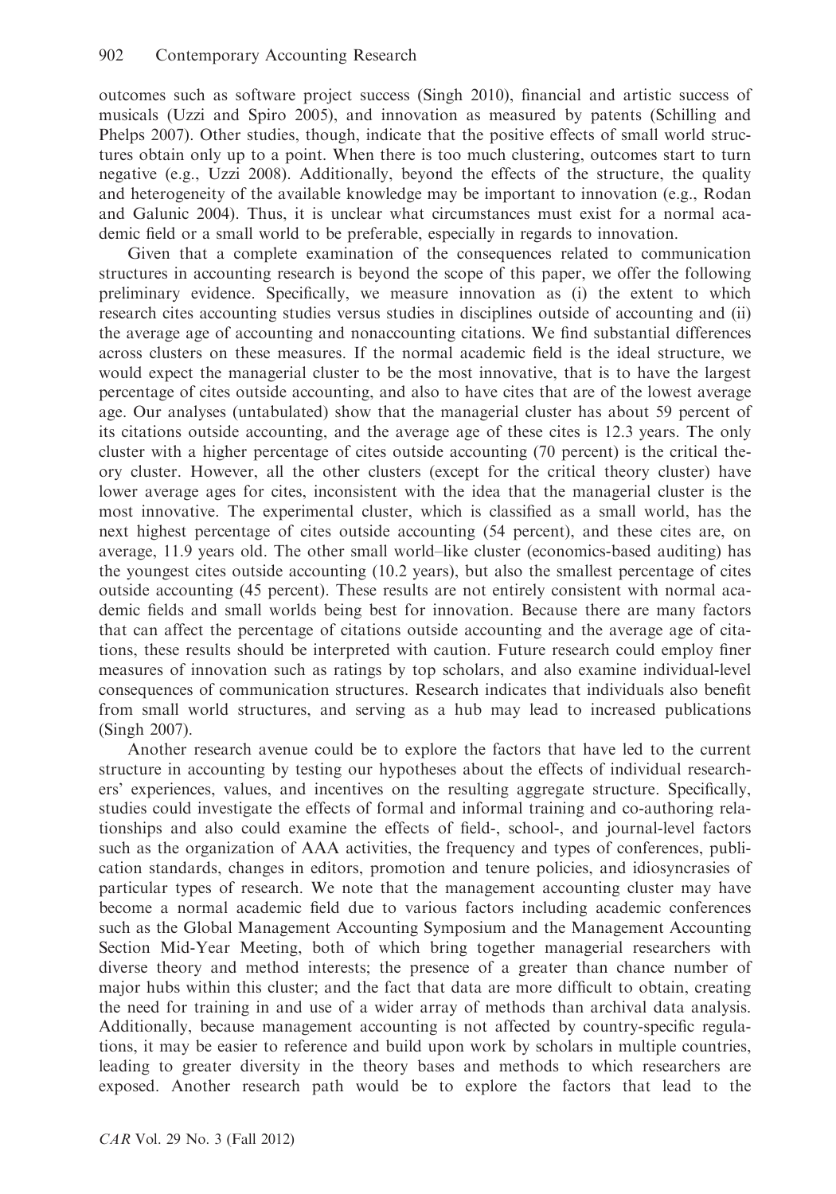outcomes such as software project success (Singh 2010), financial and artistic success of musicals (Uzzi and Spiro 2005), and innovation as measured by patents (Schilling and Phelps 2007). Other studies, though, indicate that the positive effects of small world structures obtain only up to a point. When there is too much clustering, outcomes start to turn negative (e.g., Uzzi 2008). Additionally, beyond the effects of the structure, the quality and heterogeneity of the available knowledge may be important to innovation (e.g., Rodan and Galunic 2004). Thus, it is unclear what circumstances must exist for a normal academic field or a small world to be preferable, especially in regards to innovation.

Given that a complete examination of the consequences related to communication structures in accounting research is beyond the scope of this paper, we offer the following preliminary evidence. Specifically, we measure innovation as (i) the extent to which research cites accounting studies versus studies in disciplines outside of accounting and (ii) the average age of accounting and nonaccounting citations. We find substantial differences across clusters on these measures. If the normal academic field is the ideal structure, we would expect the managerial cluster to be the most innovative, that is to have the largest percentage of cites outside accounting, and also to have cites that are of the lowest average age. Our analyses (untabulated) show that the managerial cluster has about 59 percent of its citations outside accounting, and the average age of these cites is 12.3 years. The only cluster with a higher percentage of cites outside accounting (70 percent) is the critical theory cluster. However, all the other clusters (except for the critical theory cluster) have lower average ages for cites, inconsistent with the idea that the managerial cluster is the most innovative. The experimental cluster, which is classified as a small world, has the next highest percentage of cites outside accounting (54 percent), and these cites are, on average, 11.9 years old. The other small world–like cluster (economics-based auditing) has the youngest cites outside accounting (10.2 years), but also the smallest percentage of cites outside accounting (45 percent). These results are not entirely consistent with normal academic fields and small worlds being best for innovation. Because there are many factors that can affect the percentage of citations outside accounting and the average age of citations, these results should be interpreted with caution. Future research could employ finer measures of innovation such as ratings by top scholars, and also examine individual-level consequences of communication structures. Research indicates that individuals also benefit from small world structures, and serving as a hub may lead to increased publications (Singh 2007).

Another research avenue could be to explore the factors that have led to the current structure in accounting by testing our hypotheses about the effects of individual researchers' experiences, values, and incentives on the resulting aggregate structure. Specifically, studies could investigate the effects of formal and informal training and co-authoring relationships and also could examine the effects of field-, school-, and journal-level factors such as the organization of AAA activities, the frequency and types of conferences, publication standards, changes in editors, promotion and tenure policies, and idiosyncrasies of particular types of research. We note that the management accounting cluster may have become a normal academic field due to various factors including academic conferences such as the Global Management Accounting Symposium and the Management Accounting Section Mid-Year Meeting, both of which bring together managerial researchers with diverse theory and method interests; the presence of a greater than chance number of major hubs within this cluster; and the fact that data are more difficult to obtain, creating the need for training in and use of a wider array of methods than archival data analysis. Additionally, because management accounting is not affected by country-specific regulations, it may be easier to reference and build upon work by scholars in multiple countries, leading to greater diversity in the theory bases and methods to which researchers are exposed. Another research path would be to explore the factors that lead to the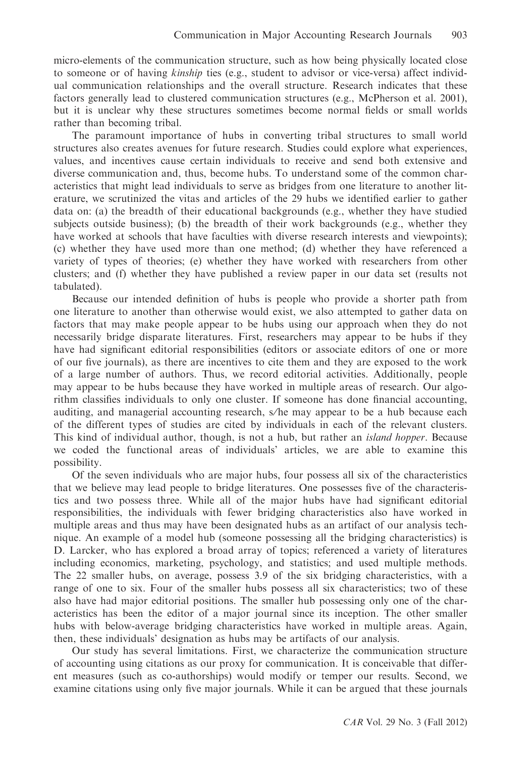micro-elements of the communication structure, such as how being physically located close to someone or of having *kinship* ties (e.g., student to advisor or vice-versa) affect individual communication relationships and the overall structure. Research indicates that these factors generally lead to clustered communication structures (e.g., McPherson et al. 2001), but it is unclear why these structures sometimes become normal fields or small worlds rather than becoming tribal.

The paramount importance of hubs in converting tribal structures to small world structures also creates avenues for future research. Studies could explore what experiences, values, and incentives cause certain individuals to receive and send both extensive and diverse communication and, thus, become hubs. To understand some of the common characteristics that might lead individuals to serve as bridges from one literature to another literature, we scrutinized the vitas and articles of the 29 hubs we identified earlier to gather data on: (a) the breadth of their educational backgrounds (e.g., whether they have studied subjects outside business); (b) the breadth of their work backgrounds (e.g., whether they have worked at schools that have faculties with diverse research interests and viewpoints); (c) whether they have used more than one method; (d) whether they have referenced a variety of types of theories; (e) whether they have worked with researchers from other clusters; and (f) whether they have published a review paper in our data set (results not tabulated).

Because our intended definition of hubs is people who provide a shorter path from one literature to another than otherwise would exist, we also attempted to gather data on factors that may make people appear to be hubs using our approach when they do not necessarily bridge disparate literatures. First, researchers may appear to be hubs if they have had significant editorial responsibilities (editors or associate editors of one or more of our five journals), as there are incentives to cite them and they are exposed to the work of a large number of authors. Thus, we record editorial activities. Additionally, people may appear to be hubs because they have worked in multiple areas of research. Our algorithm classifies individuals to only one cluster. If someone has done financial accounting, auditing, and managerial accounting research, s/he may appear to be a hub because each of the different types of studies are cited by individuals in each of the relevant clusters. This kind of individual author, though, is not a hub, but rather an *island hopper*. Because we coded the functional areas of individuals' articles, we are able to examine this possibility.

Of the seven individuals who are major hubs, four possess all six of the characteristics that we believe may lead people to bridge literatures. One possesses five of the characteristics and two possess three. While all of the major hubs have had significant editorial responsibilities, the individuals with fewer bridging characteristics also have worked in multiple areas and thus may have been designated hubs as an artifact of our analysis technique. An example of a model hub (someone possessing all the bridging characteristics) is D. Larcker, who has explored a broad array of topics; referenced a variety of literatures including economics, marketing, psychology, and statistics; and used multiple methods. The 22 smaller hubs, on average, possess 3.9 of the six bridging characteristics, with a range of one to six. Four of the smaller hubs possess all six characteristics; two of these also have had major editorial positions. The smaller hub possessing only one of the characteristics has been the editor of a major journal since its inception. The other smaller hubs with below-average bridging characteristics have worked in multiple areas. Again, then, these individuals' designation as hubs may be artifacts of our analysis.

Our study has several limitations. First, we characterize the communication structure of accounting using citations as our proxy for communication. It is conceivable that different measures (such as co-authorships) would modify or temper our results. Second, we examine citations using only five major journals. While it can be argued that these journals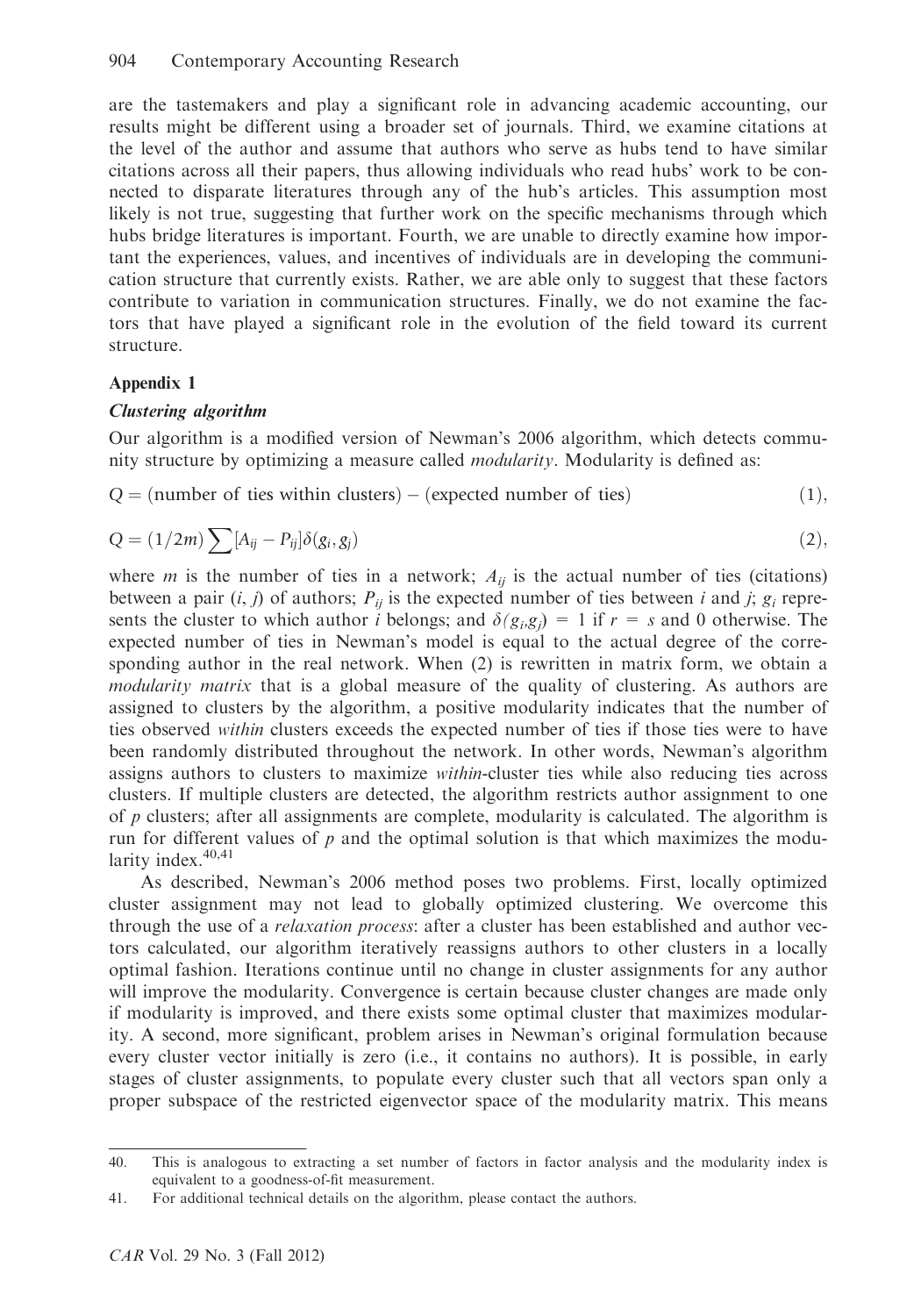are the tastemakers and play a significant role in advancing academic accounting, our results might be different using a broader set of journals. Third, we examine citations at the level of the author and assume that authors who serve as hubs tend to have similar citations across all their papers, thus allowing individuals who read hubs' work to be connected to disparate literatures through any of the hub's articles. This assumption most likely is not true, suggesting that further work on the specific mechanisms through which hubs bridge literatures is important. Fourth, we are unable to directly examine how important the experiences, values, and incentives of individuals are in developing the communication structure that currently exists. Rather, we are able only to suggest that these factors contribute to variation in communication structures. Finally, we do not examine the factors that have played a significant role in the evolution of the field toward its current structure.

## Appendix 1

### *Clustering algorithm*

Our algorithm is a modified version of Newman's 2006 algorithm, which detects community structure by optimizing a measure called *modularity*. Modularity is defined as:

$$Q = (\text{number of ties within clusters}) - (\text{expected number of ties}) \tag{1}$$

$$Q = (1/2m)\sum[A_{ij} - P_{ij}]\delta(g_i, g_j) \tag{2}$$

where $m$ is the number of ties in a network; $A_{ij}$ is the actual number of ties (citations) between a pair $(i, j)$ of authors; $P_{ij}$ is the expected number of ties between $i$ and $j$; $g_i$ represents the cluster to which author $i$ belongs; and $\delta(g_i,g_j) = 1$ if $r = s$ and 0 otherwise. The expected number of ties in Newman's model is equal to the actual degree of the corresponding author in the real network. When (2) is rewritten in matrix form, we obtain a *modularity matrix* that is a global measure of the quality of clustering. As authors are assigned to clusters by the algorithm, a positive modularity indicates that the number of ties observed *within* clusters exceeds the expected number of ties if those ties were to have been randomly distributed throughout the network. In other words, Newman's algorithm assigns authors to clusters to maximize *within*-cluster ties while also reducing ties across clusters. If multiple clusters are detected, the algorithm restricts author assignment to one of $p$ clusters; after all assignments are complete, modularity is calculated. The algorithm is run for different values of $p$ and the optimal solution is that which maximizes the modularity index.[40,41]

As described, Newman's 2006 method poses two problems. First, locally optimized cluster assignment may not lead to globally optimized clustering. We overcome this through the use of a *relaxation process*: after a cluster has been established and author vectors calculated, our algorithm iteratively reassigns authors to other clusters in a locally optimal fashion. Iterations continue until no change in cluster assignments for any author will improve the modularity. Convergence is certain because cluster changes are made only if modularity is improved, and there exists some optimal cluster that maximizes modularity. A second, more significant, problem arises in Newman's original formulation because every cluster vector initially is zero (i.e., it contains no authors). It is possible, in early stages of cluster assignments, to populate every cluster such that all vectors span only a proper subspace of the restricted eigenvector space of the modularity matrix. This means

---

40. This is analogous to extracting a set number of factors in factor analysis and the modularity index is equivalent to a goodness-of-fit measurement.

41. For additional technical details on the algorithm, please contact the authors.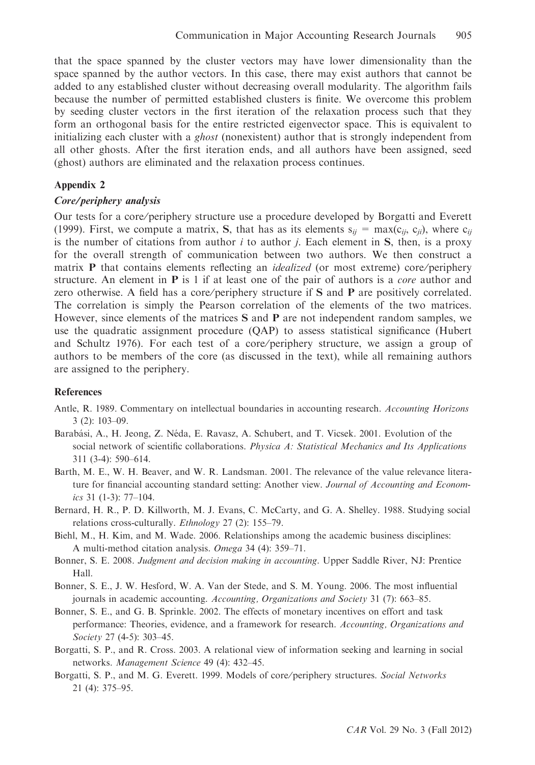that the space spanned by the cluster vectors may have lower dimensionality than the space spanned by the author vectors. In this case, there may exist authors that cannot be added to any established cluster without decreasing overall modularity. The algorithm fails because the number of permitted established clusters is finite. We overcome this problem by seeding cluster vectors in the first iteration of the relaxation process such that they form an orthogonal basis for the entire restricted eigenvector space. This is equivalent to initializing each cluster with a *ghost* (nonexistent) author that is strongly independent from all other ghosts. After the first iteration ends, and all authors have been assigned, seed (ghost) authors are eliminated and the relaxation process continues.

## Appendix 2

### *Core/periphery analysis*

Our tests for a core/periphery structure use a procedure developed by Borgatti and Everett (1999). First, we compute a matrix, **S**, that has as its elements $s_{ij} = \max(c_{ij}, c_{ji})$, where $c_{ij}$ is the number of citations from author $i$ to author $j$. Each element in **S**, then, is a proxy for the overall strength of communication between two authors. We then construct a matrix **P** that contains elements reflecting an *idealized* (or most extreme) core/periphery structure. An element in **P** is 1 if at least one of the pair of authors is a *core* author and zero otherwise. A field has a core/periphery structure if **S** and **P** are positively correlated. The correlation is simply the Pearson correlation of the elements of the two matrices. However, since elements of the matrices **S** and **P** are not independent random samples, we use the quadratic assignment procedure (QAP) to assess statistical significance (Hubert and Schultz 1976). For each test of a core/periphery structure, we assign a group of authors to be members of the core (as discussed in the text), while all remaining authors are assigned to the periphery.

## References

Antle, R. 1989. Commentary on intellectual boundaries in accounting research. *Accounting Horizons* 3 (2): 103–09.

Barabási, A., H. Jeong, Z. Néda, E. Ravasz, A. Schubert, and T. Vicsek. 2001. Evolution of the social network of scientific collaborations. *Physica A: Statistical Mechanics and Its Applications* 311 (3-4): 590–614.

Barth, M. E., W. H. Beaver, and W. R. Landsman. 2001. The relevance of the value relevance literature for financial accounting standard setting: Another view. *Journal of Accounting and Economics* 31 (1-3): 77–104.

Bernard, H. R., P. D. Killworth, M. J. Evans, C. McCarty, and G. A. Shelley. 1988. Studying social relations cross-culturally. *Ethnology* 27 (2): 155–79.

Biehl, M., H. Kim, and M. Wade. 2006. Relationships among the academic business disciplines: A multi-method citation analysis. *Omega* 34 (4): 359–71.

Bonner, S. E. 2008. *Judgment and decision making in accounting*. Upper Saddle River, NJ: Prentice Hall.

Bonner, S. E., J. W. Hesford, W. A. Van der Stede, and S. M. Young. 2006. The most influential journals in academic accounting. *Accounting, Organizations and Society* 31 (7): 663–85.

Bonner, S. E., and G. B. Sprinkle. 2002. The effects of monetary incentives on effort and task performance: Theories, evidence, and a framework for research. *Accounting, Organizations and Society* 27 (4-5): 303–45.

Borgatti, S. P., and R. Cross. 2003. A relational view of information seeking and learning in social networks. *Management Science* 49 (4): 432–45.

Borgatti, S. P., and M. G. Everett. 1999. Models of core/periphery structures. *Social Networks* 21 (4): 375–95.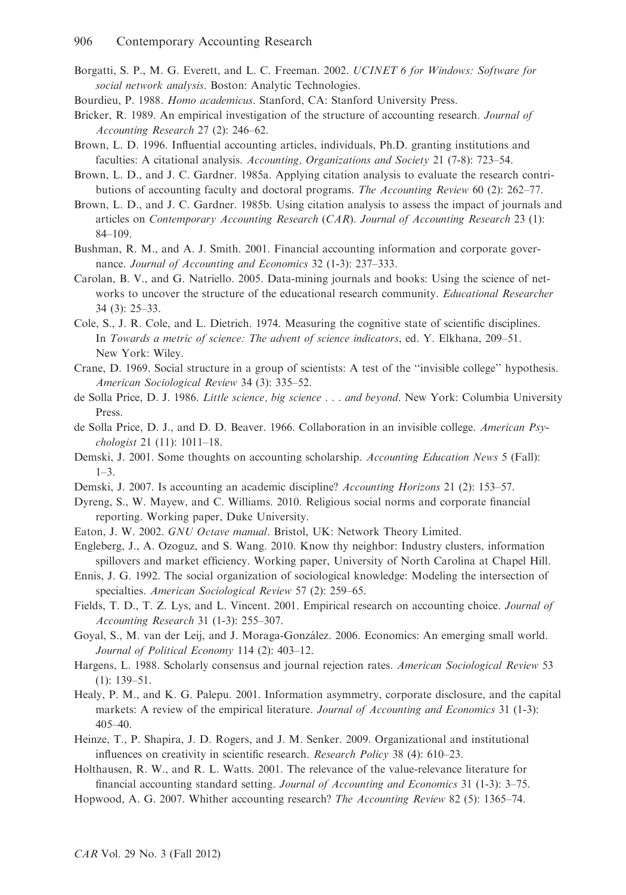Borgatti, S. P., M. G. Everett, and L. C. Freeman. 2002. *UCINET 6 for Windows: Software for social network analysis*. Boston: Analytic Technologies.

Bourdieu, P. 1988. *Homo academicus*. Stanford, CA: Stanford University Press.

Bricker, R. 1989. An empirical investigation of the structure of accounting research. *Journal of Accounting Research* 27 (2): 246–62.

Brown, L. D. 1996. Influential accounting articles, individuals, Ph.D. granting institutions and faculties: A citational analysis. *Accounting, Organizations and Society* 21 (7-8): 723–54.

Brown, L. D., and J. C. Gardner. 1985a. Applying citation analysis to evaluate the research contributions of accounting faculty and doctoral programs. *The Accounting Review* 60 (2): 262–77.

Brown, L. D., and J. C. Gardner. 1985b. Using citation analysis to assess the impact of journals and articles on *Contemporary Accounting Research* (*CAR*). *Journal of Accounting Research* 23 (1): 84–109.

Bushman, R. M., and A. J. Smith. 2001. Financial accounting information and corporate governance. *Journal of Accounting and Economics* 32 (1-3): 237–333.

Carolan, B. V., and G. Natriello. 2005. Data-mining journals and books: Using the science of networks to uncover the structure of the educational research community. *Educational Researcher* 34 (3): 25–33.

Cole, S., J. R. Cole, and L. Dietrich. 1974. Measuring the cognitive state of scientific disciplines. In *Towards a metric of science: The advent of science indicators*, ed. Y. Elkhana, 209–51. New York: Wiley.

Crane, D. 1969. Social structure in a group of scientists: A test of the "invisible college" hypothesis. *American Sociological Review* 34 (3): 335–52.

de Solla Price, D. J. 1986. *Little science, big science . . . and beyond*. New York: Columbia University Press.

de Solla Price, D. J., and D. D. Beaver. 1966. Collaboration in an invisible college. *American Psychologist* 21 (11): 1011–18.

Demski, J. 2001. Some thoughts on accounting scholarship. *Accounting Education News* 5 (Fall): 1–3.

Demski, J. 2007. Is accounting an academic discipline? *Accounting Horizons* 21 (2): 153–57.

Dyreng, S., W. Mayew, and C. Williams. 2010. Religious social norms and corporate financial reporting. Working paper, Duke University.

Eaton, J. W. 2002. *GNU Octave manual*. Bristol, UK: Network Theory Limited.

Engleberg, J., A. Ozoguz, and S. Wang. 2010. Know thy neighbor: Industry clusters, information spillovers and market efficiency. Working paper, University of North Carolina at Chapel Hill.

Ennis, J. G. 1992. The social organization of sociological knowledge: Modeling the intersection of specialties. *American Sociological Review* 57 (2): 259–65.

Fields, T. D., T. Z. Lys, and L. Vincent. 2001. Empirical research on accounting choice. *Journal of Accounting Research* 31 (1-3): 255–307.

Goyal, S., M. van der Leij, and J. Moraga-González. 2006. Economics: An emerging small world. *Journal of Political Economy* 114 (2): 403–12.

Hargens, L. 1988. Scholarly consensus and journal rejection rates. *American Sociological Review* 53 (1): 139–51.

Healy, P. M., and K. G. Palepu. 2001. Information asymmetry, corporate disclosure, and the capital markets: A review of the empirical literature. *Journal of Accounting and Economics* 31 (1-3): 405–40.

Heinze, T., P. Shapira, J. D. Rogers, and J. M. Senker. 2009. Organizational and institutional influences on creativity in scientific research. *Research Policy* 38 (4): 610–23.

Holthausen, R. W., and R. L. Watts. 2001. The relevance of the value-relevance literature for financial accounting standard setting. *Journal of Accounting and Economics* 31 (1-3): 3–75.

Hopwood, A. G. 2007. Whither accounting research? *The Accounting Review* 82 (5): 1365–74.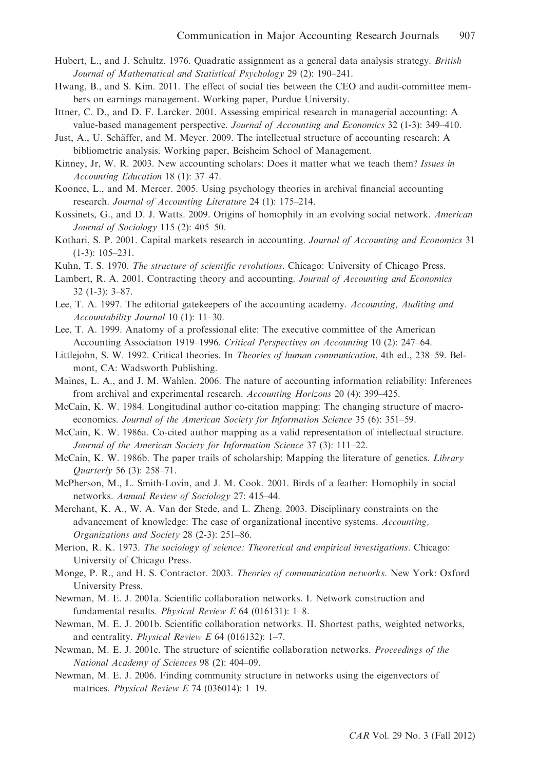Hubert, L., and J. Schultz. 1976. Quadratic assignment as a general data analysis strategy. *British Journal of Mathematical and Statistical Psychology* 29 (2): 190–241.

Hwang, B., and S. Kim. 2011. The effect of social ties between the CEO and audit-committee members on earnings management. Working paper, Purdue University.

Ittner, C. D., and D. F. Larcker. 2001. Assessing empirical research in managerial accounting: A value-based management perspective. *Journal of Accounting and Economics* 32 (1-3): 349–410.

Just, A., U. Schäffer, and M. Meyer. 2009. The intellectual structure of accounting research: A bibliometric analysis. Working paper, Beisheim School of Management.

Kinney, Jr, W. R. 2003. New accounting scholars: Does it matter what we teach them? *Issues in Accounting Education* 18 (1): 37–47.

Koonce, L., and M. Mercer. 2005. Using psychology theories in archival financial accounting research. *Journal of Accounting Literature* 24 (1): 175–214.

Kossinets, G., and D. J. Watts. 2009. Origins of homophily in an evolving social network. *American Journal of Sociology* 115 (2): 405–50.

Kothari, S. P. 2001. Capital markets research in accounting. *Journal of Accounting and Economics* 31 (1-3): 105–231.

Kuhn, T. S. 1970. *The structure of scientific revolutions*. Chicago: University of Chicago Press.

Lambert, R. A. 2001. Contracting theory and accounting. *Journal of Accounting and Economics* 32 (1-3): 3–87.

Lee, T. A. 1997. The editorial gatekeepers of the accounting academy. *Accounting, Auditing and Accountability Journal* 10 (1): 11–30.

Lee, T. A. 1999. Anatomy of a professional elite: The executive committee of the American Accounting Association 1919–1996. *Critical Perspectives on Accounting* 10 (2): 247–64.

Littlejohn, S. W. 1992. Critical theories. In *Theories of human communication*, 4th ed., 238–59. Belmont, CA: Wadsworth Publishing.

Maines, L. A., and J. M. Wahlen. 2006. The nature of accounting information reliability: Inferences from archival and experimental research. *Accounting Horizons* 20 (4): 399–425.

McCain, K. W. 1984. Longitudinal author co-citation mapping: The changing structure of macroeconomics. *Journal of the American Society for Information Science* 35 (6): 351–59.

McCain, K. W. 1986a. Co-cited author mapping as a valid representation of intellectual structure. *Journal of the American Society for Information Science* 37 (3): 111–22.

McCain, K. W. 1986b. The paper trails of scholarship: Mapping the literature of genetics. *Library Quarterly* 56 (3): 258–71.

McPherson, M., L. Smith-Lovin, and J. M. Cook. 2001. Birds of a feather: Homophily in social networks. *Annual Review of Sociology* 27: 415–44.

Merchant, K. A., W. A. Van der Stede, and L. Zheng. 2003. Disciplinary constraints on the advancement of knowledge: The case of organizational incentive systems. *Accounting, Organizations and Society* 28 (2-3): 251–86.

Merton, R. K. 1973. *The sociology of science: Theoretical and empirical investigations*. Chicago: University of Chicago Press.

Monge, P. R., and H. S. Contractor. 2003. *Theories of communication networks*. New York: Oxford University Press.

Newman, M. E. J. 2001a. Scientific collaboration networks. I. Network construction and fundamental results. *Physical Review E* 64 (016131): 1–8.

Newman, M. E. J. 2001b. Scientific collaboration networks. II. Shortest paths, weighted networks, and centrality. *Physical Review E* 64 (016132): 1–7.

Newman, M. E. J. 2001c. The structure of scientific collaboration networks. *Proceedings of the National Academy of Sciences* 98 (2): 404–09.

Newman, M. E. J. 2006. Finding community structure in networks using the eigenvectors of matrices. *Physical Review E* 74 (036014): 1–19.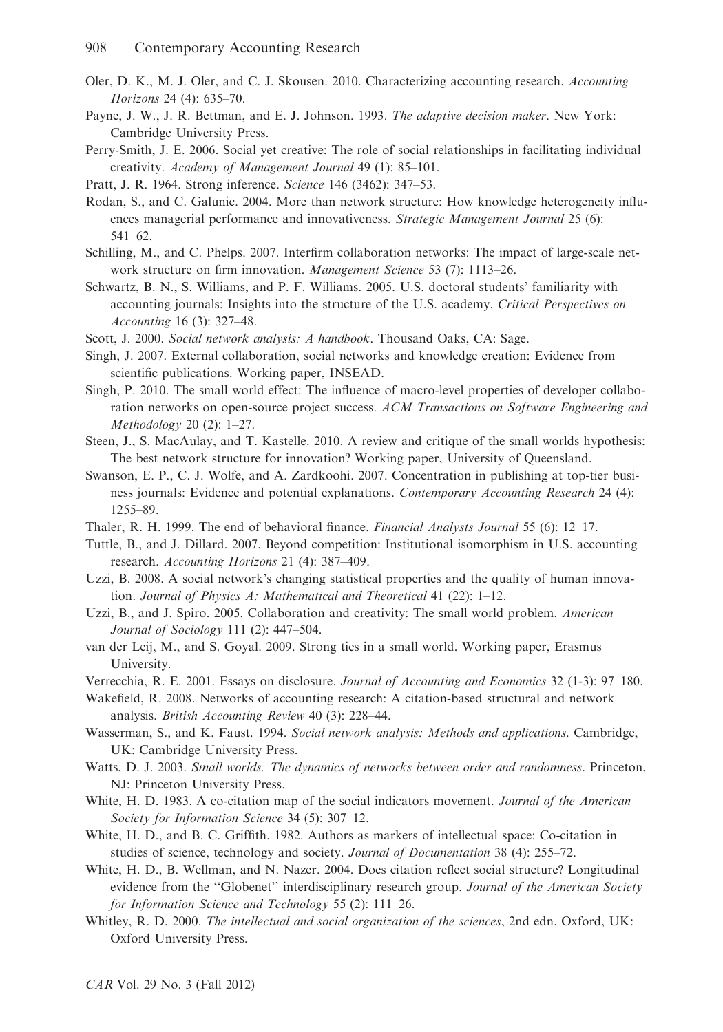Oler, D. K., M. J. Oler, and C. J. Skousen. 2010. Characterizing accounting research. *Accounting Horizons* 24 (4): 635–70.

Payne, J. W., J. R. Bettman, and E. J. Johnson. 1993. *The adaptive decision maker*. New York: Cambridge University Press.

Perry-Smith, J. E. 2006. Social yet creative: The role of social relationships in facilitating individual creativity. *Academy of Management Journal* 49 (1): 85–101.

Pratt, J. R. 1964. Strong inference. *Science* 146 (3462): 347–53.

Rodan, S., and C. Galunic. 2004. More than network structure: How knowledge heterogeneity influences managerial performance and innovativeness. *Strategic Management Journal* 25 (6): 541–62.

Schilling, M., and C. Phelps. 2007. Interfirm collaboration networks: The impact of large-scale network structure on firm innovation. *Management Science* 53 (7): 1113–26.

Schwartz, B. N., S. Williams, and P. F. Williams. 2005. U.S. doctoral students' familiarity with accounting journals: Insights into the structure of the U.S. academy. *Critical Perspectives on Accounting* 16 (3): 327–48.

Scott, J. 2000. *Social network analysis: A handbook*. Thousand Oaks, CA: Sage.

Singh, J. 2007. External collaboration, social networks and knowledge creation: Evidence from scientific publications. Working paper, INSEAD.

Singh, P. 2010. The small world effect: The influence of macro-level properties of developer collaboration networks on open-source project success. *ACM Transactions on Software Engineering and Methodology* 20 (2): 1–27.

Steen, J., S. MacAulay, and T. Kastelle. 2010. A review and critique of the small worlds hypothesis: The best network structure for innovation? Working paper, University of Queensland.

Swanson, E. P., C. J. Wolfe, and A. Zardkoohi. 2007. Concentration in publishing at top-tier business journals: Evidence and potential explanations. *Contemporary Accounting Research* 24 (4): 1255–89.

Thaler, R. H. 1999. The end of behavioral finance. *Financial Analysts Journal* 55 (6): 12–17.

Tuttle, B., and J. Dillard. 2007. Beyond competition: Institutional isomorphism in U.S. accounting research. *Accounting Horizons* 21 (4): 387–409.

Uzzi, B. 2008. A social network's changing statistical properties and the quality of human innovation. *Journal of Physics A: Mathematical and Theoretical* 41 (22): 1–12.

Uzzi, B., and J. Spiro. 2005. Collaboration and creativity: The small world problem. *American Journal of Sociology* 111 (2): 447–504.

van der Leij, M., and S. Goyal. 2009. Strong ties in a small world. Working paper, Erasmus University.

Verrecchia, R. E. 2001. Essays on disclosure. *Journal of Accounting and Economics* 32 (1-3): 97–180.

Wakefield, R. 2008. Networks of accounting research: A citation-based structural and network analysis. *British Accounting Review* 40 (3): 228–44.

Wasserman, S., and K. Faust. 1994. *Social network analysis: Methods and applications*. Cambridge, UK: Cambridge University Press.

Watts, D. J. 2003. *Small worlds: The dynamics of networks between order and randomness*. Princeton, NJ: Princeton University Press.

White, H. D. 1983. A co-citation map of the social indicators movement. *Journal of the American Society for Information Science* 34 (5): 307–12.

White, H. D., and B. C. Griffith. 1982. Authors as markers of intellectual space: Co-citation in studies of science, technology and society. *Journal of Documentation* 38 (4): 255–72.

White, H. D., B. Wellman, and N. Nazer. 2004. Does citation reflect social structure? Longitudinal evidence from the "Globenet" interdisciplinary research group. *Journal of the American Society for Information Science and Technology* 55 (2): 111–26.

Whitley, R. D. 2000. *The intellectual and social organization of the sciences*, 2nd edn. Oxford, UK: Oxford University Press.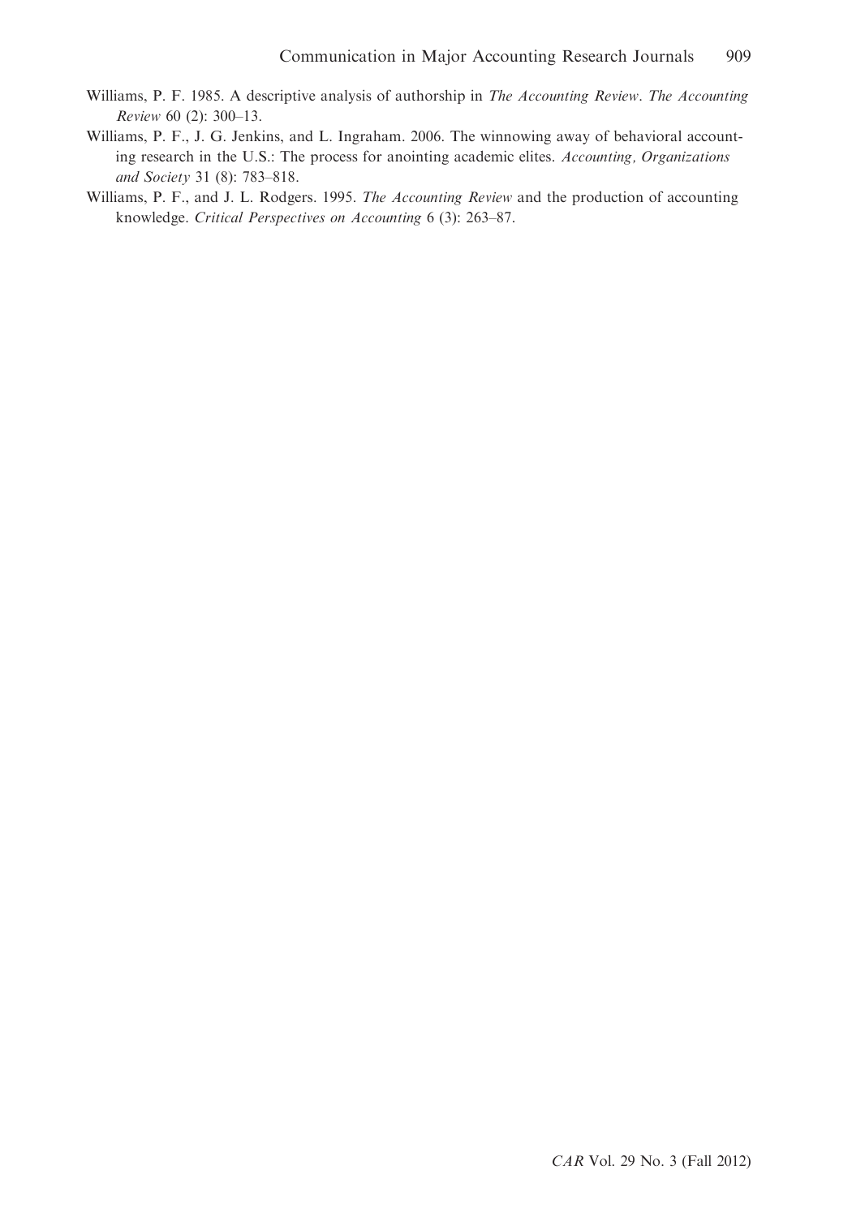Williams, P. F. 1985. A descriptive analysis of authorship in *The Accounting Review*. *The Accounting Review* 60 (2): 300–13.

Williams, P. F., J. G. Jenkins, and L. Ingraham. 2006. The winnowing away of behavioral accounting research in the U.S.: The process for anointing academic elites. *Accounting, Organizations and Society* 31 (8): 783–818.

Williams, P. F., and J. L. Rodgers. 1995. *The Accounting Review* and the production of accounting knowledge. *Critical Perspectives on Accounting* 6 (3): 263–87.